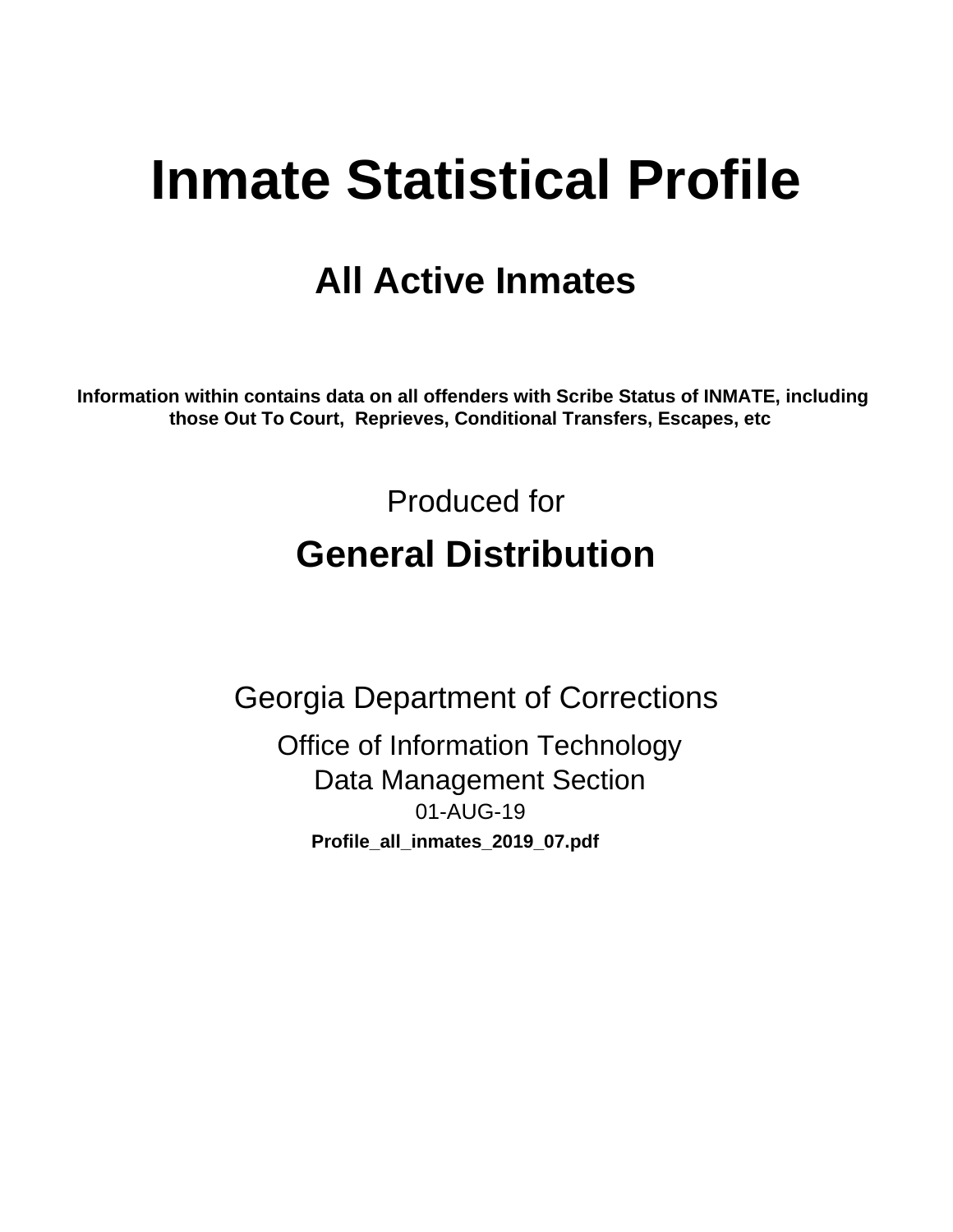# Inmate Statistical Profile

## All Active Inmates

**Information within contains data on all offenders with Scribe Status of INMATE, including those Out To Court, Reprieves, Conditional Transfers, Escapes, etc**

Produced for

## General Distribution

Georgia Department of Corrections

Office of Information Technology

Data Management Section

01-AUG-19

**Profile_all_inmates_2019_07.pdf**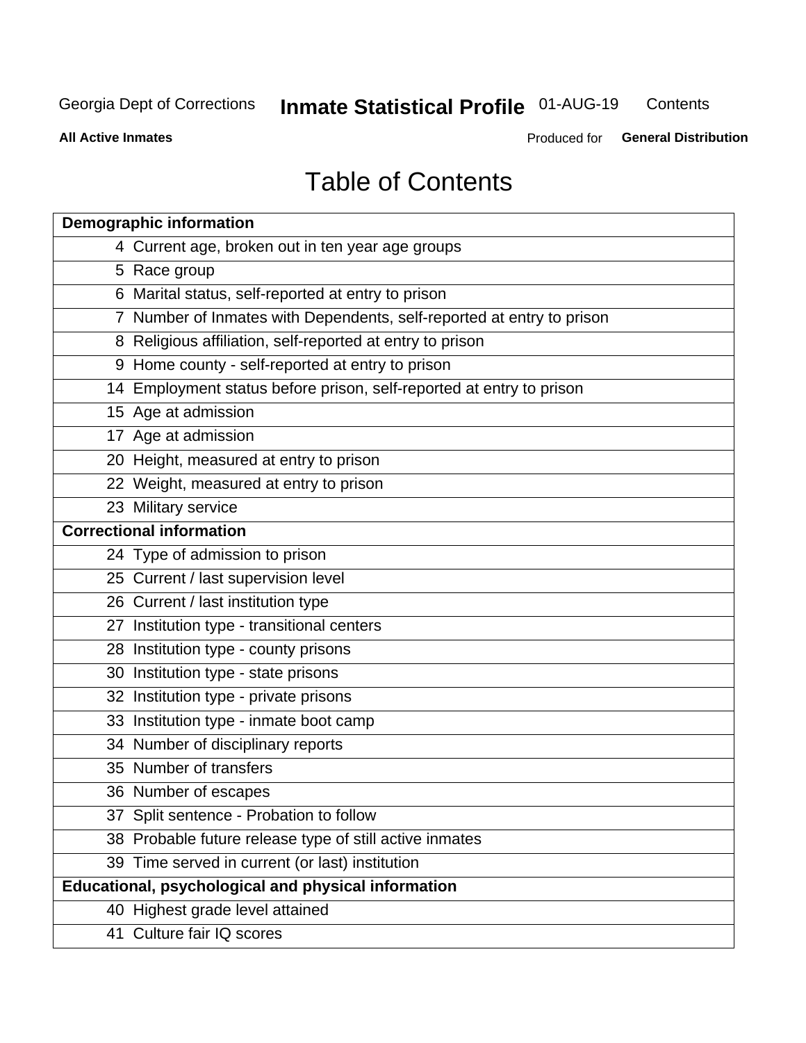# Table of Contents

| Demographic information | |
|---|---|
| 4 | Current age, broken out in ten year age groups |
| 5 | Race group |
| 6 | Marital status, self-reported at entry to prison |
| 7 | Number of Inmates with Dependents, self-reported at entry to prison |
| 8 | Religious affiliation, self-reported at entry to prison |
| 9 | Home county - self-reported at entry to prison |
| 14 | Employment status before prison, self-reported at entry to prison |
| 15 | Age at admission |
| 17 | Age at admission |
| 20 | Height, measured at entry to prison |
| 22 | Weight, measured at entry to prison |
| 23 | Military service |
| **Correctional information** | |
| 24 | Type of admission to prison |
| 25 | Current / last supervision level |
| 26 | Current / last institution type |
| 27 | Institution type - transitional centers |
| 28 | Institution type - county prisons |
| 30 | Institution type - state prisons |
| 32 | Institution type - private prisons |
| 33 | Institution type - inmate boot camp |
| 34 | Number of disciplinary reports |
| 35 | Number of transfers |
| 36 | Number of escapes |
| 37 | Split sentence - Probation to follow |
| 38 | Probable future release type of still active inmates |
| 39 | Time served in current (or last) institution |
| **Educational, psychological and physical information** | |
| 40 | Highest grade level attained |
| 41 | Culture fair IQ scores |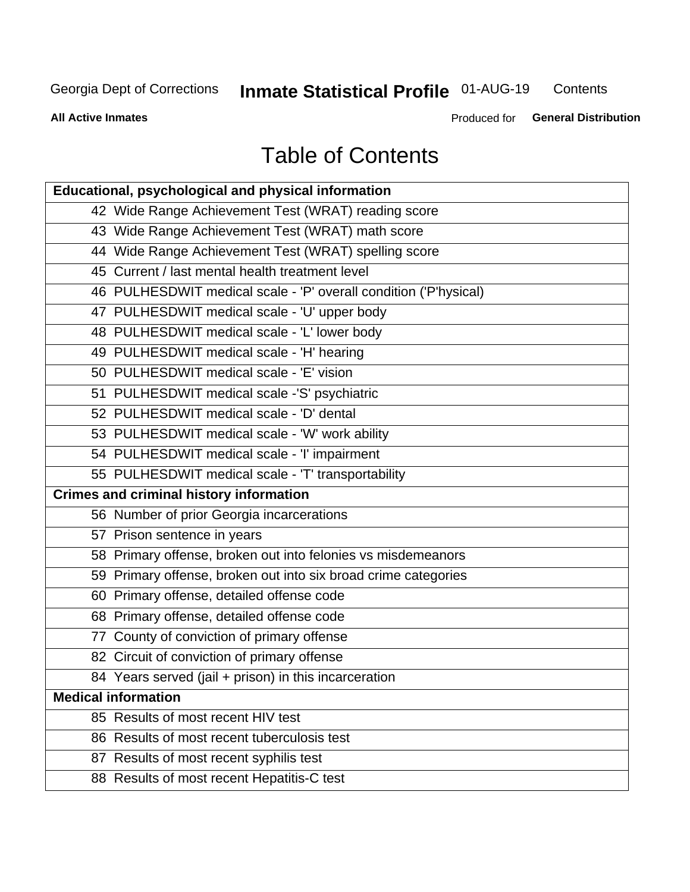# Table of Contents

| Educational, psychological and physical information |
|---|
| 42 Wide Range Achievement Test (WRAT) reading score |
| 43 Wide Range Achievement Test (WRAT) math score |
| 44 Wide Range Achievement Test (WRAT) spelling score |
| 45 Current / last mental health treatment level |
| 46 PULHESDWIT medical scale - 'P' overall condition ('P'hysical) |
| 47 PULHESDWIT medical scale - 'U' upper body |
| 48 PULHESDWIT medical scale - 'L' lower body |
| 49 PULHESDWIT medical scale - 'H' hearing |
| 50 PULHESDWIT medical scale - 'E' vision |
| 51 PULHESDWIT medical scale -'S' psychiatric |
| 52 PULHESDWIT medical scale - 'D' dental |
| 53 PULHESDWIT medical scale - 'W' work ability |
| 54 PULHESDWIT medical scale - 'I' impairment |
| 55 PULHESDWIT medical scale - 'T' transportability |
| **Crimes and criminal history information** |
| 56 Number of prior Georgia incarcerations |
| 57 Prison sentence in years |
| 58 Primary offense, broken out into felonies vs misdemeanors |
| 59 Primary offense, broken out into six broad crime categories |
| 60 Primary offense, detailed offense code |
| 68 Primary offense, detailed offense code |
| 77 County of conviction of primary offense |
| 82 Circuit of conviction of primary offense |
| 84 Years served (jail + prison) in this incarceration |
| **Medical information** |
| 85 Results of most recent HIV test |
| 86 Results of most recent tuberculosis test |
| 87 Results of most recent syphilis test |
| 88 Results of most recent Hepatitis-C test |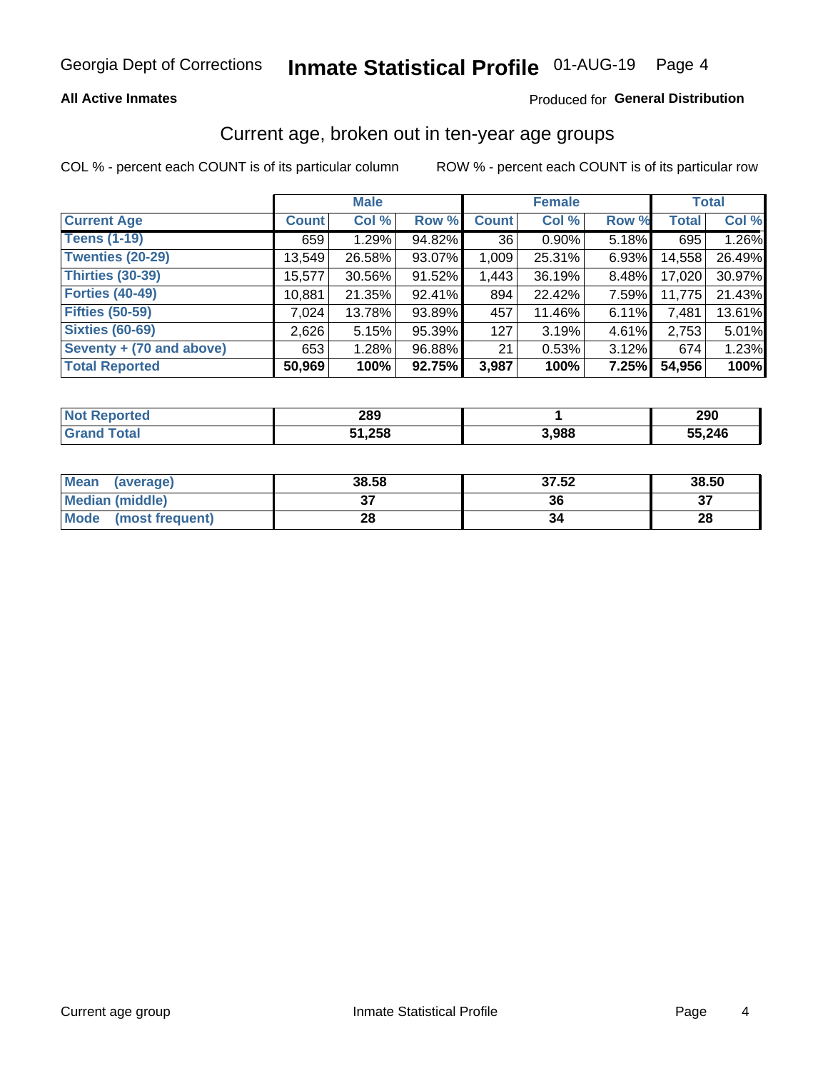Georgia Dept of Corrections **Inmate Statistical Profile** 01-AUG-19

**All Active Inmates**

Produced for **General Distribution**

## Current age, broken out in ten-year age groups

COL % - percent each COUNT is of its particular column

ROW % - percent each COUNT is of its particular row

| | Male | | | Female | | | Total | |
|---|---|---|---|---|---|---|---|---|
| **Current Age** | **Count** | **Col %** | **Row %** | **Count** | **Col %** | **Row %** | **Total** | **Col %** |
| **Teens (1-19)** | 659 | 1.29% | 94.82% | 36 | 0.90% | 5.18% | 695 | 1.26% |
| **Twenties (20-29)** | 13,549 | 26.58% | 93.07% | 1,009 | 25.31% | 6.93% | 14,558 | 26.49% |
| **Thirties (30-39)** | 15,577 | 30.56% | 91.52% | 1,443 | 36.19% | 8.48% | 17,020 | 30.97% |
| **Forties (40-49)** | 10,881 | 21.35% | 92.41% | 894 | 22.42% | 7.59% | 11,775 | 21.43% |
| **Fifties (50-59)** | 7,024 | 13.78% | 93.89% | 457 | 11.46% | 6.11% | 7,481 | 13.61% |
| **Sixties (60-69)** | 2,626 | 5.15% | 95.39% | 127 | 3.19% | 4.61% | 2,753 | 5.01% |
| **Seventy + (70 and above)** | 653 | 1.28% | 96.88% | 21 | 0.53% | 3.12% | 674 | 1.23% |
| **Total Reported** | **50,969** | **100%** | **92.75%** | **3,987** | **100%** | **7.25%** | **54,956** | **100%** |

| | Male | Female | Total |
|---|---|---|---|
| **Not Reported** | **289** | **1** | **290** |
| **Grand Total** | **51,258** | **3,988** | **55,246** |

| | Male | Female | Total |
|---|---|---|---|
| **Mean (average)** | **38.58** | **37.52** | **38.50** |
| **Median (middle)** | **37** | **36** | **37** |
| **Mode (most frequent)** | **28** | **34** | **28** |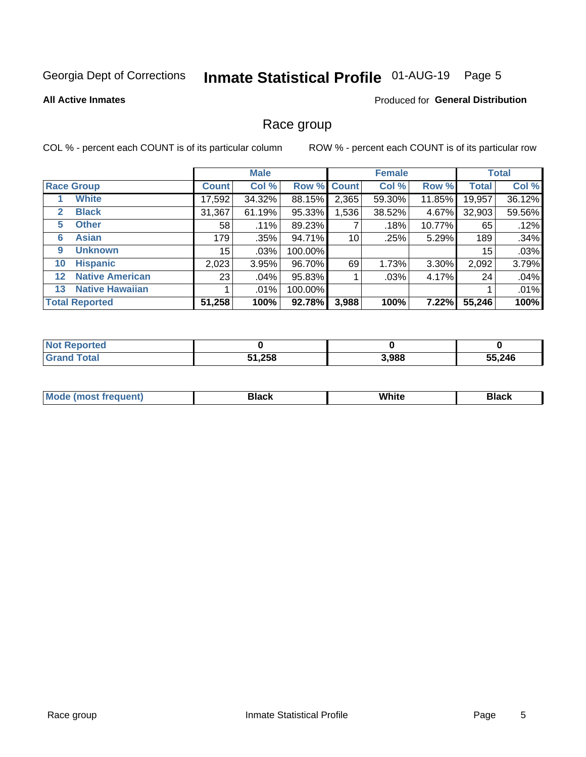Georgia Dept of Corrections **Inmate Statistical Profile** 01-AUG-19

**All Active Inmates**

Produced for **General Distribution**

## Race group

COL % - percent each COUNT is of its particular column

ROW % - percent each COUNT is of its particular row

| | | Male | | | Female | | | Total | |
|---|---|---|---|---|---|---|---|---|---|
| **Race Group** | | **Count** | **Col %** | **Row %** | **Count** | **Col %** | **Row %** | **Total** | **Col %** |
| 1 | White | 17,592 | 34.32% | 88.15% | 2,365 | 59.30% | 11.85% | 19,957 | 36.12% |
| 2 | Black | 31,367 | 61.19% | 95.33% | 1,536 | 38.52% | 4.67% | 32,903 | 59.56% |
| 5 | Other | 58 | .11% | 89.23% | 7 | .18% | 10.77% | 65 | .12% |
| 6 | Asian | 179 | .35% | 94.71% | 10 | .25% | 5.29% | 189 | .34% |
| 9 | Unknown | 15 | .03% | 100.00% | | | | 15 | .03% |
| 10 | Hispanic | 2,023 | 3.95% | 96.70% | 69 | 1.73% | 3.30% | 2,092 | 3.79% |
| 12 | Native American | 23 | .04% | 95.83% | 1 | .03% | 4.17% | 24 | .04% |
| 13 | Native Hawaiian | 1 | .01% | 100.00% | | | | 1 | .01% |
| **Total Reported** | | **51,258** | **100%** | **92.78%** | **3,988** | **100%** | **7.22%** | **55,246** | **100%** |

| | Male | Female | Total |
|---|---|---|---|
| Not Reported | **0** | **0** | **0** |
| Grand Total | **51,258** | **3,988** | **55,246** |

| | Male | Female | Total |
|---|---|---|---|
| Mode (most frequent) | **Black** | **White** | **Black** |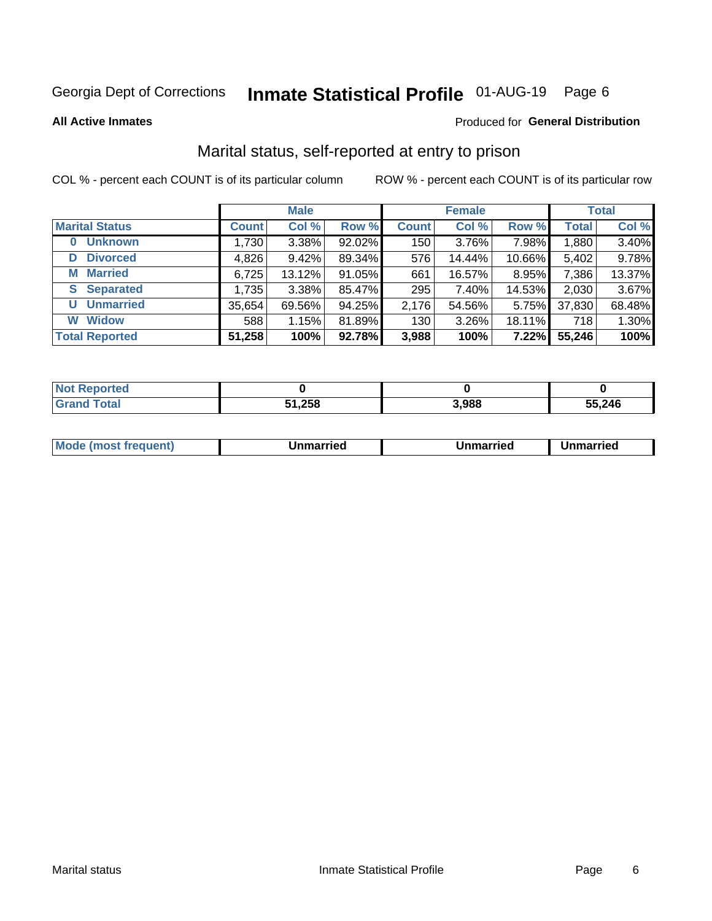Georgia Dept of Corrections **Inmate Statistical Profile** 01-AUG-19 Page 6

**All Active Inmates**

Produced for **General Distribution**

## Marital status, self-reported at entry to prison

COL % - percent each COUNT is of its particular column ROW % - percent each COUNT is of its particular row

| | Male | | | Female | | | Total | |
|---|---|---|---|---|---|---|---|---|
| **Marital Status** | **Count** | **Col %** | **Row %** | **Count** | **Col %** | **Row %** | **Total** | **Col %** |
| **0 Unknown** | 1,730 | 3.38% | 92.02% | 150 | 3.76% | 7.98% | 1,880 | 3.40% |
| **D Divorced** | 4,826 | 9.42% | 89.34% | 576 | 14.44% | 10.66% | 5,402 | 9.78% |
| **M Married** | 6,725 | 13.12% | 91.05% | 661 | 16.57% | 8.95% | 7,386 | 13.37% |
| **S Separated** | 1,735 | 3.38% | 85.47% | 295 | 7.40% | 14.53% | 2,030 | 3.67% |
| **U Unmarried** | 35,654 | 69.56% | 94.25% | 2,176 | 54.56% | 5.75% | 37,830 | 68.48% |
| **W Widow** | 588 | 1.15% | 81.89% | 130 | 3.26% | 18.11% | 718 | 1.30% |
| **Total Reported** | **51,258** | **100%** | **92.78%** | **3,988** | **100%** | **7.22%** | **55,246** | **100%** |

| | Male | Female | Total |
|---|---|---|---|
| **Not Reported** | **0** | **0** | **0** |
| **Grand Total** | **51,258** | **3,988** | **55,246** |

| | Male | Female | Total |
|---|---|---|---|
| **Mode (most frequent)** | **Unmarried** | **Unmarried** | **Unmarried** |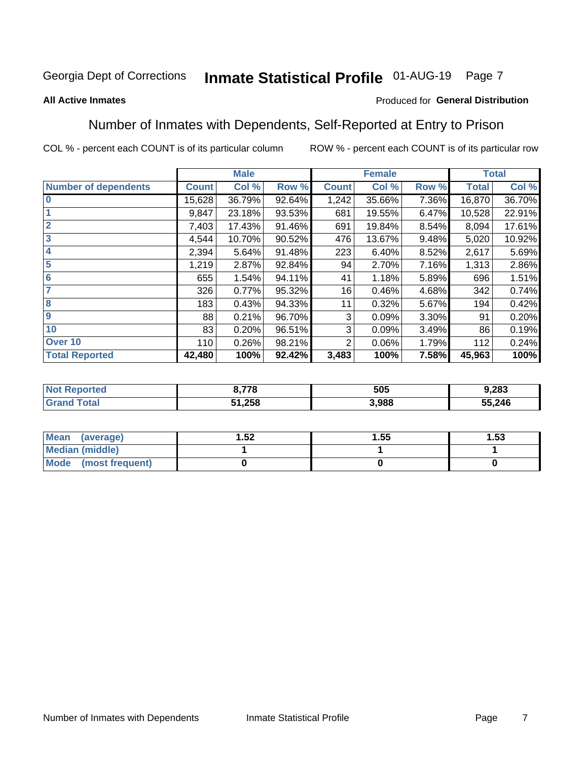Georgia Dept of Corrections **Inmate Statistical Profile** 01-AUG-19

**All Active Inmates**

Produced for **General Distribution**

## Number of Inmates with Dependents, Self-Reported at Entry to Prison

COL % - percent each COUNT is of its particular column ROW % - percent each COUNT is of its particular row

| | Male | | | Female | | | Total | |
|---|---|---|---|---|---|---|---|---|
| **Number of dependents** | **Count** | **Col %** | **Row %** | **Count** | **Col %** | **Row %** | **Total** | **Col %** |
| **0** | 15,628 | 36.79% | 92.64% | 1,242 | 35.66% | 7.36% | 16,870 | 36.70% |
| **1** | 9,847 | 23.18% | 93.53% | 681 | 19.55% | 6.47% | 10,528 | 22.91% |
| **2** | 7,403 | 17.43% | 91.46% | 691 | 19.84% | 8.54% | 8,094 | 17.61% |
| **3** | 4,544 | 10.70% | 90.52% | 476 | 13.67% | 9.48% | 5,020 | 10.92% |
| **4** | 2,394 | 5.64% | 91.48% | 223 | 6.40% | 8.52% | 2,617 | 5.69% |
| **5** | 1,219 | 2.87% | 92.84% | 94 | 2.70% | 7.16% | 1,313 | 2.86% |
| **6** | 655 | 1.54% | 94.11% | 41 | 1.18% | 5.89% | 696 | 1.51% |
| **7** | 326 | 0.77% | 95.32% | 16 | 0.46% | 4.68% | 342 | 0.74% |
| **8** | 183 | 0.43% | 94.33% | 11 | 0.32% | 5.67% | 194 | 0.42% |
| **9** | 88 | 0.21% | 96.70% | 3 | 0.09% | 3.30% | 91 | 0.20% |
| **10** | 83 | 0.20% | 96.51% | 3 | 0.09% | 3.49% | 86 | 0.19% |
| **Over 10** | 110 | 0.26% | 98.21% | 2 | 0.06% | 1.79% | 112 | 0.24% |
| **Total Reported** | **42,480** | **100%** | **92.42%** | **3,483** | **100%** | **7.58%** | **45,963** | **100%** |

| | Male | Female | Total |
|---|---|---|---|
| **Not Reported** | **8,778** | **505** | **9,283** |
| **Grand Total** | **51,258** | **3,988** | **55,246** |

| | Male | Female | Total |
|---|---|---|---|
| **Mean (average)** | **1.52** | **1.55** | **1.53** |
| **Median (middle)** | **1** | **1** | **1** |
| **Mode (most frequent)** | **0** | **0** | **0** |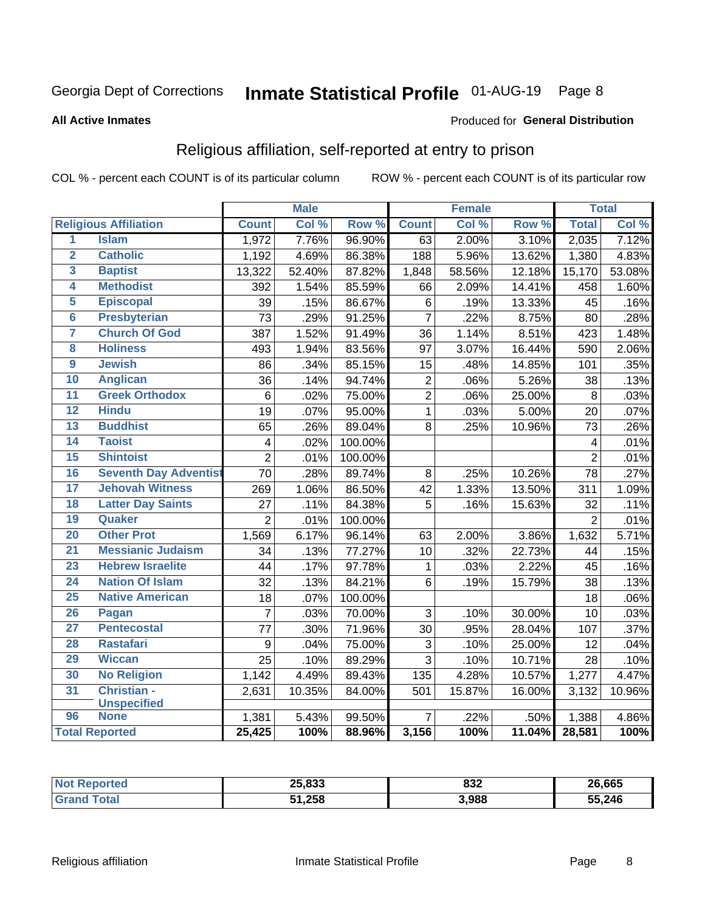Georgia Dept of Corrections **Inmate Statistical Profile** 01-AUG-19

**All Active Inmates**

Produced for **General Distribution**

## Religious affiliation, self-reported at entry to prison

COL % - percent each COUNT is of its particular column ROW % - percent each COUNT is of its particular row

| | | Male | | | Female | | | Total | |
|---|---|---|---|---|---|---|---|---|---|
| **Religious Affiliation** | | **Count** | **Col %** | **Row %** | **Count** | **Col %** | **Row %** | **Total** | **Col %** |
| 1 | Islam | 1,972 | 7.76% | 96.90% | 63 | 2.00% | 3.10% | 2,035 | 7.12% |
| 2 | Catholic | 1,192 | 4.69% | 86.38% | 188 | 5.96% | 13.62% | 1,380 | 4.83% |
| 3 | Baptist | 13,322 | 52.40% | 87.82% | 1,848 | 58.56% | 12.18% | 15,170 | 53.08% |
| 4 | Methodist | 392 | 1.54% | 85.59% | 66 | 2.09% | 14.41% | 458 | 1.60% |
| 5 | Episcopal | 39 | .15% | 86.67% | 6 | .19% | 13.33% | 45 | .16% |
| 6 | Presbyterian | 73 | .29% | 91.25% | 7 | .22% | 8.75% | 80 | .28% |
| 7 | Church Of God | 387 | 1.52% | 91.49% | 36 | 1.14% | 8.51% | 423 | 1.48% |
| 8 | Holiness | 493 | 1.94% | 83.56% | 97 | 3.07% | 16.44% | 590 | 2.06% |
| 9 | Jewish | 86 | .34% | 85.15% | 15 | .48% | 14.85% | 101 | .35% |
| 10 | Anglican | 36 | .14% | 94.74% | 2 | .06% | 5.26% | 38 | .13% |
| 11 | Greek Orthodox | 6 | .02% | 75.00% | 2 | .06% | 25.00% | 8 | .03% |
| 12 | Hindu | 19 | .07% | 95.00% | 1 | .03% | 5.00% | 20 | .07% |
| 13 | Buddhist | 65 | .26% | 89.04% | 8 | .25% | 10.96% | 73 | .26% |
| 14 | Taoist | 4 | .02% | 100.00% | | | | 4 | .01% |
| 15 | Shintoist | 2 | .01% | 100.00% | | | | 2 | .01% |
| 16 | Seventh Day Adventist | 70 | .28% | 89.74% | 8 | .25% | 10.26% | 78 | .27% |
| 17 | Jehovah Witness | 269 | 1.06% | 86.50% | 42 | 1.33% | 13.50% | 311 | 1.09% |
| 18 | Latter Day Saints | 27 | .11% | 84.38% | 5 | .16% | 15.63% | 32 | .11% |
| 19 | Quaker | 2 | .01% | 100.00% | | | | 2 | .01% |
| 20 | Other Prot | 1,569 | 6.17% | 96.14% | 63 | 2.00% | 3.86% | 1,632 | 5.71% |
| 21 | Messianic Judaism | 34 | .13% | 77.27% | 10 | .32% | 22.73% | 44 | .15% |
| 23 | Hebrew Israelite | 44 | .17% | 97.78% | 1 | .03% | 2.22% | 45 | .16% |
| 24 | Nation Of Islam | 32 | .13% | 84.21% | 6 | .19% | 15.79% | 38 | .13% |
| 25 | Native American | 18 | .07% | 100.00% | | | | 18 | .06% |
| 26 | Pagan | 7 | .03% | 70.00% | 3 | .10% | 30.00% | 10 | .03% |
| 27 | Pentecostal | 77 | .30% | 71.96% | 30 | .95% | 28.04% | 107 | .37% |
| 28 | Rastafari | 9 | .04% | 75.00% | 3 | .10% | 25.00% | 12 | .04% |
| 29 | Wiccan | 25 | .10% | 89.29% | 3 | .10% | 10.71% | 28 | .10% |
| 30 | No Religion | 1,142 | 4.49% | 89.43% | 135 | 4.28% | 10.57% | 1,277 | 4.47% |
| 31 | Christian - Unspecified | 2,631 | 10.35% | 84.00% | 501 | 15.87% | 16.00% | 3,132 | 10.96% |
| 96 | None | 1,381 | 5.43% | 99.50% | 7 | .22% | .50% | 1,388 | 4.86% |
| **Total Reported** | | **25,425** | **100%** | **88.96%** | **3,156** | **100%** | **11.04%** | **28,581** | **100%** |

| | Male | Female | Total |
|---|---|---|---|
| **Not Reported** | **25,833** | **832** | **26,665** |
| **Grand Total** | **51,258** | **3,988** | **55,246** |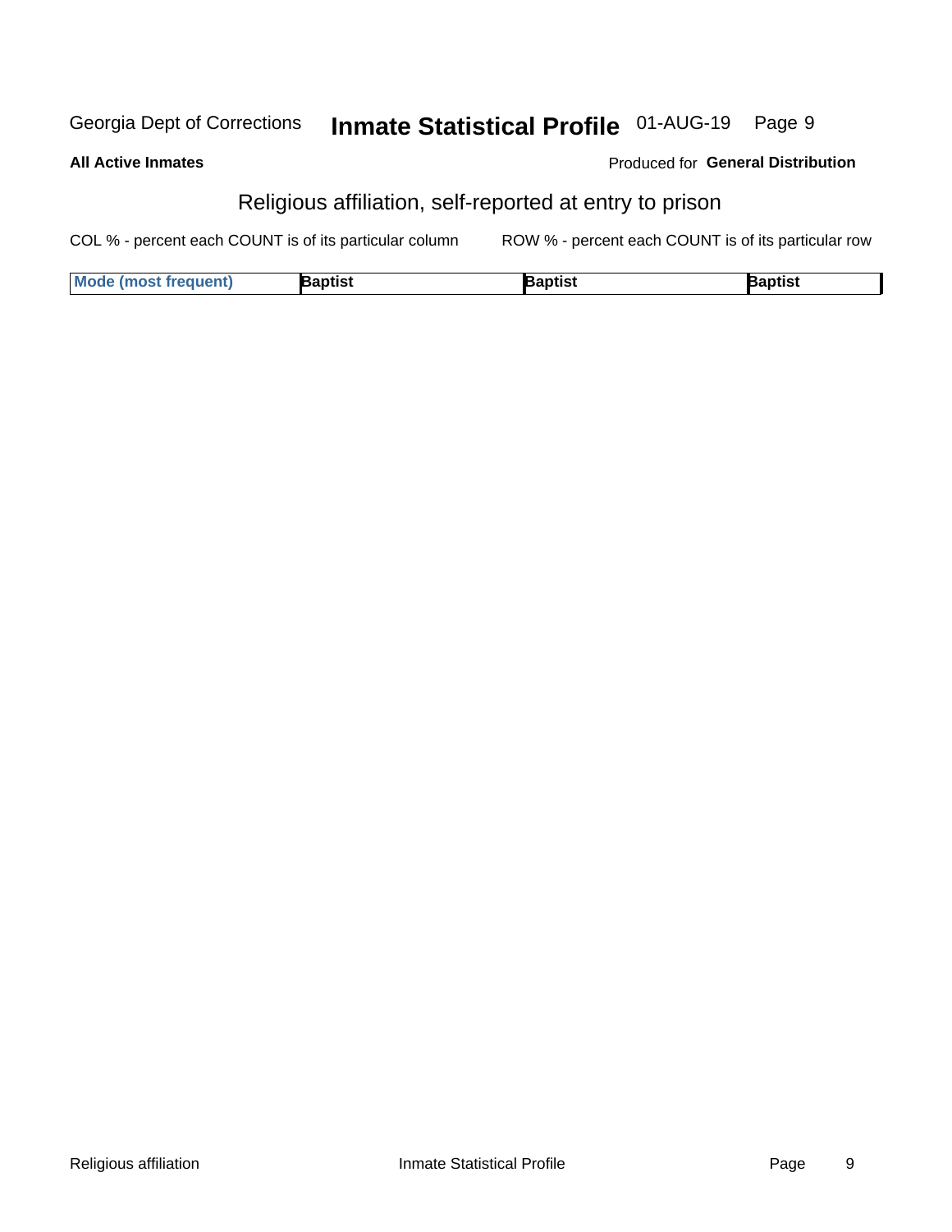## Religious affiliation, self-reported at entry to prison

COL % - percent each COUNT is of its particular column

ROW % - percent each COUNT is of its particular row

| Mode (most frequent) | Baptist | Baptist | Baptist |
|---|---|---|---|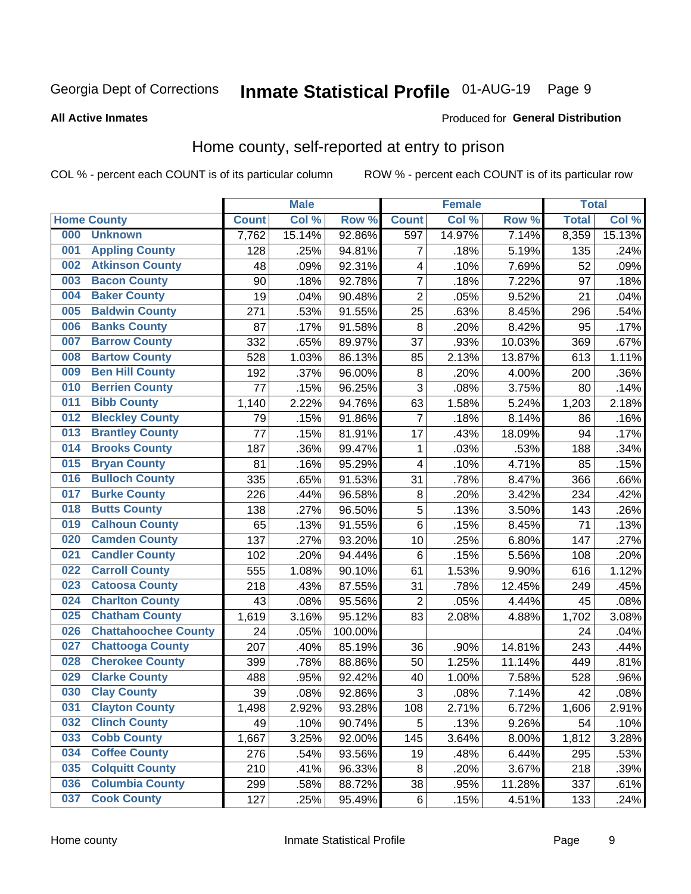Georgia Dept of Corrections **Inmate Statistical Profile** 01-AUG-19

**All Active Inmates**

Produced for **General Distribution**

## Home county, self-reported at entry to prison

COL % - percent each COUNT is of its particular column ROW % - percent each COUNT is of its particular row

| Home County | | Male | | | Female | | | Total | |
|---|---|---|---|---|---|---|---|---|---|
| | | Count | Col % | Row % | Count | Col % | Row % | Total | Col % |
| 000 | Unknown | 7,762 | 15.14% | 92.86% | 597 | 14.97% | 7.14% | 8,359 | 15.13% |
| 001 | Appling County | 128 | .25% | 94.81% | 7 | .18% | 5.19% | 135 | .24% |
| 002 | Atkinson County | 48 | .09% | 92.31% | 4 | .10% | 7.69% | 52 | .09% |
| 003 | Bacon County | 90 | .18% | 92.78% | 7 | .18% | 7.22% | 97 | .18% |
| 004 | Baker County | 19 | .04% | 90.48% | 2 | .05% | 9.52% | 21 | .04% |
| 005 | Baldwin County | 271 | .53% | 91.55% | 25 | .63% | 8.45% | 296 | .54% |
| 006 | Banks County | 87 | .17% | 91.58% | 8 | .20% | 8.42% | 95 | .17% |
| 007 | Barrow County | 332 | .65% | 89.97% | 37 | .93% | 10.03% | 369 | .67% |
| 008 | Bartow County | 528 | 1.03% | 86.13% | 85 | 2.13% | 13.87% | 613 | 1.11% |
| 009 | Ben Hill County | 192 | .37% | 96.00% | 8 | .20% | 4.00% | 200 | .36% |
| 010 | Berrien County | 77 | .15% | 96.25% | 3 | .08% | 3.75% | 80 | .14% |
| 011 | Bibb County | 1,140 | 2.22% | 94.76% | 63 | 1.58% | 5.24% | 1,203 | 2.18% |
| 012 | Bleckley County | 79 | .15% | 91.86% | 7 | .18% | 8.14% | 86 | .16% |
| 013 | Brantley County | 77 | .15% | 81.91% | 17 | .43% | 18.09% | 94 | .17% |
| 014 | Brooks County | 187 | .36% | 99.47% | 1 | .03% | .53% | 188 | .34% |
| 015 | Bryan County | 81 | .16% | 95.29% | 4 | .10% | 4.71% | 85 | .15% |
| 016 | Bulloch County | 335 | .65% | 91.53% | 31 | .78% | 8.47% | 366 | .66% |
| 017 | Burke County | 226 | .44% | 96.58% | 8 | .20% | 3.42% | 234 | .42% |
| 018 | Butts County | 138 | .27% | 96.50% | 5 | .13% | 3.50% | 143 | .26% |
| 019 | Calhoun County | 65 | .13% | 91.55% | 6 | .15% | 8.45% | 71 | .13% |
| 020 | Camden County | 137 | .27% | 93.20% | 10 | .25% | 6.80% | 147 | .27% |
| 021 | Candler County | 102 | .20% | 94.44% | 6 | .15% | 5.56% | 108 | .20% |
| 022 | Carroll County | 555 | 1.08% | 90.10% | 61 | 1.53% | 9.90% | 616 | 1.12% |
| 023 | Catoosa County | 218 | .43% | 87.55% | 31 | .78% | 12.45% | 249 | .45% |
| 024 | Charlton County | 43 | .08% | 95.56% | 2 | .05% | 4.44% | 45 | .08% |
| 025 | Chatham County | 1,619 | 3.16% | 95.12% | 83 | 2.08% | 4.88% | 1,702 | 3.08% |
| 026 | Chattahoochee County | 24 | .05% | 100.00% | | | | 24 | .04% |
| 027 | Chattooga County | 207 | .40% | 85.19% | 36 | .90% | 14.81% | 243 | .44% |
| 028 | Cherokee County | 399 | .78% | 88.86% | 50 | 1.25% | 11.14% | 449 | .81% |
| 029 | Clarke County | 488 | .95% | 92.42% | 40 | 1.00% | 7.58% | 528 | .96% |
| 030 | Clay County | 39 | .08% | 92.86% | 3 | .08% | 7.14% | 42 | .08% |
| 031 | Clayton County | 1,498 | 2.92% | 93.28% | 108 | 2.71% | 6.72% | 1,606 | 2.91% |
| 032 | Clinch County | 49 | .10% | 90.74% | 5 | .13% | 9.26% | 54 | .10% |
| 033 | Cobb County | 1,667 | 3.25% | 92.00% | 145 | 3.64% | 8.00% | 1,812 | 3.28% |
| 034 | Coffee County | 276 | .54% | 93.56% | 19 | .48% | 6.44% | 295 | .53% |
| 035 | Colquitt County | 210 | .41% | 96.33% | 8 | .20% | 3.67% | 218 | .39% |
| 036 | Columbia County | 299 | .58% | 88.72% | 38 | .95% | 11.28% | 337 | .61% |
| 037 | Cook County | 127 | .25% | 95.49% | 6 | .15% | 4.51% | 133 | .24% |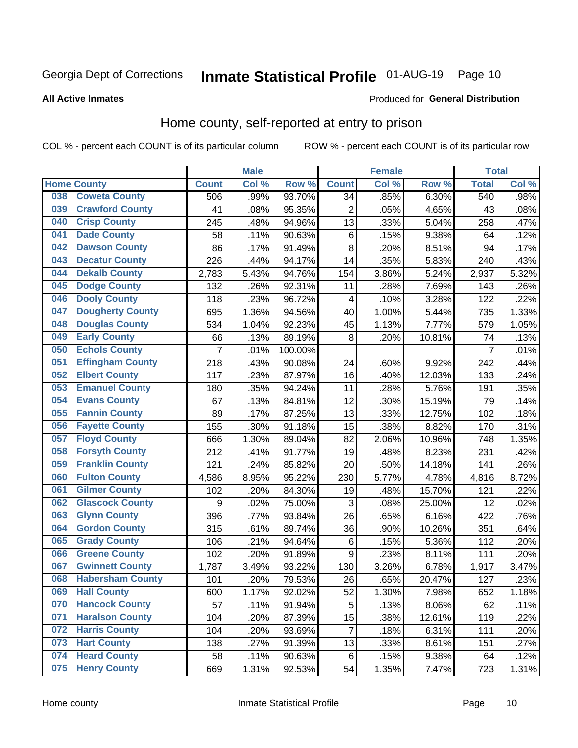Georgia Dept of Corrections **Inmate Statistical Profile** 01-AUG-19

**All Active Inmates**

Produced for **General Distribution**

## Home county, self-reported at entry to prison

COL % - percent each COUNT is of its particular column ROW % - percent each COUNT is of its particular row

| Home County | | Male | | | Female | | | Total | |
|---|---|---|---|---|---|---|---|---|---|
| | | Count | Col % | Row % | Count | Col % | Row % | Total | Col % |
| 038 | Coweta County | 506 | .99% | 93.70% | 34 | .85% | 6.30% | 540 | .98% |
| 039 | Crawford County | 41 | .08% | 95.35% | 2 | .05% | 4.65% | 43 | .08% |
| 040 | Crisp County | 245 | .48% | 94.96% | 13 | .33% | 5.04% | 258 | .47% |
| 041 | Dade County | 58 | .11% | 90.63% | 6 | .15% | 9.38% | 64 | .12% |
| 042 | Dawson County | 86 | .17% | 91.49% | 8 | .20% | 8.51% | 94 | .17% |
| 043 | Decatur County | 226 | .44% | 94.17% | 14 | .35% | 5.83% | 240 | .43% |
| 044 | Dekalb County | 2,783 | 5.43% | 94.76% | 154 | 3.86% | 5.24% | 2,937 | 5.32% |
| 045 | Dodge County | 132 | .26% | 92.31% | 11 | .28% | 7.69% | 143 | .26% |
| 046 | Dooly County | 118 | .23% | 96.72% | 4 | .10% | 3.28% | 122 | .22% |
| 047 | Dougherty County | 695 | 1.36% | 94.56% | 40 | 1.00% | 5.44% | 735 | 1.33% |
| 048 | Douglas County | 534 | 1.04% | 92.23% | 45 | 1.13% | 7.77% | 579 | 1.05% |
| 049 | Early County | 66 | .13% | 89.19% | 8 | .20% | 10.81% | 74 | .13% |
| 050 | Echols County | 7 | .01% | 100.00% | | | | 7 | .01% |
| 051 | Effingham County | 218 | .43% | 90.08% | 24 | .60% | 9.92% | 242 | .44% |
| 052 | Elbert County | 117 | .23% | 87.97% | 16 | .40% | 12.03% | 133 | .24% |
| 053 | Emanuel County | 180 | .35% | 94.24% | 11 | .28% | 5.76% | 191 | .35% |
| 054 | Evans County | 67 | .13% | 84.81% | 12 | .30% | 15.19% | 79 | .14% |
| 055 | Fannin County | 89 | .17% | 87.25% | 13 | .33% | 12.75% | 102 | .18% |
| 056 | Fayette County | 155 | .30% | 91.18% | 15 | .38% | 8.82% | 170 | .31% |
| 057 | Floyd County | 666 | 1.30% | 89.04% | 82 | 2.06% | 10.96% | 748 | 1.35% |
| 058 | Forsyth County | 212 | .41% | 91.77% | 19 | .48% | 8.23% | 231 | .42% |
| 059 | Franklin County | 121 | .24% | 85.82% | 20 | .50% | 14.18% | 141 | .26% |
| 060 | Fulton County | 4,586 | 8.95% | 95.22% | 230 | 5.77% | 4.78% | 4,816 | 8.72% |
| 061 | Gilmer County | 102 | .20% | 84.30% | 19 | .48% | 15.70% | 121 | .22% |
| 062 | Glascock County | 9 | .02% | 75.00% | 3 | .08% | 25.00% | 12 | .02% |
| 063 | Glynn County | 396 | .77% | 93.84% | 26 | .65% | 6.16% | 422 | .76% |
| 064 | Gordon County | 315 | .61% | 89.74% | 36 | .90% | 10.26% | 351 | .64% |
| 065 | Grady County | 106 | .21% | 94.64% | 6 | .15% | 5.36% | 112 | .20% |
| 066 | Greene County | 102 | .20% | 91.89% | 9 | .23% | 8.11% | 111 | .20% |
| 067 | Gwinnett County | 1,787 | 3.49% | 93.22% | 130 | 3.26% | 6.78% | 1,917 | 3.47% |
| 068 | Habersham County | 101 | .20% | 79.53% | 26 | .65% | 20.47% | 127 | .23% |
| 069 | Hall County | 600 | 1.17% | 92.02% | 52 | 1.30% | 7.98% | 652 | 1.18% |
| 070 | Hancock County | 57 | .11% | 91.94% | 5 | .13% | 8.06% | 62 | .11% |
| 071 | Haralson County | 104 | .20% | 87.39% | 15 | .38% | 12.61% | 119 | .22% |
| 072 | Harris County | 104 | .20% | 93.69% | 7 | .18% | 6.31% | 111 | .20% |
| 073 | Hart County | 138 | .27% | 91.39% | 13 | .33% | 8.61% | 151 | .27% |
| 074 | Heard County | 58 | .11% | 90.63% | 6 | .15% | 9.38% | 64 | .12% |
| 075 | Henry County | 669 | 1.31% | 92.53% | 54 | 1.35% | 7.47% | 723 | 1.31% |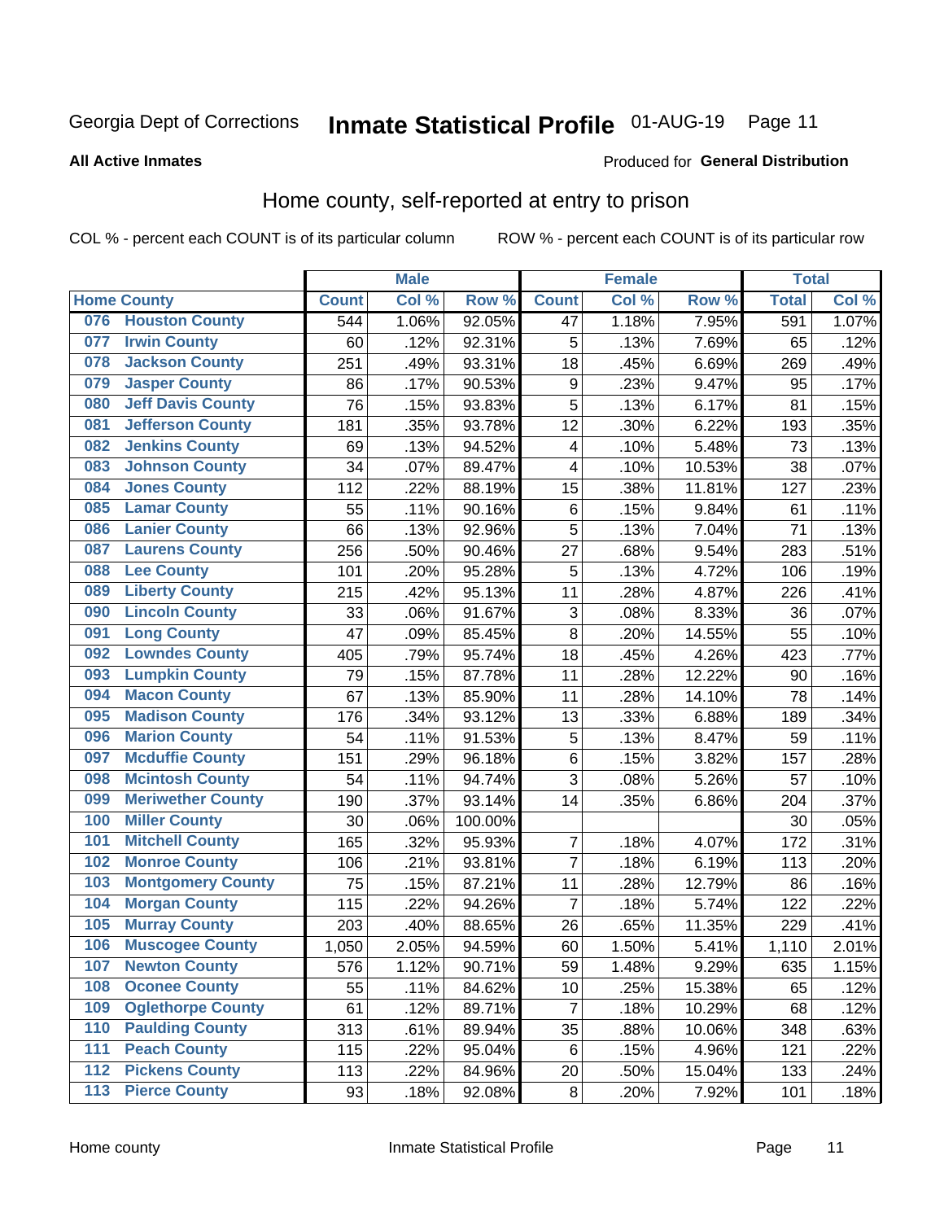Georgia Dept of Corrections **Inmate Statistical Profile** 01-AUG-19

**All Active Inmates**

Produced for **General Distribution**

## Home county, self-reported at entry to prison

COL % - percent each COUNT is of its particular column ROW % - percent each COUNT is of its particular row

| Home County | | Male | | | Female | | | Total | |
|---|---|---|---|---|---|---|---|---|---|
| | | Count | Col % | Row % | Count | Col % | Row % | Total | Col % |
| 076 | Houston County | 544 | 1.06% | 92.05% | 47 | 1.18% | 7.95% | 591 | 1.07% |
| 077 | Irwin County | 60 | .12% | 92.31% | 5 | .13% | 7.69% | 65 | .12% |
| 078 | Jackson County | 251 | .49% | 93.31% | 18 | .45% | 6.69% | 269 | .49% |
| 079 | Jasper County | 86 | .17% | 90.53% | 9 | .23% | 9.47% | 95 | .17% |
| 080 | Jeff Davis County | 76 | .15% | 93.83% | 5 | .13% | 6.17% | 81 | .15% |
| 081 | Jefferson County | 181 | .35% | 93.78% | 12 | .30% | 6.22% | 193 | .35% |
| 082 | Jenkins County | 69 | .13% | 94.52% | 4 | .10% | 5.48% | 73 | .13% |
| 083 | Johnson County | 34 | .07% | 89.47% | 4 | .10% | 10.53% | 38 | .07% |
| 084 | Jones County | 112 | .22% | 88.19% | 15 | .38% | 11.81% | 127 | .23% |
| 085 | Lamar County | 55 | .11% | 90.16% | 6 | .15% | 9.84% | 61 | .11% |
| 086 | Lanier County | 66 | .13% | 92.96% | 5 | .13% | 7.04% | 71 | .13% |
| 087 | Laurens County | 256 | .50% | 90.46% | 27 | .68% | 9.54% | 283 | .51% |
| 088 | Lee County | 101 | .20% | 95.28% | 5 | .13% | 4.72% | 106 | .19% |
| 089 | Liberty County | 215 | .42% | 95.13% | 11 | .28% | 4.87% | 226 | .41% |
| 090 | Lincoln County | 33 | .06% | 91.67% | 3 | .08% | 8.33% | 36 | .07% |
| 091 | Long County | 47 | .09% | 85.45% | 8 | .20% | 14.55% | 55 | .10% |
| 092 | Lowndes County | 405 | .79% | 95.74% | 18 | .45% | 4.26% | 423 | .77% |
| 093 | Lumpkin County | 79 | .15% | 87.78% | 11 | .28% | 12.22% | 90 | .16% |
| 094 | Macon County | 67 | .13% | 85.90% | 11 | .28% | 14.10% | 78 | .14% |
| 095 | Madison County | 176 | .34% | 93.12% | 13 | .33% | 6.88% | 189 | .34% |
| 096 | Marion County | 54 | .11% | 91.53% | 5 | .13% | 8.47% | 59 | .11% |
| 097 | Mcduffie County | 151 | .29% | 96.18% | 6 | .15% | 3.82% | 157 | .28% |
| 098 | Mcintosh County | 54 | .11% | 94.74% | 3 | .08% | 5.26% | 57 | .10% |
| 099 | Meriwether County | 190 | .37% | 93.14% | 14 | .35% | 6.86% | 204 | .37% |
| 100 | Miller County | 30 | .06% | 100.00% | | | | 30 | .05% |
| 101 | Mitchell County | 165 | .32% | 95.93% | 7 | .18% | 4.07% | 172 | .31% |
| 102 | Monroe County | 106 | .21% | 93.81% | 7 | .18% | 6.19% | 113 | .20% |
| 103 | Montgomery County | 75 | .15% | 87.21% | 11 | .28% | 12.79% | 86 | .16% |
| 104 | Morgan County | 115 | .22% | 94.26% | 7 | .18% | 5.74% | 122 | .22% |
| 105 | Murray County | 203 | .40% | 88.65% | 26 | .65% | 11.35% | 229 | .41% |
| 106 | Muscogee County | 1,050 | 2.05% | 94.59% | 60 | 1.50% | 5.41% | 1,110 | 2.01% |
| 107 | Newton County | 576 | 1.12% | 90.71% | 59 | 1.48% | 9.29% | 635 | 1.15% |
| 108 | Oconee County | 55 | .11% | 84.62% | 10 | .25% | 15.38% | 65 | .12% |
| 109 | Oglethorpe County | 61 | .12% | 89.71% | 7 | .18% | 10.29% | 68 | .12% |
| 110 | Paulding County | 313 | .61% | 89.94% | 35 | .88% | 10.06% | 348 | .63% |
| 111 | Peach County | 115 | .22% | 95.04% | 6 | .15% | 4.96% | 121 | .22% |
| 112 | Pickens County | 113 | .22% | 84.96% | 20 | .50% | 15.04% | 133 | .24% |
| 113 | Pierce County | 93 | .18% | 92.08% | 8 | .20% | 7.92% | 101 | .18% |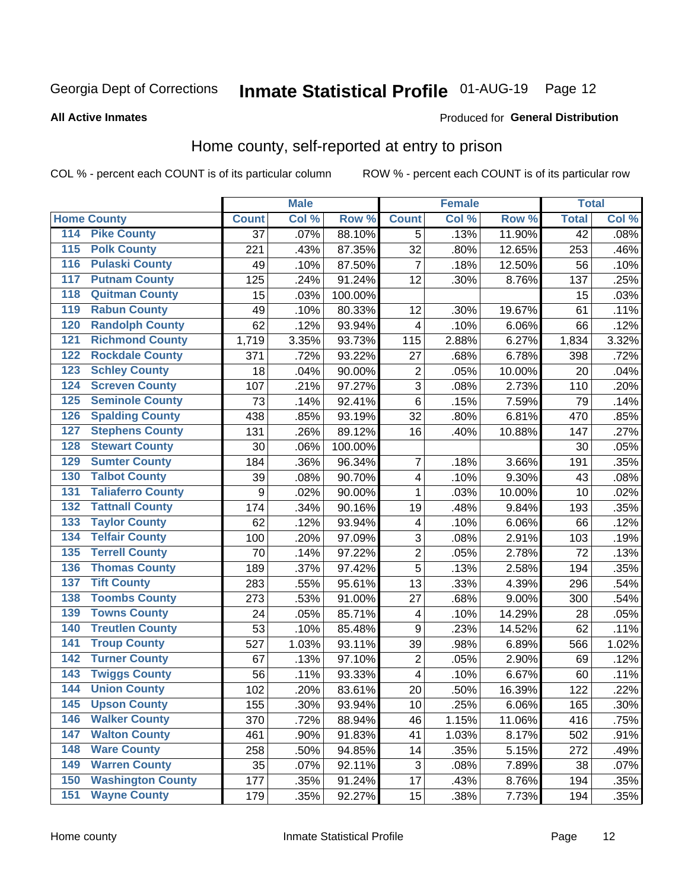Georgia Dept of Corrections **Inmate Statistical Profile** 01-AUG-19

**All Active Inmates**

Produced for **General Distribution**

## Home county, self-reported at entry to prison

COL % - percent each COUNT is of its particular column ROW % - percent each COUNT is of its particular row

| Home County | | Male | | | Female | | | Total | |
|---|---|---|---|---|---|---|---|---|---|
| | | Count | Col % | Row % | Count | Col % | Row % | Total | Col % |
| 114 | Pike County | 37 | .07% | 88.10% | 5 | .13% | 11.90% | 42 | .08% |
| 115 | Polk County | 221 | .43% | 87.35% | 32 | .80% | 12.65% | 253 | .46% |
| 116 | Pulaski County | 49 | .10% | 87.50% | 7 | .18% | 12.50% | 56 | .10% |
| 117 | Putnam County | 125 | .24% | 91.24% | 12 | .30% | 8.76% | 137 | .25% |
| 118 | Quitman County | 15 | .03% | 100.00% | | | | 15 | .03% |
| 119 | Rabun County | 49 | .10% | 80.33% | 12 | .30% | 19.67% | 61 | .11% |
| 120 | Randolph County | 62 | .12% | 93.94% | 4 | .10% | 6.06% | 66 | .12% |
| 121 | Richmond County | 1,719 | 3.35% | 93.73% | 115 | 2.88% | 6.27% | 1,834 | 3.32% |
| 122 | Rockdale County | 371 | .72% | 93.22% | 27 | .68% | 6.78% | 398 | .72% |
| 123 | Schley County | 18 | .04% | 90.00% | 2 | .05% | 10.00% | 20 | .04% |
| 124 | Screven County | 107 | .21% | 97.27% | 3 | .08% | 2.73% | 110 | .20% |
| 125 | Seminole County | 73 | .14% | 92.41% | 6 | .15% | 7.59% | 79 | .14% |
| 126 | Spalding County | 438 | .85% | 93.19% | 32 | .80% | 6.81% | 470 | .85% |
| 127 | Stephens County | 131 | .26% | 89.12% | 16 | .40% | 10.88% | 147 | .27% |
| 128 | Stewart County | 30 | .06% | 100.00% | | | | 30 | .05% |
| 129 | Sumter County | 184 | .36% | 96.34% | 7 | .18% | 3.66% | 191 | .35% |
| 130 | Talbot County | 39 | .08% | 90.70% | 4 | .10% | 9.30% | 43 | .08% |
| 131 | Taliaferro County | 9 | .02% | 90.00% | 1 | .03% | 10.00% | 10 | .02% |
| 132 | Tattnall County | 174 | .34% | 90.16% | 19 | .48% | 9.84% | 193 | .35% |
| 133 | Taylor County | 62 | .12% | 93.94% | 4 | .10% | 6.06% | 66 | .12% |
| 134 | Telfair County | 100 | .20% | 97.09% | 3 | .08% | 2.91% | 103 | .19% |
| 135 | Terrell County | 70 | .14% | 97.22% | 2 | .05% | 2.78% | 72 | .13% |
| 136 | Thomas County | 189 | .37% | 97.42% | 5 | .13% | 2.58% | 194 | .35% |
| 137 | Tift County | 283 | .55% | 95.61% | 13 | .33% | 4.39% | 296 | .54% |
| 138 | Toombs County | 273 | .53% | 91.00% | 27 | .68% | 9.00% | 300 | .54% |
| 139 | Towns County | 24 | .05% | 85.71% | 4 | .10% | 14.29% | 28 | .05% |
| 140 | Treutlen County | 53 | .10% | 85.48% | 9 | .23% | 14.52% | 62 | .11% |
| 141 | Troup County | 527 | 1.03% | 93.11% | 39 | .98% | 6.89% | 566 | 1.02% |
| 142 | Turner County | 67 | .13% | 97.10% | 2 | .05% | 2.90% | 69 | .12% |
| 143 | Twiggs County | 56 | .11% | 93.33% | 4 | .10% | 6.67% | 60 | .11% |
| 144 | Union County | 102 | .20% | 83.61% | 20 | .50% | 16.39% | 122 | .22% |
| 145 | Upson County | 155 | .30% | 93.94% | 10 | .25% | 6.06% | 165 | .30% |
| 146 | Walker County | 370 | .72% | 88.94% | 46 | 1.15% | 11.06% | 416 | .75% |
| 147 | Walton County | 461 | .90% | 91.83% | 41 | 1.03% | 8.17% | 502 | .91% |
| 148 | Ware County | 258 | .50% | 94.85% | 14 | .35% | 5.15% | 272 | .49% |
| 149 | Warren County | 35 | .07% | 92.11% | 3 | .08% | 7.89% | 38 | .07% |
| 150 | Washington County | 177 | .35% | 91.24% | 17 | .43% | 8.76% | 194 | .35% |
| 151 | Wayne County | 179 | .35% | 92.27% | 15 | .38% | 7.73% | 194 | .35% |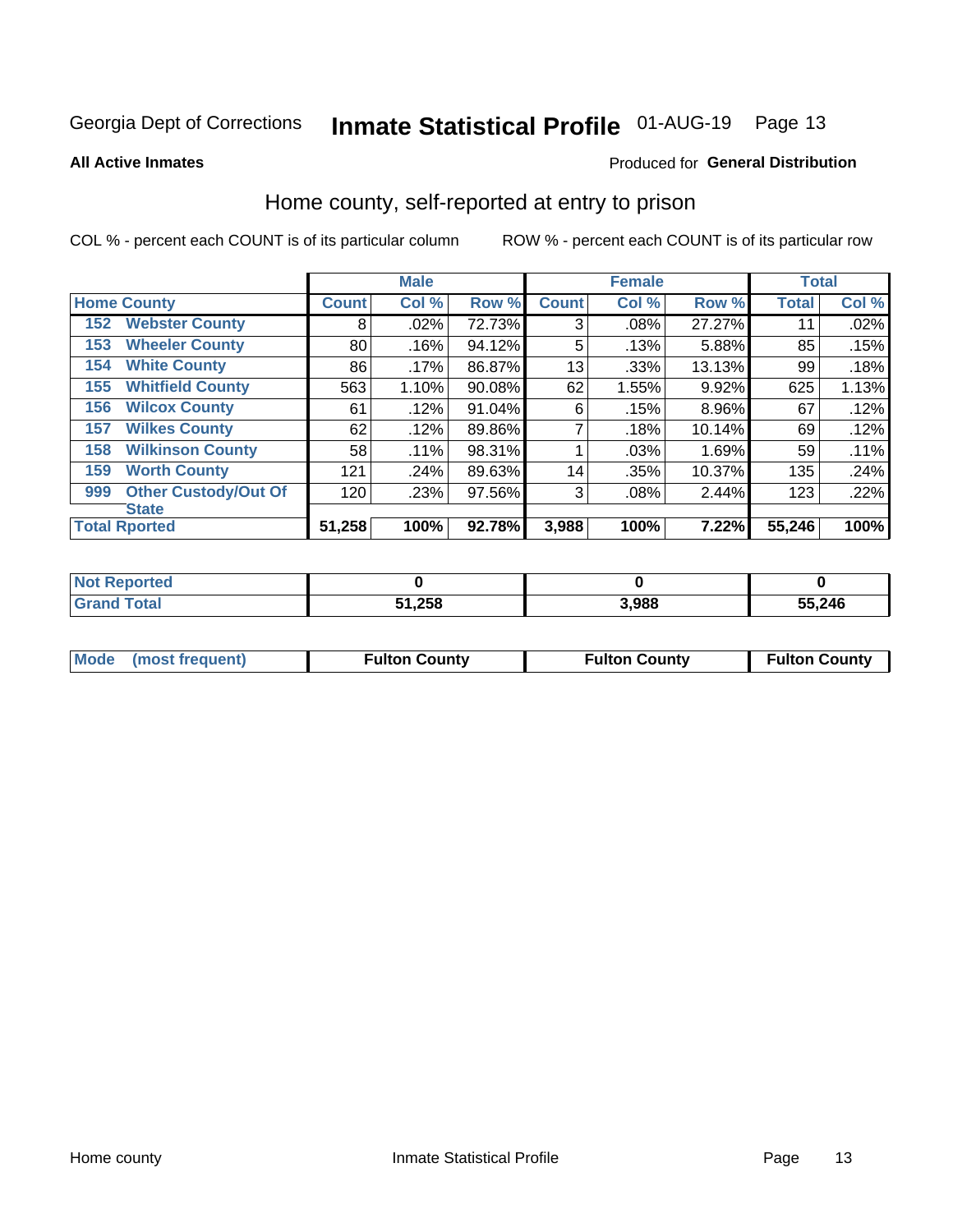Georgia Dept of Corrections **Inmate Statistical Profile** 01-AUG-19

**All Active Inmates**

Produced for **General Distribution**

## Home county, self-reported at entry to prison

COL % - percent each COUNT is of its particular column ROW % - percent each COUNT is of its particular row

| Home County | | Male | | | Female | | | Total | |
|---|---|---|---|---|---|---|---|---|---|
| | | Count | Col % | Row % | Count | Col % | Row % | Total | Col % |
| 152 | Webster County | 8 | .02% | 72.73% | 3 | .08% | 27.27% | 11 | .02% |
| 153 | Wheeler County | 80 | .16% | 94.12% | 5 | .13% | 5.88% | 85 | .15% |
| 154 | White County | 86 | .17% | 86.87% | 13 | .33% | 13.13% | 99 | .18% |
| 155 | Whitfield County | 563 | 1.10% | 90.08% | 62 | 1.55% | 9.92% | 625 | 1.13% |
| 156 | Wilcox County | 61 | .12% | 91.04% | 6 | .15% | 8.96% | 67 | .12% |
| 157 | Wilkes County | 62 | .12% | 89.86% | 7 | .18% | 10.14% | 69 | .12% |
| 158 | Wilkinson County | 58 | .11% | 98.31% | 1 | .03% | 1.69% | 59 | .11% |
| 159 | Worth County | 121 | .24% | 89.63% | 14 | .35% | 10.37% | 135 | .24% |
| 999 | Other Custody/Out Of State | 120 | .23% | 97.56% | 3 | .08% | 2.44% | 123 | .22% |
| Total Rported | | 51,258 | 100% | 92.78% | 3,988 | 100% | 7.22% | 55,246 | 100% |

| | Male | Female | Total |
|---|---|---|---|
| Not Reported | 0 | 0 | 0 |
| Grand Total | 51,258 | 3,988 | 55,246 |

| | Male | Female | Total |
|---|---|---|---|
| Mode (most frequent) | Fulton County | Fulton County | Fulton County |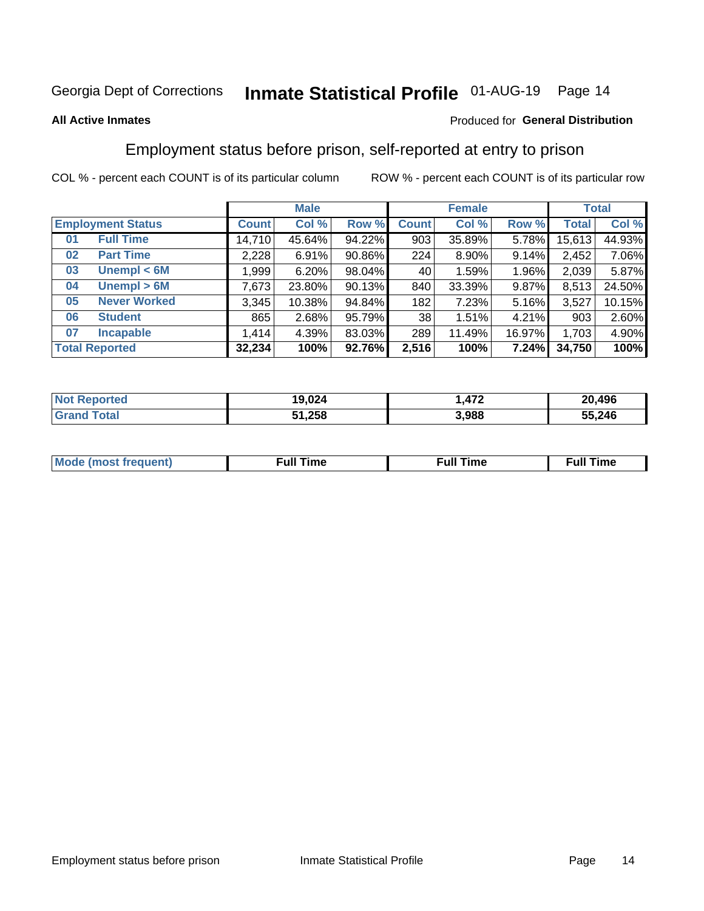Georgia Dept of Corrections **Inmate Statistical Profile** 01-AUG-19

**All Active Inmates**

Produced for **General Distribution**

## Employment status before prison, self-reported at entry to prison

COL % - percent each COUNT is of its particular column ROW % - percent each COUNT is of its particular row

| Employment Status | | Male | | | Female | | | Total | |
|---|---|---|---|---|---|---|---|---|---|
| | | Count | Col % | Row % | Count | Col % | Row % | Total | Col % |
| 01 | Full Time | 14,710 | 45.64% | 94.22% | 903 | 35.89% | 5.78% | 15,613 | 44.93% |
| 02 | Part Time | 2,228 | 6.91% | 90.86% | 224 | 8.90% | 9.14% | 2,452 | 7.06% |
| 03 | Unempl < 6M | 1,999 | 6.20% | 98.04% | 40 | 1.59% | 1.96% | 2,039 | 5.87% |
| 04 | Unempl > 6M | 7,673 | 23.80% | 90.13% | 840 | 33.39% | 9.87% | 8,513 | 24.50% |
| 05 | Never Worked | 3,345 | 10.38% | 94.84% | 182 | 7.23% | 5.16% | 3,527 | 10.15% |
| 06 | Student | 865 | 2.68% | 95.79% | 38 | 1.51% | 4.21% | 903 | 2.60% |
| 07 | Incapable | 1,414 | 4.39% | 83.03% | 289 | 11.49% | 16.97% | 1,703 | 4.90% |
| **Total Reported** | | **32,234** | **100%** | **92.76%** | **2,516** | **100%** | **7.24%** | **34,750** | **100%** |

| | Male | Female | Total |
|---|---|---|---|
| Not Reported | 19,024 | 1,472 | 20,496 |
| Grand Total | 51,258 | 3,988 | 55,246 |

| | Male | Female | Total |
|---|---|---|---|
| Mode (most frequent) | Full Time | Full Time | Full Time |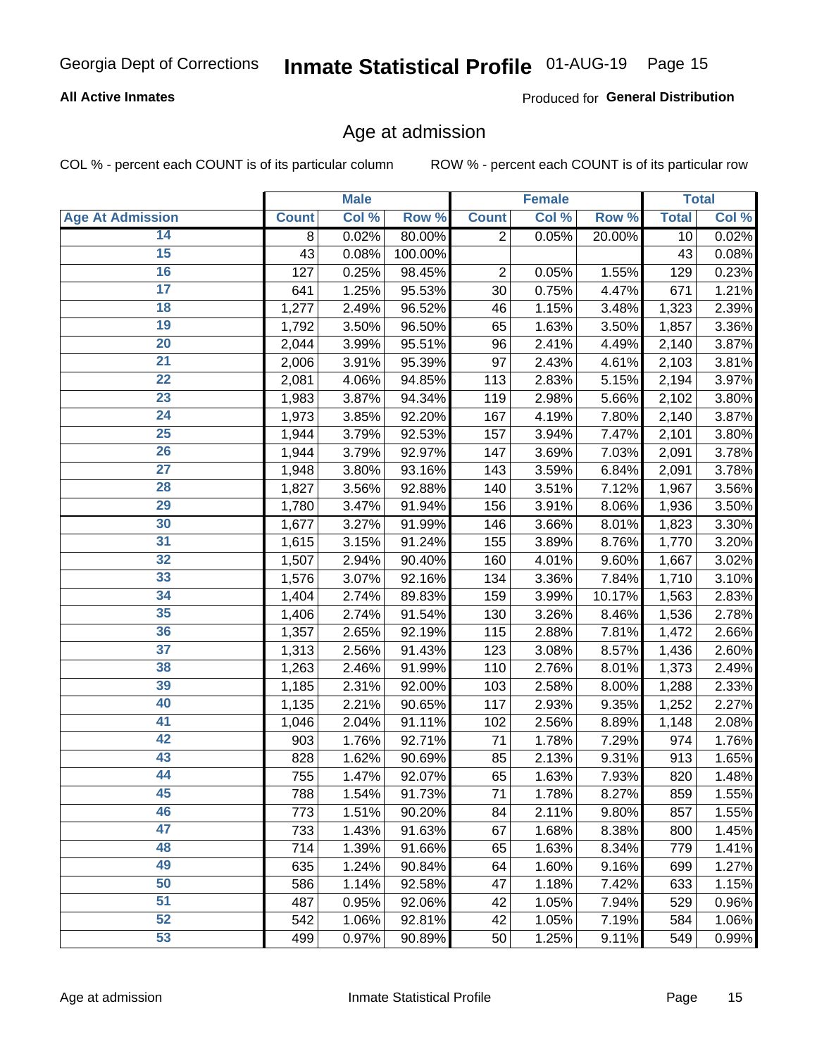Georgia Dept of Corrections **Inmate Statistical Profile** 01-AUG-19

**All Active Inmates** Produced for **General Distribution**

## Age at admission

COL % - percent each COUNT is of its particular column ROW % - percent each COUNT is of its particular row

| | Male | | | Female | | | Total | |
|---|---|---|---|---|---|---|---|---|
| **Age At Admission** | **Count** | **Col %** | **Row %** | **Count** | **Col %** | **Row %** | **Total** | **Col %** |
| 14 | 8 | 0.02% | 80.00% | 2 | 0.05% | 20.00% | 10 | 0.02% |
| 15 | 43 | 0.08% | 100.00% | | | | 43 | 0.08% |
| 16 | 127 | 0.25% | 98.45% | 2 | 0.05% | 1.55% | 129 | 0.23% |
| 17 | 641 | 1.25% | 95.53% | 30 | 0.75% | 4.47% | 671 | 1.21% |
| 18 | 1,277 | 2.49% | 96.52% | 46 | 1.15% | 3.48% | 1,323 | 2.39% |
| 19 | 1,792 | 3.50% | 96.50% | 65 | 1.63% | 3.50% | 1,857 | 3.36% |
| 20 | 2,044 | 3.99% | 95.51% | 96 | 2.41% | 4.49% | 2,140 | 3.87% |
| 21 | 2,006 | 3.91% | 95.39% | 97 | 2.43% | 4.61% | 2,103 | 3.81% |
| 22 | 2,081 | 4.06% | 94.85% | 113 | 2.83% | 5.15% | 2,194 | 3.97% |
| 23 | 1,983 | 3.87% | 94.34% | 119 | 2.98% | 5.66% | 2,102 | 3.80% |
| 24 | 1,973 | 3.85% | 92.20% | 167 | 4.19% | 7.80% | 2,140 | 3.87% |
| 25 | 1,944 | 3.79% | 92.53% | 157 | 3.94% | 7.47% | 2,101 | 3.80% |
| 26 | 1,944 | 3.79% | 92.97% | 147 | 3.69% | 7.03% | 2,091 | 3.78% |
| 27 | 1,948 | 3.80% | 93.16% | 143 | 3.59% | 6.84% | 2,091 | 3.78% |
| 28 | 1,827 | 3.56% | 92.88% | 140 | 3.51% | 7.12% | 1,967 | 3.56% |
| 29 | 1,780 | 3.47% | 91.94% | 156 | 3.91% | 8.06% | 1,936 | 3.50% |
| 30 | 1,677 | 3.27% | 91.99% | 146 | 3.66% | 8.01% | 1,823 | 3.30% |
| 31 | 1,615 | 3.15% | 91.24% | 155 | 3.89% | 8.76% | 1,770 | 3.20% |
| 32 | 1,507 | 2.94% | 90.40% | 160 | 4.01% | 9.60% | 1,667 | 3.02% |
| 33 | 1,576 | 3.07% | 92.16% | 134 | 3.36% | 7.84% | 1,710 | 3.10% |
| 34 | 1,404 | 2.74% | 89.83% | 159 | 3.99% | 10.17% | 1,563 | 2.83% |
| 35 | 1,406 | 2.74% | 91.54% | 130 | 3.26% | 8.46% | 1,536 | 2.78% |
| 36 | 1,357 | 2.65% | 92.19% | 115 | 2.88% | 7.81% | 1,472 | 2.66% |
| 37 | 1,313 | 2.56% | 91.43% | 123 | 3.08% | 8.57% | 1,436 | 2.60% |
| 38 | 1,263 | 2.46% | 91.99% | 110 | 2.76% | 8.01% | 1,373 | 2.49% |
| 39 | 1,185 | 2.31% | 92.00% | 103 | 2.58% | 8.00% | 1,288 | 2.33% |
| 40 | 1,135 | 2.21% | 90.65% | 117 | 2.93% | 9.35% | 1,252 | 2.27% |
| 41 | 1,046 | 2.04% | 91.11% | 102 | 2.56% | 8.89% | 1,148 | 2.08% |
| 42 | 903 | 1.76% | 92.71% | 71 | 1.78% | 7.29% | 974 | 1.76% |
| 43 | 828 | 1.62% | 90.69% | 85 | 2.13% | 9.31% | 913 | 1.65% |
| 44 | 755 | 1.47% | 92.07% | 65 | 1.63% | 7.93% | 820 | 1.48% |
| 45 | 788 | 1.54% | 91.73% | 71 | 1.78% | 8.27% | 859 | 1.55% |
| 46 | 773 | 1.51% | 90.20% | 84 | 2.11% | 9.80% | 857 | 1.55% |
| 47 | 733 | 1.43% | 91.63% | 67 | 1.68% | 8.38% | 800 | 1.45% |
| 48 | 714 | 1.39% | 91.66% | 65 | 1.63% | 8.34% | 779 | 1.41% |
| 49 | 635 | 1.24% | 90.84% | 64 | 1.60% | 9.16% | 699 | 1.27% |
| 50 | 586 | 1.14% | 92.58% | 47 | 1.18% | 7.42% | 633 | 1.15% |
| 51 | 487 | 0.95% | 92.06% | 42 | 1.05% | 7.94% | 529 | 0.96% |
| 52 | 542 | 1.06% | 92.81% | 42 | 1.05% | 7.19% | 584 | 1.06% |
| 53 | 499 | 0.97% | 90.89% | 50 | 1.25% | 9.11% | 549 | 0.99% |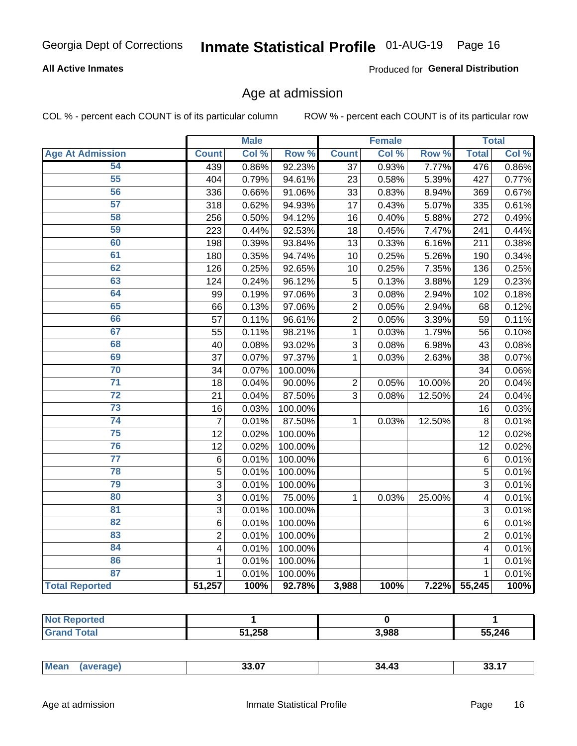Georgia Dept of Corrections **Inmate Statistical Profile** 01-AUG-19

**All Active Inmates**

Produced for **General Distribution**

## Age at admission

COL % - percent each COUNT is of its particular column    ROW % - percent each COUNT is of its particular row

| | Male | | | Female | | | Total | |
|---|---|---|---|---|---|---|---|---|
| **Age At Admission** | **Count** | **Col %** | **Row %** | **Count** | **Col %** | **Row %** | **Total** | **Col %** |
| 54 | 439 | 0.86% | 92.23% | 37 | 0.93% | 7.77% | 476 | 0.86% |
| 55 | 404 | 0.79% | 94.61% | 23 | 0.58% | 5.39% | 427 | 0.77% |
| 56 | 336 | 0.66% | 91.06% | 33 | 0.83% | 8.94% | 369 | 0.67% |
| 57 | 318 | 0.62% | 94.93% | 17 | 0.43% | 5.07% | 335 | 0.61% |
| 58 | 256 | 0.50% | 94.12% | 16 | 0.40% | 5.88% | 272 | 0.49% |
| 59 | 223 | 0.44% | 92.53% | 18 | 0.45% | 7.47% | 241 | 0.44% |
| 60 | 198 | 0.39% | 93.84% | 13 | 0.33% | 6.16% | 211 | 0.38% |
| 61 | 180 | 0.35% | 94.74% | 10 | 0.25% | 5.26% | 190 | 0.34% |
| 62 | 126 | 0.25% | 92.65% | 10 | 0.25% | 7.35% | 136 | 0.25% |
| 63 | 124 | 0.24% | 96.12% | 5 | 0.13% | 3.88% | 129 | 0.23% |
| 64 | 99 | 0.19% | 97.06% | 3 | 0.08% | 2.94% | 102 | 0.18% |
| 65 | 66 | 0.13% | 97.06% | 2 | 0.05% | 2.94% | 68 | 0.12% |
| 66 | 57 | 0.11% | 96.61% | 2 | 0.05% | 3.39% | 59 | 0.11% |
| 67 | 55 | 0.11% | 98.21% | 1 | 0.03% | 1.79% | 56 | 0.10% |
| 68 | 40 | 0.08% | 93.02% | 3 | 0.08% | 6.98% | 43 | 0.08% |
| 69 | 37 | 0.07% | 97.37% | 1 | 0.03% | 2.63% | 38 | 0.07% |
| 70 | 34 | 0.07% | 100.00% | | | | 34 | 0.06% |
| 71 | 18 | 0.04% | 90.00% | 2 | 0.05% | 10.00% | 20 | 0.04% |
| 72 | 21 | 0.04% | 87.50% | 3 | 0.08% | 12.50% | 24 | 0.04% |
| 73 | 16 | 0.03% | 100.00% | | | | 16 | 0.03% |
| 74 | 7 | 0.01% | 87.50% | 1 | 0.03% | 12.50% | 8 | 0.01% |
| 75 | 12 | 0.02% | 100.00% | | | | 12 | 0.02% |
| 76 | 12 | 0.02% | 100.00% | | | | 12 | 0.02% |
| 77 | 6 | 0.01% | 100.00% | | | | 6 | 0.01% |
| 78 | 5 | 0.01% | 100.00% | | | | 5 | 0.01% |
| 79 | 3 | 0.01% | 100.00% | | | | 3 | 0.01% |
| 80 | 3 | 0.01% | 75.00% | 1 | 0.03% | 25.00% | 4 | 0.01% |
| 81 | 3 | 0.01% | 100.00% | | | | 3 | 0.01% |
| 82 | 6 | 0.01% | 100.00% | | | | 6 | 0.01% |
| 83 | 2 | 0.01% | 100.00% | | | | 2 | 0.01% |
| 84 | 4 | 0.01% | 100.00% | | | | 4 | 0.01% |
| 86 | 1 | 0.01% | 100.00% | | | | 1 | 0.01% |
| 87 | 1 | 0.01% | 100.00% | | | | 1 | 0.01% |
| **Total Reported** | **51,257** | **100%** | **92.78%** | **3,988** | **100%** | **7.22%** | **55,245** | **100%** |

| | Male | Female | Total |
|---|---|---|---|
| **Not Reported** | **1** | **0** | **1** |
| **Grand Total** | **51,258** | **3,988** | **55,246** |

| | Male | Female | Total |
|---|---|---|---|
| **Mean (average)** | **33.07** | **34.43** | **33.17** |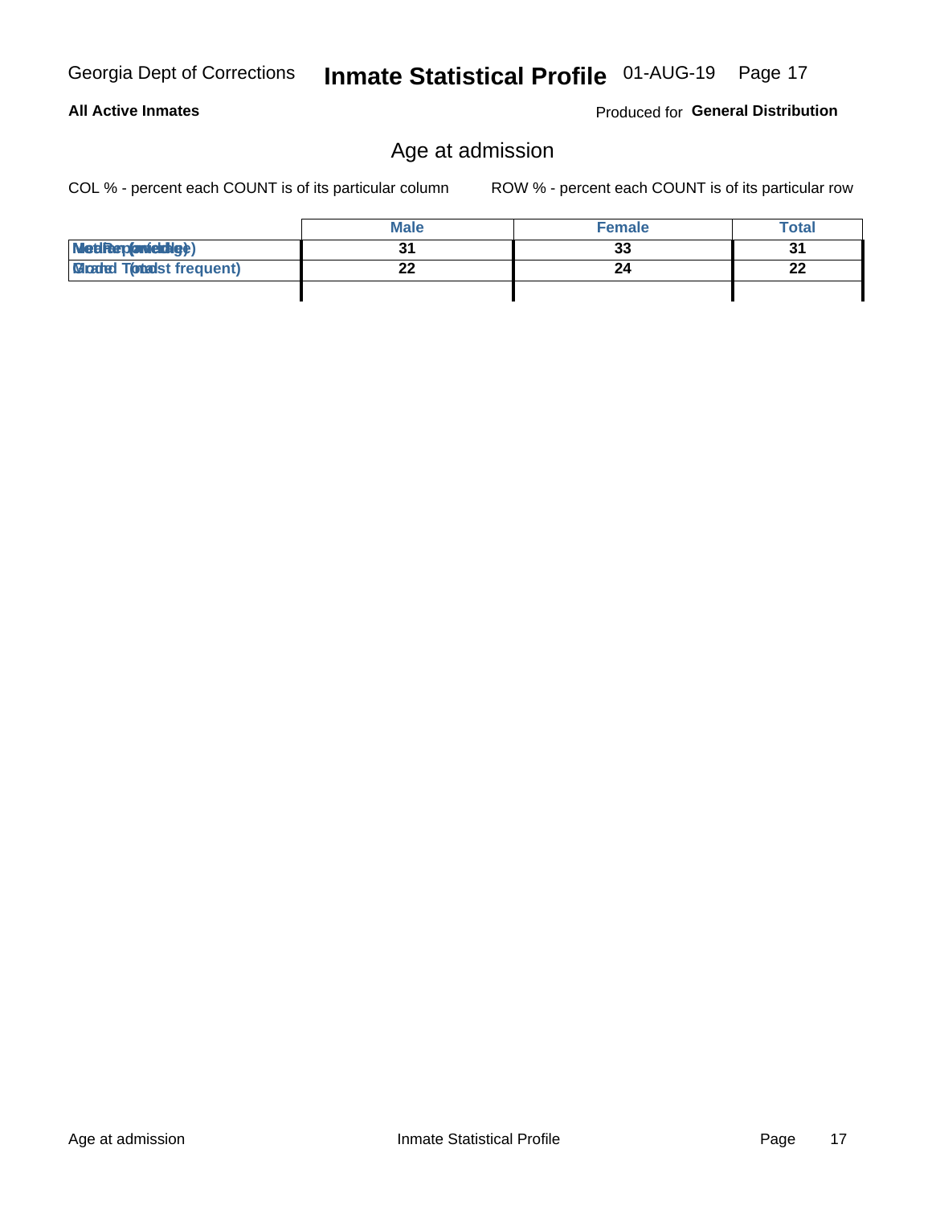Georgia Dept of Corrections **Inmate Statistical Profile** 01-AUG-19

**All Active Inmates** Produced for **General Distribution**

## Age at admission

COL % - percent each COUNT is of its particular column ROW % - percent each COUNT is of its particular row

| | Male | Female | Total |
|---|---|---|---|
| Median (middle) | 31 | 33 | 31 |
| Mode (most frequent) | 22 | 24 | 22 |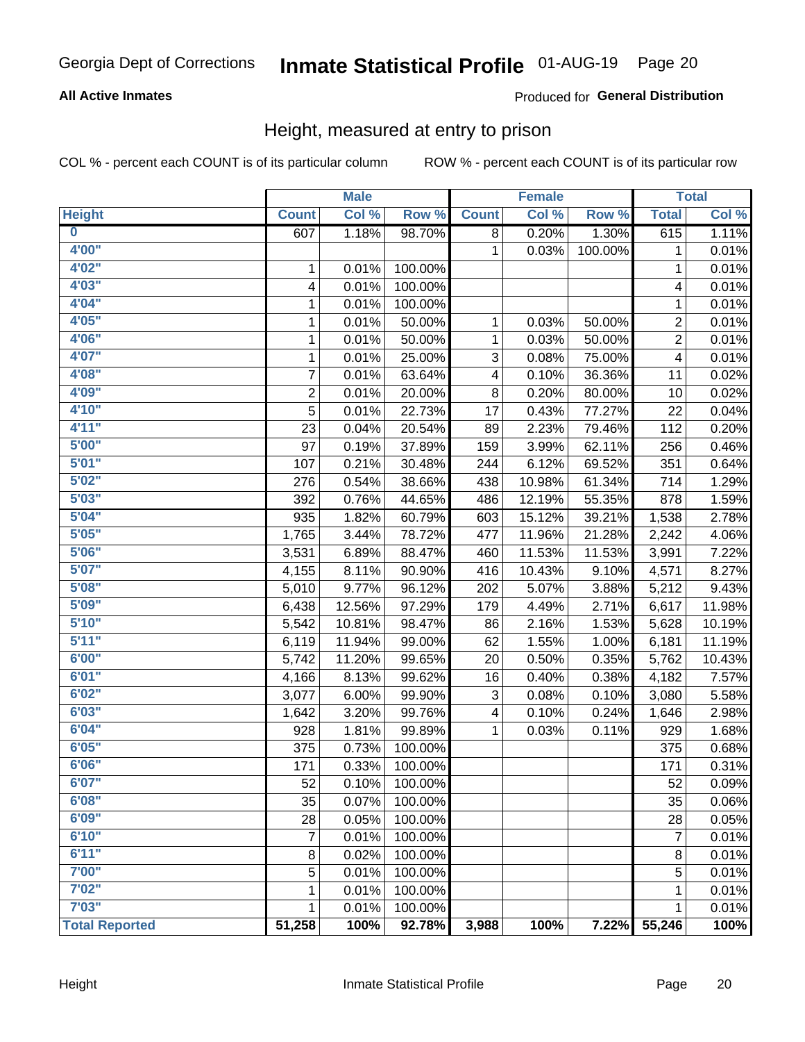Georgia Dept of Corrections **Inmate Statistical Profile** 01-AUG-19 Page 20

**All Active Inmates**

Produced for **General Distribution**

## Height, measured at entry to prison

COL % - percent each COUNT is of its particular column ROW % - percent each COUNT is of its particular row

| | Male | | | Female | | | Total | |
|---|---|---|---|---|---|---|---|---|
| **Height** | **Count** | **Col %** | **Row %** | **Count** | **Col %** | **Row %** | **Total** | **Col %** |
| **0** | 607 | 1.18% | 98.70% | 8 | 0.20% | 1.30% | 615 | 1.11% |
| **4'00"** | | | | 1 | 0.03% | 100.00% | 1 | 0.01% |
| **4'02"** | 1 | 0.01% | 100.00% | | | | 1 | 0.01% |
| **4'03"** | 4 | 0.01% | 100.00% | | | | 4 | 0.01% |
| **4'04"** | 1 | 0.01% | 100.00% | | | | 1 | 0.01% |
| **4'05"** | 1 | 0.01% | 50.00% | 1 | 0.03% | 50.00% | 2 | 0.01% |
| **4'06"** | 1 | 0.01% | 50.00% | 1 | 0.03% | 50.00% | 2 | 0.01% |
| **4'07"** | 1 | 0.01% | 25.00% | 3 | 0.08% | 75.00% | 4 | 0.01% |
| **4'08"** | 7 | 0.01% | 63.64% | 4 | 0.10% | 36.36% | 11 | 0.02% |
| **4'09"** | 2 | 0.01% | 20.00% | 8 | 0.20% | 80.00% | 10 | 0.02% |
| **4'10"** | 5 | 0.01% | 22.73% | 17 | 0.43% | 77.27% | 22 | 0.04% |
| **4'11"** | 23 | 0.04% | 20.54% | 89 | 2.23% | 79.46% | 112 | 0.20% |
| **5'00"** | 97 | 0.19% | 37.89% | 159 | 3.99% | 62.11% | 256 | 0.46% |
| **5'01"** | 107 | 0.21% | 30.48% | 244 | 6.12% | 69.52% | 351 | 0.64% |
| **5'02"** | 276 | 0.54% | 38.66% | 438 | 10.98% | 61.34% | 714 | 1.29% |
| **5'03"** | 392 | 0.76% | 44.65% | 486 | 12.19% | 55.35% | 878 | 1.59% |
| **5'04"** | 935 | 1.82% | 60.79% | 603 | 15.12% | 39.21% | 1,538 | 2.78% |
| **5'05"** | 1,765 | 3.44% | 78.72% | 477 | 11.96% | 21.28% | 2,242 | 4.06% |
| **5'06"** | 3,531 | 6.89% | 88.47% | 460 | 11.53% | 11.53% | 3,991 | 7.22% |
| **5'07"** | 4,155 | 8.11% | 90.90% | 416 | 10.43% | 9.10% | 4,571 | 8.27% |
| **5'08"** | 5,010 | 9.77% | 96.12% | 202 | 5.07% | 3.88% | 5,212 | 9.43% |
| **5'09"** | 6,438 | 12.56% | 97.29% | 179 | 4.49% | 2.71% | 6,617 | 11.98% |
| **5'10"** | 5,542 | 10.81% | 98.47% | 86 | 2.16% | 1.53% | 5,628 | 10.19% |
| **5'11"** | 6,119 | 11.94% | 99.00% | 62 | 1.55% | 1.00% | 6,181 | 11.19% |
| **6'00"** | 5,742 | 11.20% | 99.65% | 20 | 0.50% | 0.35% | 5,762 | 10.43% |
| **6'01"** | 4,166 | 8.13% | 99.62% | 16 | 0.40% | 0.38% | 4,182 | 7.57% |
| **6'02"** | 3,077 | 6.00% | 99.90% | 3 | 0.08% | 0.10% | 3,080 | 5.58% |
| **6'03"** | 1,642 | 3.20% | 99.76% | 4 | 0.10% | 0.24% | 1,646 | 2.98% |
| **6'04"** | 928 | 1.81% | 99.89% | 1 | 0.03% | 0.11% | 929 | 1.68% |
| **6'05"** | 375 | 0.73% | 100.00% | | | | 375 | 0.68% |
| **6'06"** | 171 | 0.33% | 100.00% | | | | 171 | 0.31% |
| **6'07"** | 52 | 0.10% | 100.00% | | | | 52 | 0.09% |
| **6'08"** | 35 | 0.07% | 100.00% | | | | 35 | 0.06% |
| **6'09"** | 28 | 0.05% | 100.00% | | | | 28 | 0.05% |
| **6'10"** | 7 | 0.01% | 100.00% | | | | 7 | 0.01% |
| **6'11"** | 8 | 0.02% | 100.00% | | | | 8 | 0.01% |
| **7'00"** | 5 | 0.01% | 100.00% | | | | 5 | 0.01% |
| **7'02"** | 1 | 0.01% | 100.00% | | | | 1 | 0.01% |
| **7'03"** | 1 | 0.01% | 100.00% | | | | 1 | 0.01% |
| **Total Reported** | **51,258** | **100%** | **92.78%** | **3,988** | **100%** | **7.22%** | **55,246** | **100%** |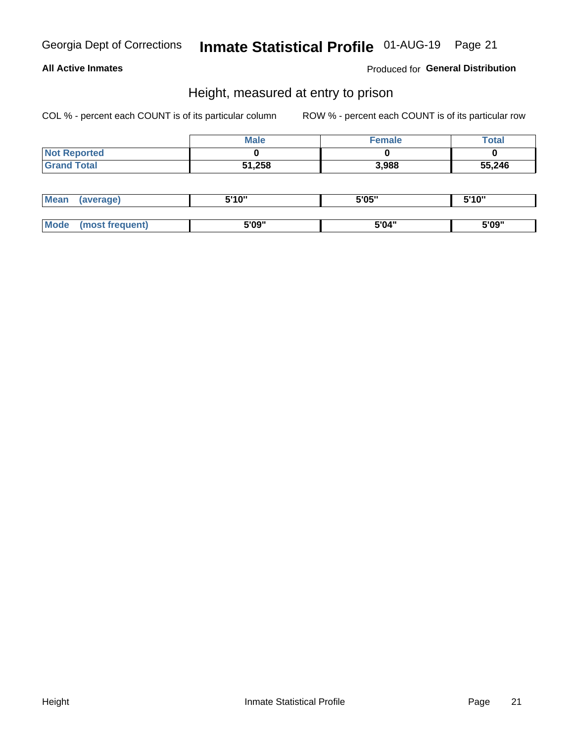Georgia Dept of Corrections **Inmate Statistical Profile** 01-AUG-19

**All Active Inmates**

Produced for **General Distribution**

## Height, measured at entry to prison

COL % - percent each COUNT is of its particular column

ROW % - percent each COUNT is of its particular row

| | Male | Female | Total |
|---|---|---|---|
| Not Reported | 0 | 0 | 0 |
| Grand Total | 51,258 | 3,988 | 55,246 |

| | Male | Female | Total |
|---|---|---|---|
| Mean (average) | 5'10" | 5'05" | 5'10" |
| Mode (most frequent) | 5'09" | 5'04" | 5'09" |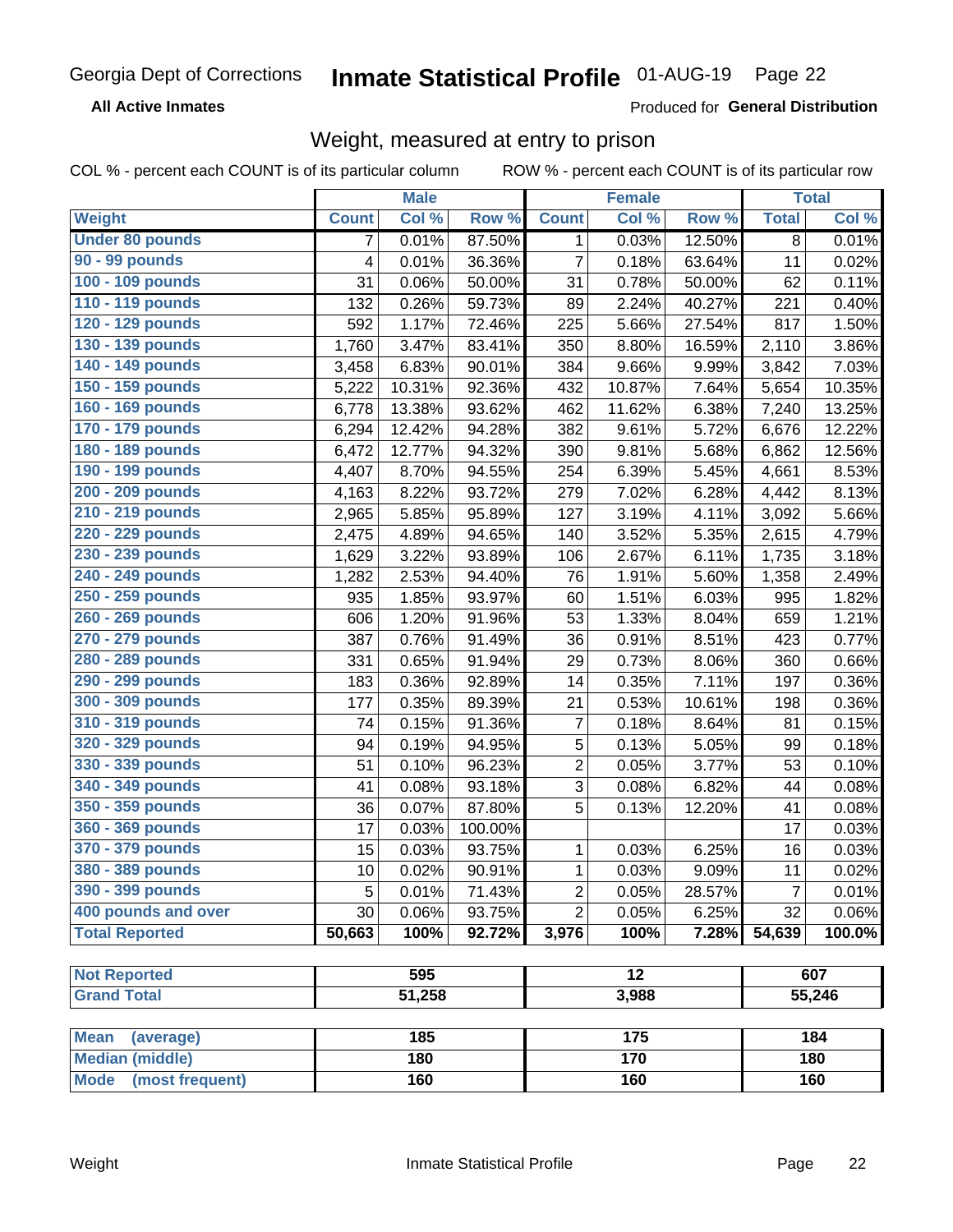Georgia Dept of Corrections **Inmate Statistical Profile** 01-AUG-19 Page 22

**All Active Inmates**

Produced for **General Distribution**

## Weight, measured at entry to prison

COL % - percent each COUNT is of its particular column ROW % - percent each COUNT is of its particular row

| | Male | | | Female | | | Total | |
|---|---|---|---|---|---|---|---|---|
| **Weight** | **Count** | **Col %** | **Row %** | **Count** | **Col %** | **Row %** | **Total** | **Col %** |
| **Under 80 pounds** | 7 | 0.01% | 87.50% | 1 | 0.03% | 12.50% | 8 | 0.01% |
| **90 - 99 pounds** | 4 | 0.01% | 36.36% | 7 | 0.18% | 63.64% | 11 | 0.02% |
| **100 - 109 pounds** | 31 | 0.06% | 50.00% | 31 | 0.78% | 50.00% | 62 | 0.11% |
| **110 - 119 pounds** | 132 | 0.26% | 59.73% | 89 | 2.24% | 40.27% | 221 | 0.40% |
| **120 - 129 pounds** | 592 | 1.17% | 72.46% | 225 | 5.66% | 27.54% | 817 | 1.50% |
| **130 - 139 pounds** | 1,760 | 3.47% | 83.41% | 350 | 8.80% | 16.59% | 2,110 | 3.86% |
| **140 - 149 pounds** | 3,458 | 6.83% | 90.01% | 384 | 9.66% | 9.99% | 3,842 | 7.03% |
| **150 - 159 pounds** | 5,222 | 10.31% | 92.36% | 432 | 10.87% | 7.64% | 5,654 | 10.35% |
| **160 - 169 pounds** | 6,778 | 13.38% | 93.62% | 462 | 11.62% | 6.38% | 7,240 | 13.25% |
| **170 - 179 pounds** | 6,294 | 12.42% | 94.28% | 382 | 9.61% | 5.72% | 6,676 | 12.22% |
| **180 - 189 pounds** | 6,472 | 12.77% | 94.32% | 390 | 9.81% | 5.68% | 6,862 | 12.56% |
| **190 - 199 pounds** | 4,407 | 8.70% | 94.55% | 254 | 6.39% | 5.45% | 4,661 | 8.53% |
| **200 - 209 pounds** | 4,163 | 8.22% | 93.72% | 279 | 7.02% | 6.28% | 4,442 | 8.13% |
| **210 - 219 pounds** | 2,965 | 5.85% | 95.89% | 127 | 3.19% | 4.11% | 3,092 | 5.66% |
| **220 - 229 pounds** | 2,475 | 4.89% | 94.65% | 140 | 3.52% | 5.35% | 2,615 | 4.79% |
| **230 - 239 pounds** | 1,629 | 3.22% | 93.89% | 106 | 2.67% | 6.11% | 1,735 | 3.18% |
| **240 - 249 pounds** | 1,282 | 2.53% | 94.40% | 76 | 1.91% | 5.60% | 1,358 | 2.49% |
| **250 - 259 pounds** | 935 | 1.85% | 93.97% | 60 | 1.51% | 6.03% | 995 | 1.82% |
| **260 - 269 pounds** | 606 | 1.20% | 91.96% | 53 | 1.33% | 8.04% | 659 | 1.21% |
| **270 - 279 pounds** | 387 | 0.76% | 91.49% | 36 | 0.91% | 8.51% | 423 | 0.77% |
| **280 - 289 pounds** | 331 | 0.65% | 91.94% | 29 | 0.73% | 8.06% | 360 | 0.66% |
| **290 - 299 pounds** | 183 | 0.36% | 92.89% | 14 | 0.35% | 7.11% | 197 | 0.36% |
| **300 - 309 pounds** | 177 | 0.35% | 89.39% | 21 | 0.53% | 10.61% | 198 | 0.36% |
| **310 - 319 pounds** | 74 | 0.15% | 91.36% | 7 | 0.18% | 8.64% | 81 | 0.15% |
| **320 - 329 pounds** | 94 | 0.19% | 94.95% | 5 | 0.13% | 5.05% | 99 | 0.18% |
| **330 - 339 pounds** | 51 | 0.10% | 96.23% | 2 | 0.05% | 3.77% | 53 | 0.10% |
| **340 - 349 pounds** | 41 | 0.08% | 93.18% | 3 | 0.08% | 6.82% | 44 | 0.08% |
| **350 - 359 pounds** | 36 | 0.07% | 87.80% | 5 | 0.13% | 12.20% | 41 | 0.08% |
| **360 - 369 pounds** | 17 | 0.03% | 100.00% | | | | 17 | 0.03% |
| **370 - 379 pounds** | 15 | 0.03% | 93.75% | 1 | 0.03% | 6.25% | 16 | 0.03% |
| **380 - 389 pounds** | 10 | 0.02% | 90.91% | 1 | 0.03% | 9.09% | 11 | 0.02% |
| **390 - 399 pounds** | 5 | 0.01% | 71.43% | 2 | 0.05% | 28.57% | 7 | 0.01% |
| **400 pounds and over** | 30 | 0.06% | 93.75% | 2 | 0.05% | 6.25% | 32 | 0.06% |
| **Total Reported** | **50,663** | **100%** | **92.72%** | **3,976** | **100%** | **7.28%** | **54,639** | **100.0%** |

| | Male | Female | Total |
|---|---|---|---|
| **Not Reported** | **595** | **12** | **607** |
| **Grand Total** | **51,258** | **3,988** | **55,246** |

| | Male | Female | Total |
|---|---|---|---|
| **Mean (average)** | **185** | **175** | **184** |
| **Median (middle)** | **180** | **170** | **180** |
| **Mode (most frequent)** | **160** | **160** | **160** |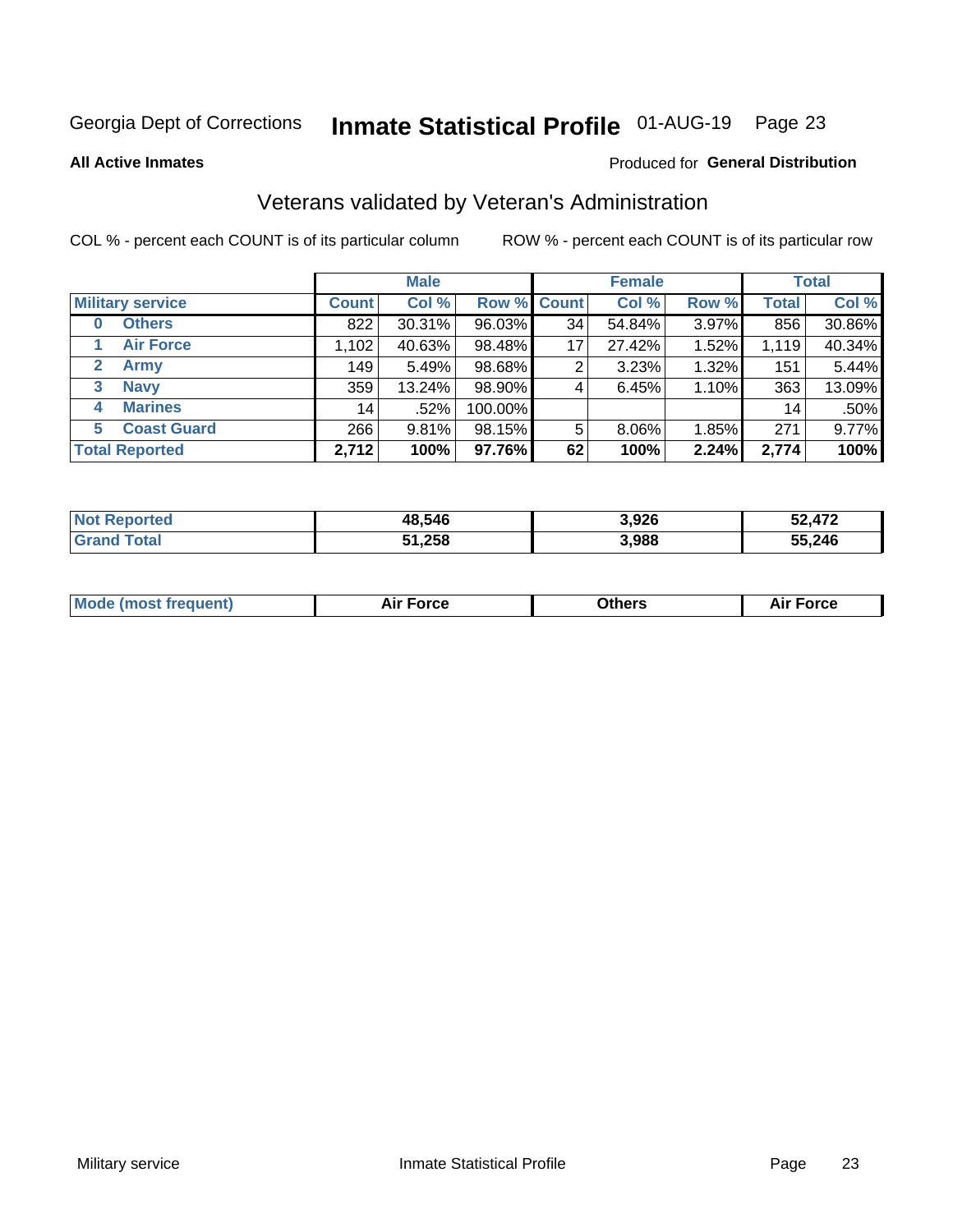Georgia Dept of Corrections **Inmate Statistical Profile** 01-AUG-19 Page 23

**All Active Inmates**

Produced for **General Distribution**

## Veterans validated by Veteran's Administration

COL % - percent each COUNT is of its particular column ROW % - percent each COUNT is of its particular row

| Military service | Male | | | Female | | | Total | |
|---|---|---|---|---|---|---|---|---|
| | Count | Col % | Row % | Count | Col % | Row % | Total | Col % |
| 0 Others | 822 | 30.31% | 96.03% | 34 | 54.84% | 3.97% | 856 | 30.86% |
| 1 Air Force | 1,102 | 40.63% | 98.48% | 17 | 27.42% | 1.52% | 1,119 | 40.34% |
| 2 Army | 149 | 5.49% | 98.68% | 2 | 3.23% | 1.32% | 151 | 5.44% |
| 3 Navy | 359 | 13.24% | 98.90% | 4 | 6.45% | 1.10% | 363 | 13.09% |
| 4 Marines | 14 | .52% | 100.00% | | | | 14 | .50% |
| 5 Coast Guard | 266 | 9.81% | 98.15% | 5 | 8.06% | 1.85% | 271 | 9.77% |
| **Total Reported** | **2,712** | **100%** | **97.76%** | **62** | **100%** | **2.24%** | **2,774** | **100%** |

| | Male | Female | Total |
|---|---|---|---|
| Not Reported | 48,546 | 3,926 | 52,472 |
| Grand Total | 51,258 | 3,988 | 55,246 |

| | Male | Female | Total |
|---|---|---|---|
| Mode (most frequent) | Air Force | Others | Air Force |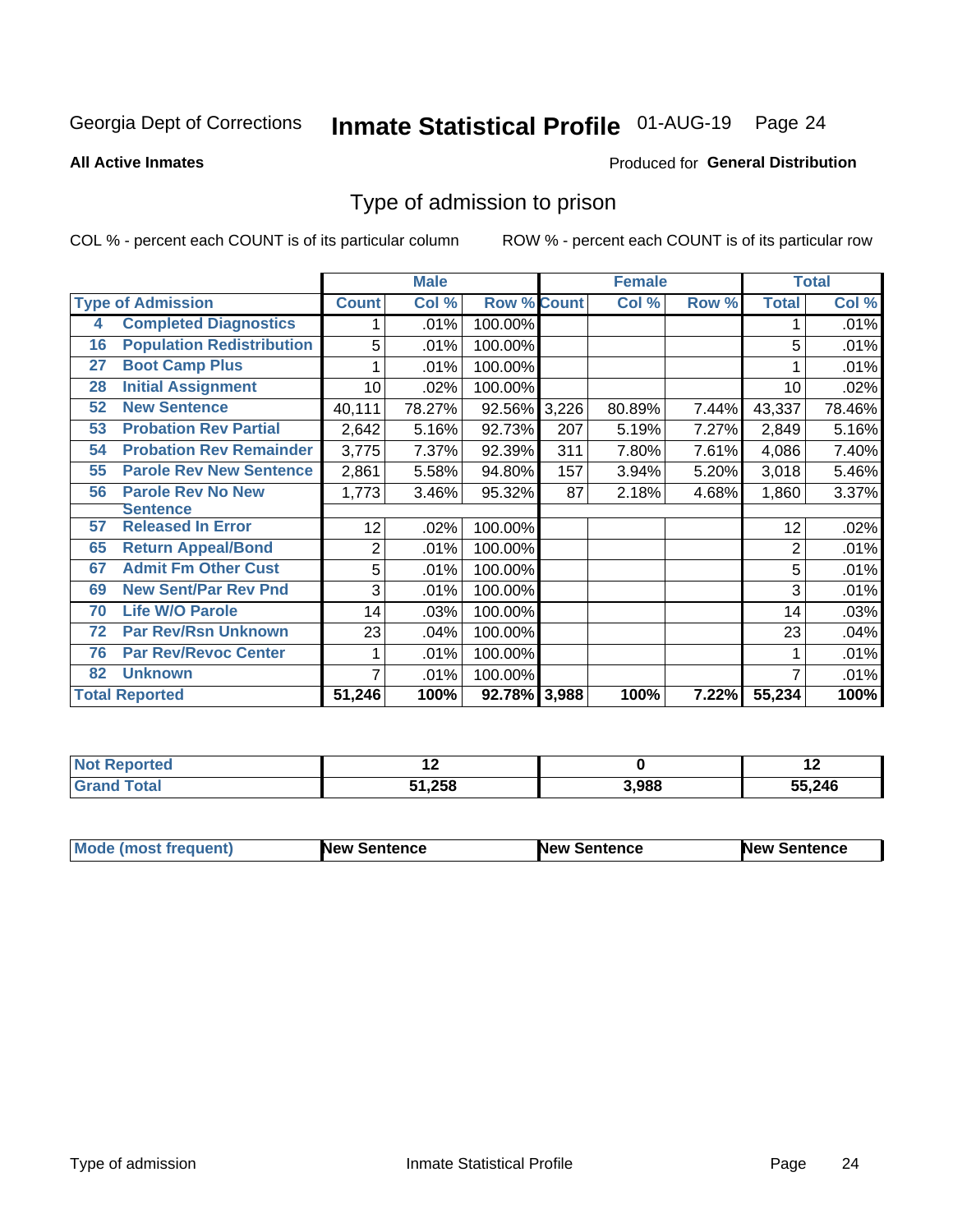Georgia Dept of Corrections **Inmate Statistical Profile** 01-AUG-19

**All Active Inmates**

Produced for **General Distribution**

# Type of admission to prison

COL % - percent each COUNT is of its particular column

ROW % - percent each COUNT is of its particular row

| | | Male | | | Female | | | Total | |
|---|---|---|---|---|---|---|---|---|---|
| Type of Admission | | Count | Col % | Row % | Count | Col % | Row % | Total | Col % |
| 4 | Completed Diagnostics | 1 | .01% | 100.00% | | | | 1 | .01% |
| 16 | Population Redistribution | 5 | .01% | 100.00% | | | | 5 | .01% |
| 27 | Boot Camp Plus | 1 | .01% | 100.00% | | | | 1 | .01% |
| 28 | Initial Assignment | 10 | .02% | 100.00% | | | | 10 | .02% |
| 52 | New Sentence | 40,111 | 78.27% | 92.56% | 3,226 | 80.89% | 7.44% | 43,337 | 78.46% |
| 53 | Probation Rev Partial | 2,642 | 5.16% | 92.73% | 207 | 5.19% | 7.27% | 2,849 | 5.16% |
| 54 | Probation Rev Remainder | 3,775 | 7.37% | 92.39% | 311 | 7.80% | 7.61% | 4,086 | 7.40% |
| 55 | Parole Rev New Sentence | 2,861 | 5.58% | 94.80% | 157 | 3.94% | 5.20% | 3,018 | 5.46% |
| 56 | Parole Rev No New Sentence | 1,773 | 3.46% | 95.32% | 87 | 2.18% | 4.68% | 1,860 | 3.37% |
| 57 | Released In Error | 12 | .02% | 100.00% | | | | 12 | .02% |
| 65 | Return Appeal/Bond | 2 | .01% | 100.00% | | | | 2 | .01% |
| 67 | Admit Fm Other Cust | 5 | .01% | 100.00% | | | | 5 | .01% |
| 69 | New Sent/Par Rev Pnd | 3 | .01% | 100.00% | | | | 3 | .01% |
| 70 | Life W/O Parole | 14 | .03% | 100.00% | | | | 14 | .03% |
| 72 | Par Rev/Rsn Unknown | 23 | .04% | 100.00% | | | | 23 | .04% |
| 76 | Par Rev/Revoc Center | 1 | .01% | 100.00% | | | | 1 | .01% |
| 82 | Unknown | 7 | .01% | 100.00% | | | | 7 | .01% |
| **Total Reported** | | **51,246** | **100%** | **92.78%** | **3,988** | **100%** | **7.22%** | **55,234** | **100%** |

| | Male | Female | Total |
|---|---|---|---|
| Not Reported | 12 | 0 | 12 |
| Grand Total | 51,258 | 3,988 | 55,246 |

| | Male | Female | Total |
|---|---|---|---|
| Mode (most frequent) | New Sentence | New Sentence | New Sentence |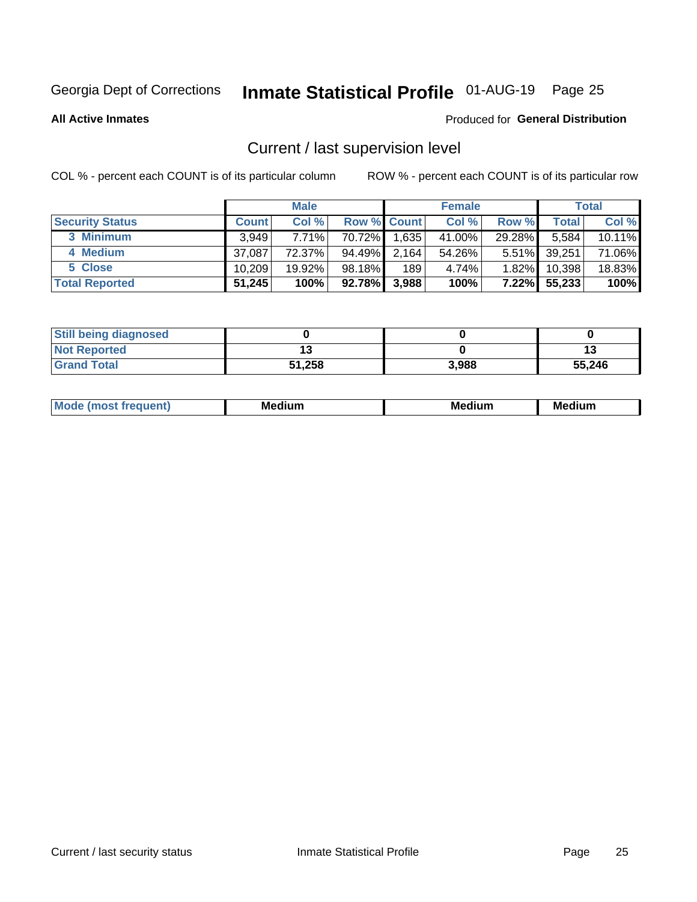Georgia Dept of Corrections **Inmate Statistical Profile** 01-AUG-19 Page 25

**All Active Inmates**

Produced for **General Distribution**

## Current / last supervision level

COL % - percent each COUNT is of its particular column

ROW % - percent each COUNT is of its particular row

| | Male | | | Female | | | Total | |
|---|---|---|---|---|---|---|---|---|
| **Security Status** | **Count** | **Col %** | **Row %** | **Count** | **Col %** | **Row %** | **Total** | **Col %** |
| 3 Minimum | 3,949 | 7.71% | 70.72% | 1,635 | 41.00% | 29.28% | 5,584 | 10.11% |
| 4 Medium | 37,087 | 72.37% | 94.49% | 2,164 | 54.26% | 5.51% | 39,251 | 71.06% |
| 5 Close | 10,209 | 19.92% | 98.18% | 189 | 4.74% | 1.82% | 10,398 | 18.83% |
| **Total Reported** | **51,245** | **100%** | **92.78%** | **3,988** | **100%** | **7.22%** | **55,233** | **100%** |

| | Male | Female | Total |
|---|---|---|---|
| **Still being diagnosed** | **0** | **0** | **0** |
| **Not Reported** | **13** | **0** | **13** |
| **Grand Total** | **51,258** | **3,988** | **55,246** |

| | Male | Female | Total |
|---|---|---|---|
| **Mode (most frequent)** | **Medium** | **Medium** | **Medium** |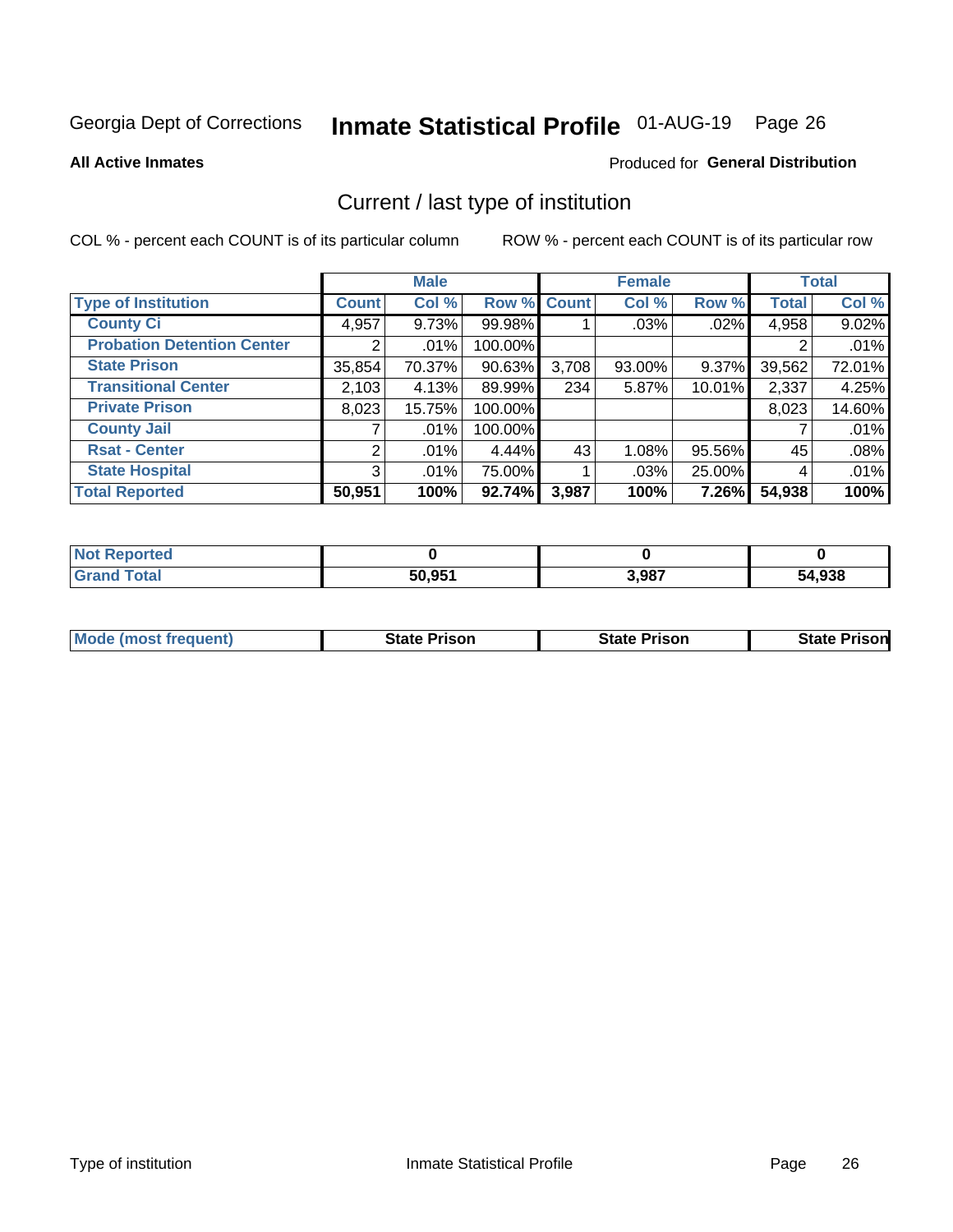Georgia Dept of Corrections **Inmate Statistical Profile** 01-AUG-19 Page 26

**All Active Inmates**

Produced for **General Distribution**

## Current / last type of institution

COL % - percent each COUNT is of its particular column ROW % - percent each COUNT is of its particular row

| | Male | | | Female | | | Total | |
|---|---|---|---|---|---|---|---|---|
| **Type of Institution** | **Count** | **Col %** | **Row %** | **Count** | **Col %** | **Row %** | **Total** | **Col %** |
| **County Ci** | 4,957 | 9.73% | 99.98% | 1 | .03% | .02% | 4,958 | 9.02% |
| **Probation Detention Center** | 2 | .01% | 100.00% | | | | 2 | .01% |
| **State Prison** | 35,854 | 70.37% | 90.63% | 3,708 | 93.00% | 9.37% | 39,562 | 72.01% |
| **Transitional Center** | 2,103 | 4.13% | 89.99% | 234 | 5.87% | 10.01% | 2,337 | 4.25% |
| **Private Prison** | 8,023 | 15.75% | 100.00% | | | | 8,023 | 14.60% |
| **County Jail** | 7 | .01% | 100.00% | | | | 7 | .01% |
| **Rsat - Center** | 2 | .01% | 4.44% | 43 | 1.08% | 95.56% | 45 | .08% |
| **State Hospital** | 3 | .01% | 75.00% | 1 | .03% | 25.00% | 4 | .01% |
| **Total Reported** | **50,951** | **100%** | **92.74%** | **3,987** | **100%** | **7.26%** | **54,938** | **100%** |

| | Male | Female | Total |
|---|---|---|---|
| **Not Reported** | **0** | **0** | **0** |
| **Grand Total** | **50,951** | **3,987** | **54,938** |

| | Male | Female | Total |
|---|---|---|---|
| **Mode (most frequent)** | **State Prison** | **State Prison** | **State Prison** |

Type of institution Inmate Statistical Profile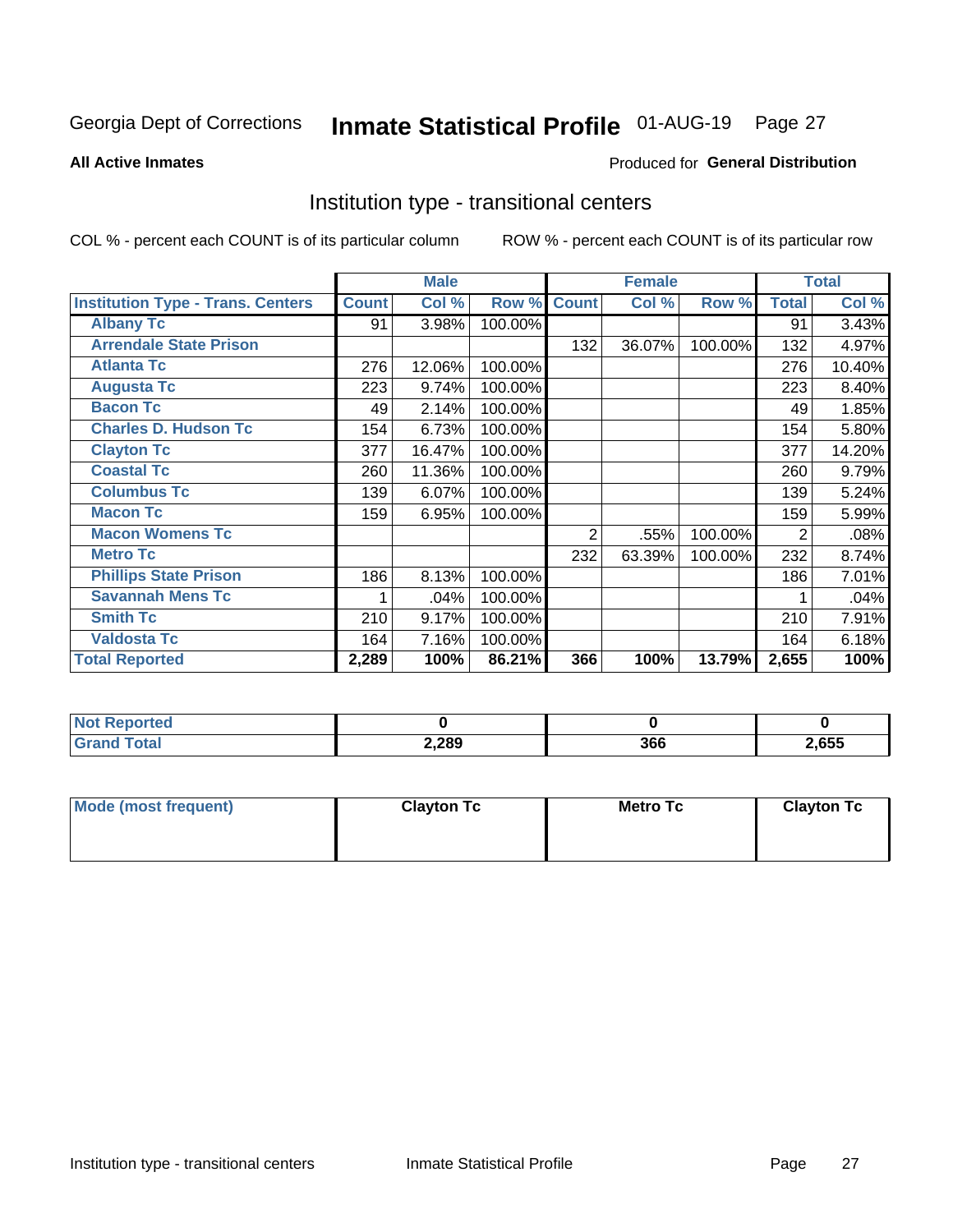Georgia Dept of Corrections **Inmate Statistical Profile** 01-AUG-19 Page 27

**All Active Inmates**

Produced for **General Distribution**

## Institution type - transitional centers

COL % - percent each COUNT is of its particular column

ROW % - percent each COUNT is of its particular row

| | Male | | | Female | | | Total | |
|---|---|---|---|---|---|---|---|---|
| **Institution Type - Trans. Centers** | **Count** | **Col %** | **Row %** | **Count** | **Col %** | **Row %** | **Total** | **Col %** |
| **Albany Tc** | 91 | 3.98% | 100.00% | | | | 91 | 3.43% |
| **Arrendale State Prison** | | | | 132 | 36.07% | 100.00% | 132 | 4.97% |
| **Atlanta Tc** | 276 | 12.06% | 100.00% | | | | 276 | 10.40% |
| **Augusta Tc** | 223 | 9.74% | 100.00% | | | | 223 | 8.40% |
| **Bacon Tc** | 49 | 2.14% | 100.00% | | | | 49 | 1.85% |
| **Charles D. Hudson Tc** | 154 | 6.73% | 100.00% | | | | 154 | 5.80% |
| **Clayton Tc** | 377 | 16.47% | 100.00% | | | | 377 | 14.20% |
| **Coastal Tc** | 260 | 11.36% | 100.00% | | | | 260 | 9.79% |
| **Columbus Tc** | 139 | 6.07% | 100.00% | | | | 139 | 5.24% |
| **Macon Tc** | 159 | 6.95% | 100.00% | | | | 159 | 5.99% |
| **Macon Womens Tc** | | | | 2 | .55% | 100.00% | 2 | .08% |
| **Metro Tc** | | | | 232 | 63.39% | 100.00% | 232 | 8.74% |
| **Phillips State Prison** | 186 | 8.13% | 100.00% | | | | 186 | 7.01% |
| **Savannah Mens Tc** | 1 | .04% | 100.00% | | | | 1 | .04% |
| **Smith Tc** | 210 | 9.17% | 100.00% | | | | 210 | 7.91% |
| **Valdosta Tc** | 164 | 7.16% | 100.00% | | | | 164 | 6.18% |
| **Total Reported** | **2,289** | **100%** | **86.21%** | **366** | **100%** | **13.79%** | **2,655** | **100%** |

| | Male | Female | Total |
|---|---|---|---|
| **Not Reported** | **0** | **0** | **0** |
| **Grand Total** | **2,289** | **366** | **2,655** |

| | Male | Female | Total |
|---|---|---|---|
| **Mode (most frequent)** | **Clayton Tc** | **Metro Tc** | **Clayton Tc** |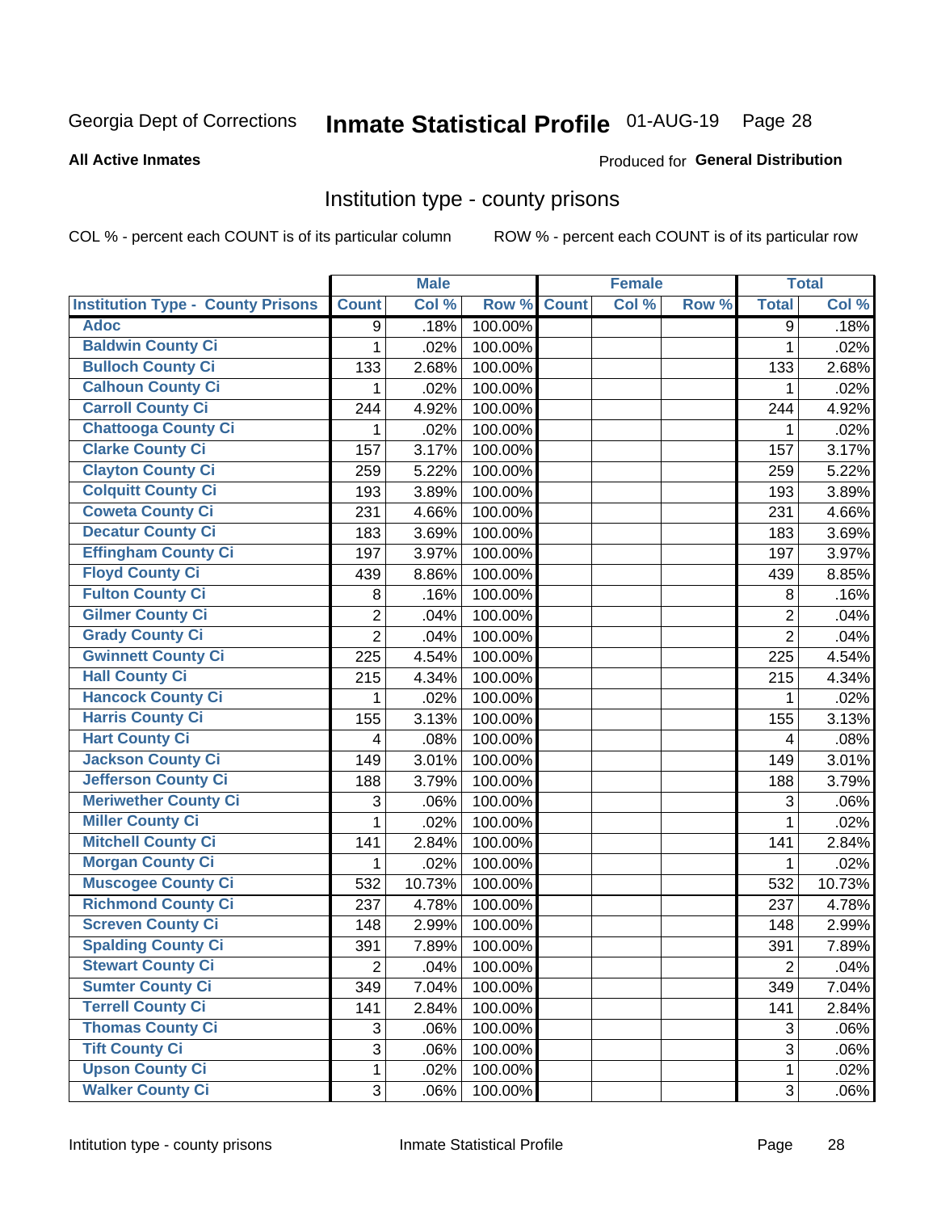Georgia Dept of Corrections **Inmate Statistical Profile** 01-AUG-19

**All Active Inmates**

Produced for **General Distribution**

## Institution type - county prisons

COL % - percent each COUNT is of its particular column

ROW % - percent each COUNT is of its particular row

| Institution Type - County Prisons | Male | | | Female | | | Total | |
|---|---|---|---|---|---|---|---|---|
| | Count | Col % | Row % | Count | Col % | Row % | Total | Col % |
| Adoc | 9 | .18% | 100.00% | | | | 9 | .18% |
| Baldwin County Ci | 1 | .02% | 100.00% | | | | 1 | .02% |
| Bulloch County Ci | 133 | 2.68% | 100.00% | | | | 133 | 2.68% |
| Calhoun County Ci | 1 | .02% | 100.00% | | | | 1 | .02% |
| Carroll County Ci | 244 | 4.92% | 100.00% | | | | 244 | 4.92% |
| Chattooga County Ci | 1 | .02% | 100.00% | | | | 1 | .02% |
| Clarke County Ci | 157 | 3.17% | 100.00% | | | | 157 | 3.17% |
| Clayton County Ci | 259 | 5.22% | 100.00% | | | | 259 | 5.22% |
| Colquitt County Ci | 193 | 3.89% | 100.00% | | | | 193 | 3.89% |
| Coweta County Ci | 231 | 4.66% | 100.00% | | | | 231 | 4.66% |
| Decatur County Ci | 183 | 3.69% | 100.00% | | | | 183 | 3.69% |
| Effingham County Ci | 197 | 3.97% | 100.00% | | | | 197 | 3.97% |
| Floyd County Ci | 439 | 8.86% | 100.00% | | | | 439 | 8.85% |
| Fulton County Ci | 8 | .16% | 100.00% | | | | 8 | .16% |
| Gilmer County Ci | 2 | .04% | 100.00% | | | | 2 | .04% |
| Grady County Ci | 2 | .04% | 100.00% | | | | 2 | .04% |
| Gwinnett County Ci | 225 | 4.54% | 100.00% | | | | 225 | 4.54% |
| Hall County Ci | 215 | 4.34% | 100.00% | | | | 215 | 4.34% |
| Hancock County Ci | 1 | .02% | 100.00% | | | | 1 | .02% |
| Harris County Ci | 155 | 3.13% | 100.00% | | | | 155 | 3.13% |
| Hart County Ci | 4 | .08% | 100.00% | | | | 4 | .08% |
| Jackson County Ci | 149 | 3.01% | 100.00% | | | | 149 | 3.01% |
| Jefferson County Ci | 188 | 3.79% | 100.00% | | | | 188 | 3.79% |
| Meriwether County Ci | 3 | .06% | 100.00% | | | | 3 | .06% |
| Miller County Ci | 1 | .02% | 100.00% | | | | 1 | .02% |
| Mitchell County Ci | 141 | 2.84% | 100.00% | | | | 141 | 2.84% |
| Morgan County Ci | 1 | .02% | 100.00% | | | | 1 | .02% |
| Muscogee County Ci | 532 | 10.73% | 100.00% | | | | 532 | 10.73% |
| Richmond County Ci | 237 | 4.78% | 100.00% | | | | 237 | 4.78% |
| Screven County Ci | 148 | 2.99% | 100.00% | | | | 148 | 2.99% |
| Spalding County Ci | 391 | 7.89% | 100.00% | | | | 391 | 7.89% |
| Stewart County Ci | 2 | .04% | 100.00% | | | | 2 | .04% |
| Sumter County Ci | 349 | 7.04% | 100.00% | | | | 349 | 7.04% |
| Terrell County Ci | 141 | 2.84% | 100.00% | | | | 141 | 2.84% |
| Thomas County Ci | 3 | .06% | 100.00% | | | | 3 | .06% |
| Tift County Ci | 3 | .06% | 100.00% | | | | 3 | .06% |
| Upson County Ci | 1 | .02% | 100.00% | | | | 1 | .02% |
| Walker County Ci | 3 | .06% | 100.00% | | | | 3 | .06% |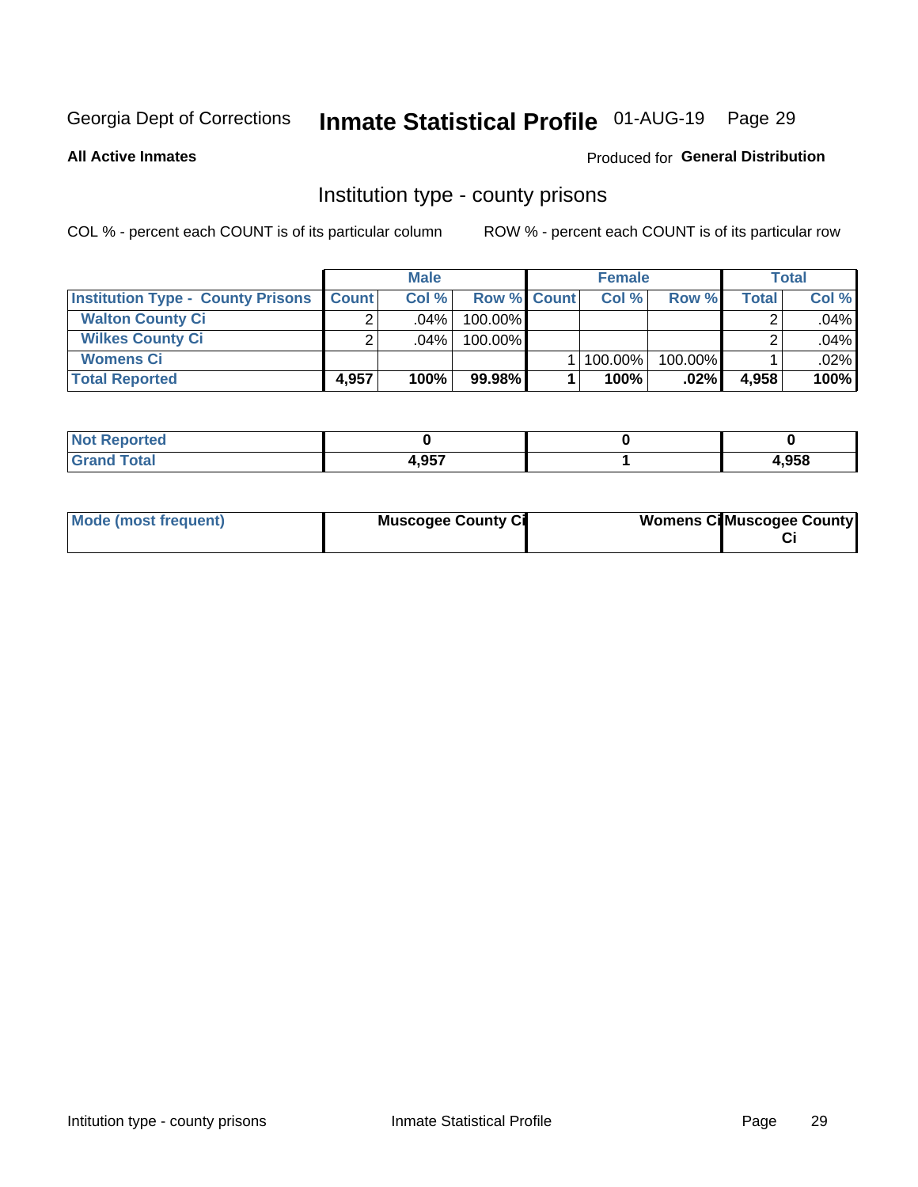Georgia Dept of Corrections **Inmate Statistical Profile** 01-AUG-19 Page 29

**All Active Inmates**

Produced for **General Distribution**

## Institution type - county prisons

COL % - percent each COUNT is of its particular column

ROW % - percent each COUNT is of its particular row

| | Male | | | Female | | | Total | |
|---|---|---|---|---|---|---|---|---|
| **Institution Type - County Prisons** | **Count** | **Col %** | **Row %** | **Count** | **Col %** | **Row %** | **Total** | **Col %** |
| **Walton County Ci** | 2 | .04% | 100.00% | | | | 2 | .04% |
| **Wilkes County Ci** | 2 | .04% | 100.00% | | | | 2 | .04% |
| **Womens Ci** | | | | 1 | 100.00% | 100.00% | 1 | .02% |
| **Total Reported** | **4,957** | **100%** | **99.98%** | **1** | **100%** | **.02%** | **4,958** | **100%** |

| | Male | Female | Total |
|---|---|---|---|
| **Not Reported** | **0** | **0** | **0** |
| **Grand Total** | **4,957** | **1** | **4,958** |

| | Male | Female | Total |
|---|---|---|---|
| **Mode (most frequent)** | **Muscogee County Ci** | **Womens Ci** | **Muscogee County Ci** |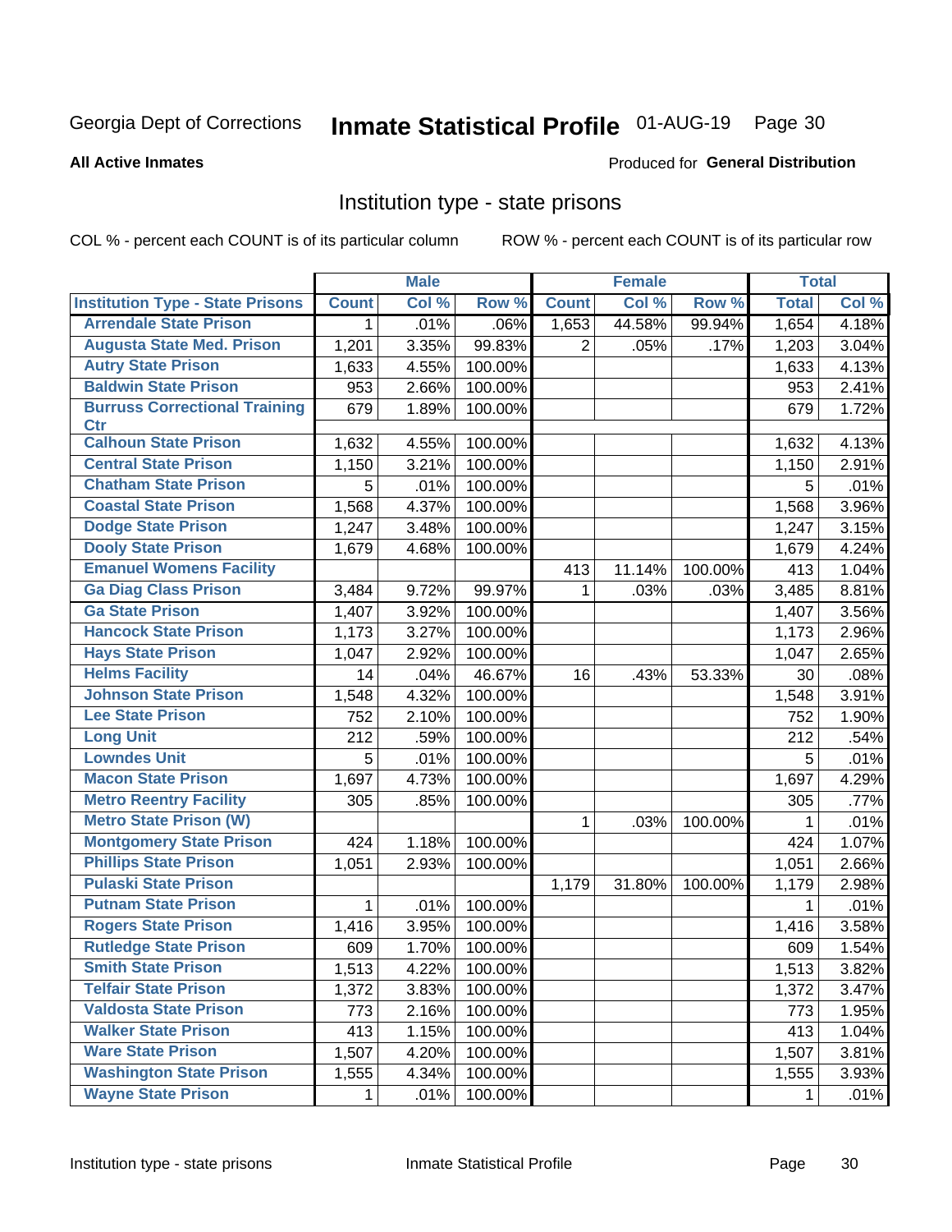Georgia Dept of Corrections

# Inmate Statistical Profile 01-AUG-19

**All Active Inmates**

Produced for **General Distribution**

## Institution type - state prisons

COL % - percent each COUNT is of its particular column

ROW % - percent each COUNT is of its particular row

| | Male | | | Female | | | Total | |
|---|---|---|---|---|---|---|---|---|
| **Institution Type - State Prisons** | **Count** | **Col %** | **Row %** | **Count** | **Col %** | **Row %** | **Total** | **Col %** |
| **Arrendale State Prison** | 1 | .01% | .06% | 1,653 | 44.58% | 99.94% | 1,654 | 4.18% |
| **Augusta State Med. Prison** | 1,201 | 3.35% | 99.83% | 2 | .05% | .17% | 1,203 | 3.04% |
| **Autry State Prison** | 1,633 | 4.55% | 100.00% | | | | 1,633 | 4.13% |
| **Baldwin State Prison** | 953 | 2.66% | 100.00% | | | | 953 | 2.41% |
| **Burruss Correctional Training Ctr** | 679 | 1.89% | 100.00% | | | | 679 | 1.72% |
| **Calhoun State Prison** | 1,632 | 4.55% | 100.00% | | | | 1,632 | 4.13% |
| **Central State Prison** | 1,150 | 3.21% | 100.00% | | | | 1,150 | 2.91% |
| **Chatham State Prison** | 5 | .01% | 100.00% | | | | 5 | .01% |
| **Coastal State Prison** | 1,568 | 4.37% | 100.00% | | | | 1,568 | 3.96% |
| **Dodge State Prison** | 1,247 | 3.48% | 100.00% | | | | 1,247 | 3.15% |
| **Dooly State Prison** | 1,679 | 4.68% | 100.00% | | | | 1,679 | 4.24% |
| **Emanuel Womens Facility** | | | | 413 | 11.14% | 100.00% | 413 | 1.04% |
| **Ga Diag Class Prison** | 3,484 | 9.72% | 99.97% | 1 | .03% | .03% | 3,485 | 8.81% |
| **Ga State Prison** | 1,407 | 3.92% | 100.00% | | | | 1,407 | 3.56% |
| **Hancock State Prison** | 1,173 | 3.27% | 100.00% | | | | 1,173 | 2.96% |
| **Hays State Prison** | 1,047 | 2.92% | 100.00% | | | | 1,047 | 2.65% |
| **Helms Facility** | 14 | .04% | 46.67% | 16 | .43% | 53.33% | 30 | .08% |
| **Johnson State Prison** | 1,548 | 4.32% | 100.00% | | | | 1,548 | 3.91% |
| **Lee State Prison** | 752 | 2.10% | 100.00% | | | | 752 | 1.90% |
| **Long Unit** | 212 | .59% | 100.00% | | | | 212 | .54% |
| **Lowndes Unit** | 5 | .01% | 100.00% | | | | 5 | .01% |
| **Macon State Prison** | 1,697 | 4.73% | 100.00% | | | | 1,697 | 4.29% |
| **Metro Reentry Facility** | 305 | .85% | 100.00% | | | | 305 | .77% |
| **Metro State Prison (W)** | | | | 1 | .03% | 100.00% | 1 | .01% |
| **Montgomery State Prison** | 424 | 1.18% | 100.00% | | | | 424 | 1.07% |
| **Phillips State Prison** | 1,051 | 2.93% | 100.00% | | | | 1,051 | 2.66% |
| **Pulaski State Prison** | | | | 1,179 | 31.80% | 100.00% | 1,179 | 2.98% |
| **Putnam State Prison** | 1 | .01% | 100.00% | | | | 1 | .01% |
| **Rogers State Prison** | 1,416 | 3.95% | 100.00% | | | | 1,416 | 3.58% |
| **Rutledge State Prison** | 609 | 1.70% | 100.00% | | | | 609 | 1.54% |
| **Smith State Prison** | 1,513 | 4.22% | 100.00% | | | | 1,513 | 3.82% |
| **Telfair State Prison** | 1,372 | 3.83% | 100.00% | | | | 1,372 | 3.47% |
| **Valdosta State Prison** | 773 | 2.16% | 100.00% | | | | 773 | 1.95% |
| **Walker State Prison** | 413 | 1.15% | 100.00% | | | | 413 | 1.04% |
| **Ware State Prison** | 1,507 | 4.20% | 100.00% | | | | 1,507 | 3.81% |
| **Washington State Prison** | 1,555 | 4.34% | 100.00% | | | | 1,555 | 3.93% |
| **Wayne State Prison** | 1 | .01% | 100.00% | | | | 1 | .01% |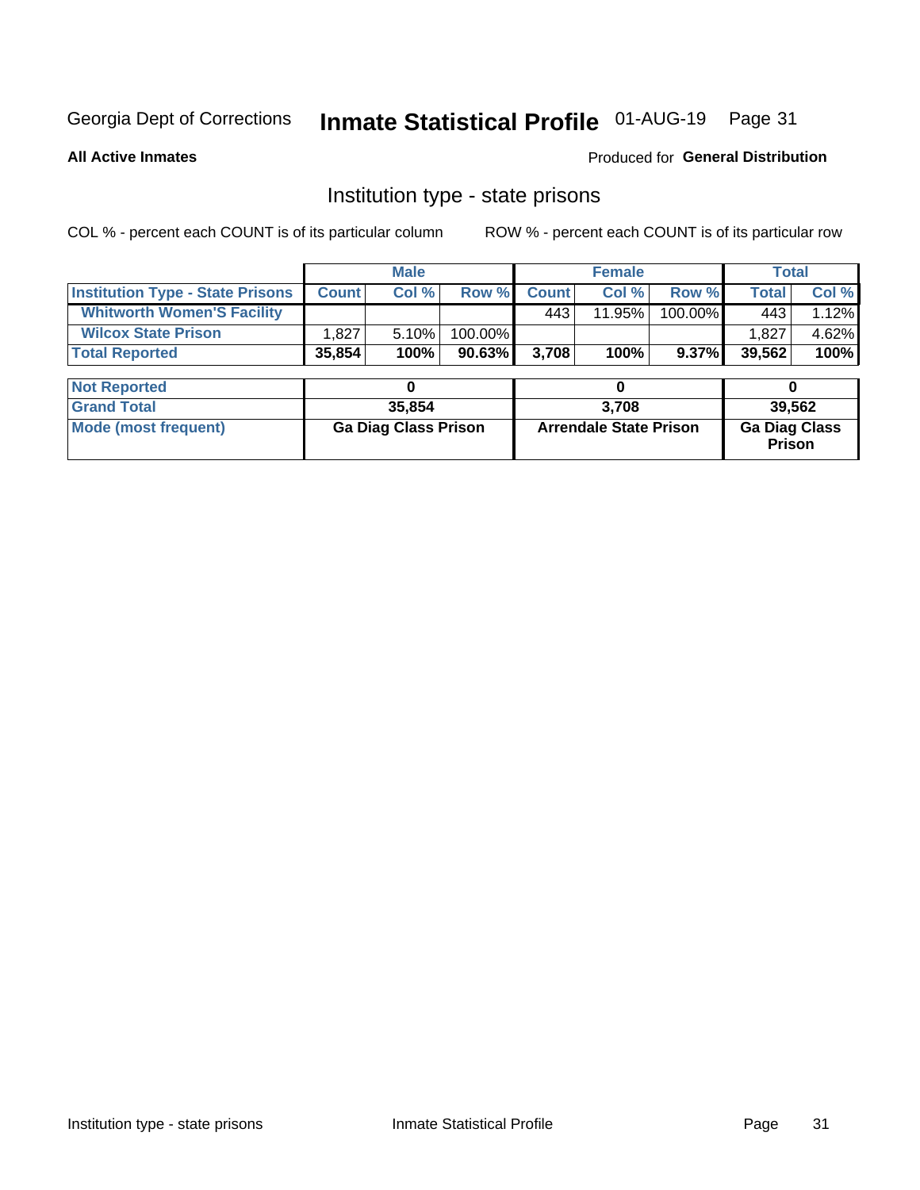Georgia Dept of Corrections **Inmate Statistical Profile** 01-AUG-19

**All Active Inmates**

Produced for **General Distribution**

## Institution type - state prisons

COL % - percent each COUNT is of its particular column ROW % - percent each COUNT is of its particular row

| | Male | | | Female | | | Total | |
|---|---|---|---|---|---|---|---|---|
| **Institution Type - State Prisons** | **Count** | **Col %** | **Row %** | **Count** | **Col %** | **Row %** | **Total** | **Col %** |
| **Whitworth Women'S Facility** | | | | 443 | 11.95% | 100.00% | 443 | 1.12% |
| **Wilcox State Prison** | 1,827 | 5.10% | 100.00% | | | | 1,827 | 4.62% |
| **Total Reported** | **35,854** | **100%** | **90.63%** | **3,708** | **100%** | **9.37%** | **39,562** | **100%** |

| | Male | Female | Total |
|---|---|---|---|
| **Not Reported** | 0 | 0 | 0 |
| **Grand Total** | 35,854 | 3,708 | 39,562 |
| **Mode (most frequent)** | Ga Diag Class Prison | Arrendale State Prison | Ga Diag Class Prison |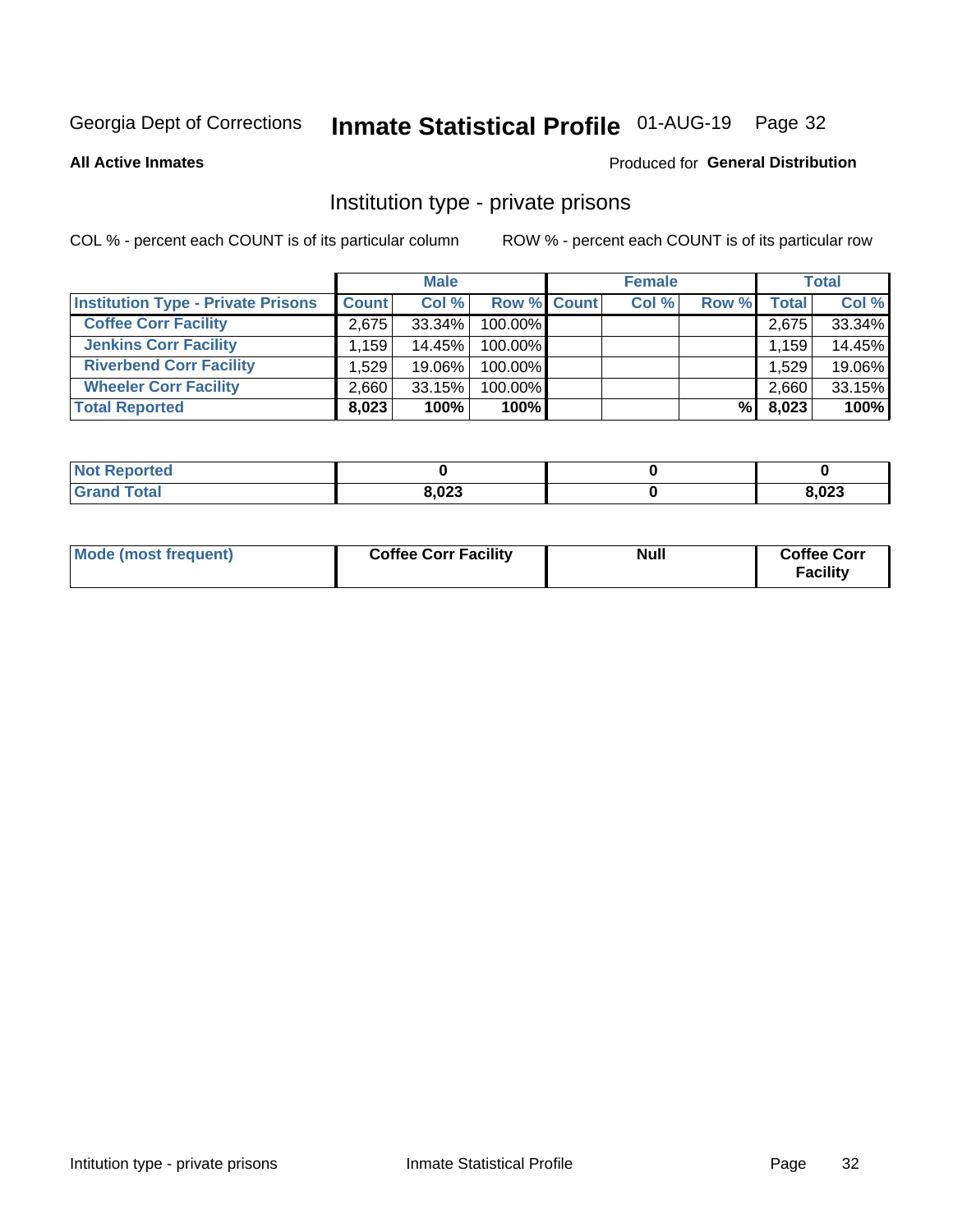Georgia Dept of Corrections **Inmate Statistical Profile** 01-AUG-19

**All Active Inmates**

Produced for **General Distribution**

## Institution type - private prisons

COL % - percent each COUNT is of its particular column

ROW % - percent each COUNT is of its particular row

| | Male | | | Female | | | Total | |
|---|---|---|---|---|---|---|---|---|
| **Institution Type - Private Prisons** | **Count** | **Col %** | **Row %** | **Count** | **Col %** | **Row %** | **Total** | **Col %** |
| **Coffee Corr Facility** | 2,675 | 33.34% | 100.00% | | | | 2,675 | 33.34% |
| **Jenkins Corr Facility** | 1,159 | 14.45% | 100.00% | | | | 1,159 | 14.45% |
| **Riverbend Corr Facility** | 1,529 | 19.06% | 100.00% | | | | 1,529 | 19.06% |
| **Wheeler Corr Facility** | 2,660 | 33.15% | 100.00% | | | | 2,660 | 33.15% |
| **Total Reported** | **8,023** | **100%** | **100%** | | | **%** | **8,023** | **100%** |

| | Male | Female | Total |
|---|---|---|---|
| **Not Reported** | **0** | **0** | **0** |
| **Grand Total** | **8,023** | **0** | **8,023** |

| | Male | Female | Total |
|---|---|---|---|
| **Mode (most frequent)** | **Coffee Corr Facility** | **Null** | **Coffee Corr Facility** |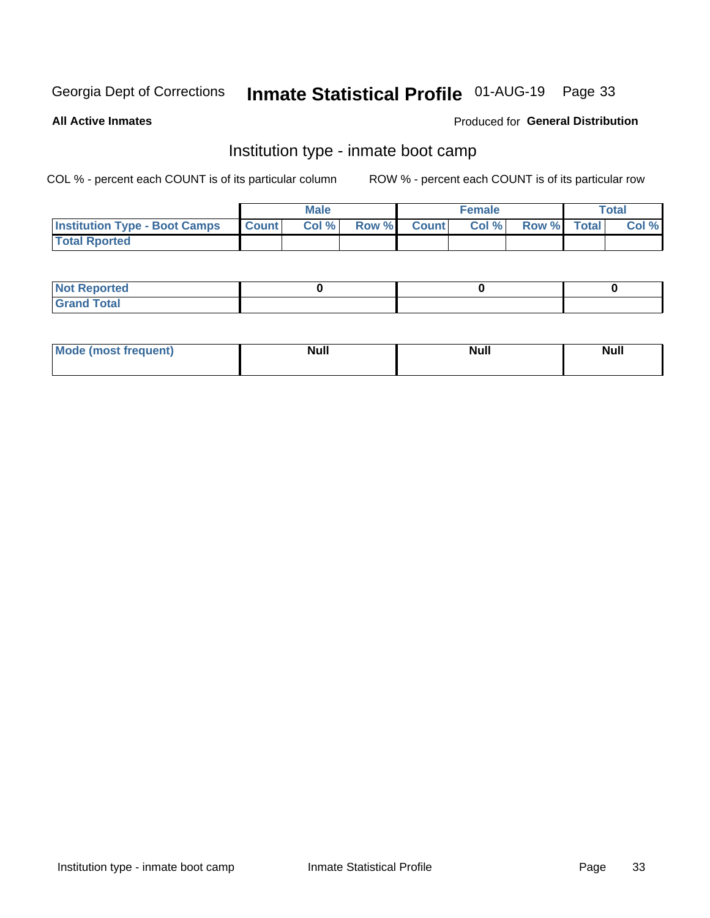Georgia Dept of Corrections **Inmate Statistical Profile** 01-AUG-19

**All Active Inmates**

Produced for **General Distribution**

## Institution type - inmate boot camp

COL % - percent each COUNT is of its particular column

ROW % - percent each COUNT is of its particular row

| | Male | | | Female | | | Total | |
|---|---|---|---|---|---|---|---|---|
| **Institution Type - Boot Camps** | **Count** | **Col %** | **Row %** | **Count** | **Col %** | **Row %** | **Total** | **Col %** |
| **Total Rported** | | | | | | | | |

| | Male | Female | Total |
|---|---|---|---|
| **Not Reported** | 0 | 0 | 0 |
| **Grand Total** | | | |

| | Male | Female | Total |
|---|---|---|---|
| **Mode (most frequent)** | **Null** | **Null** | **Null** |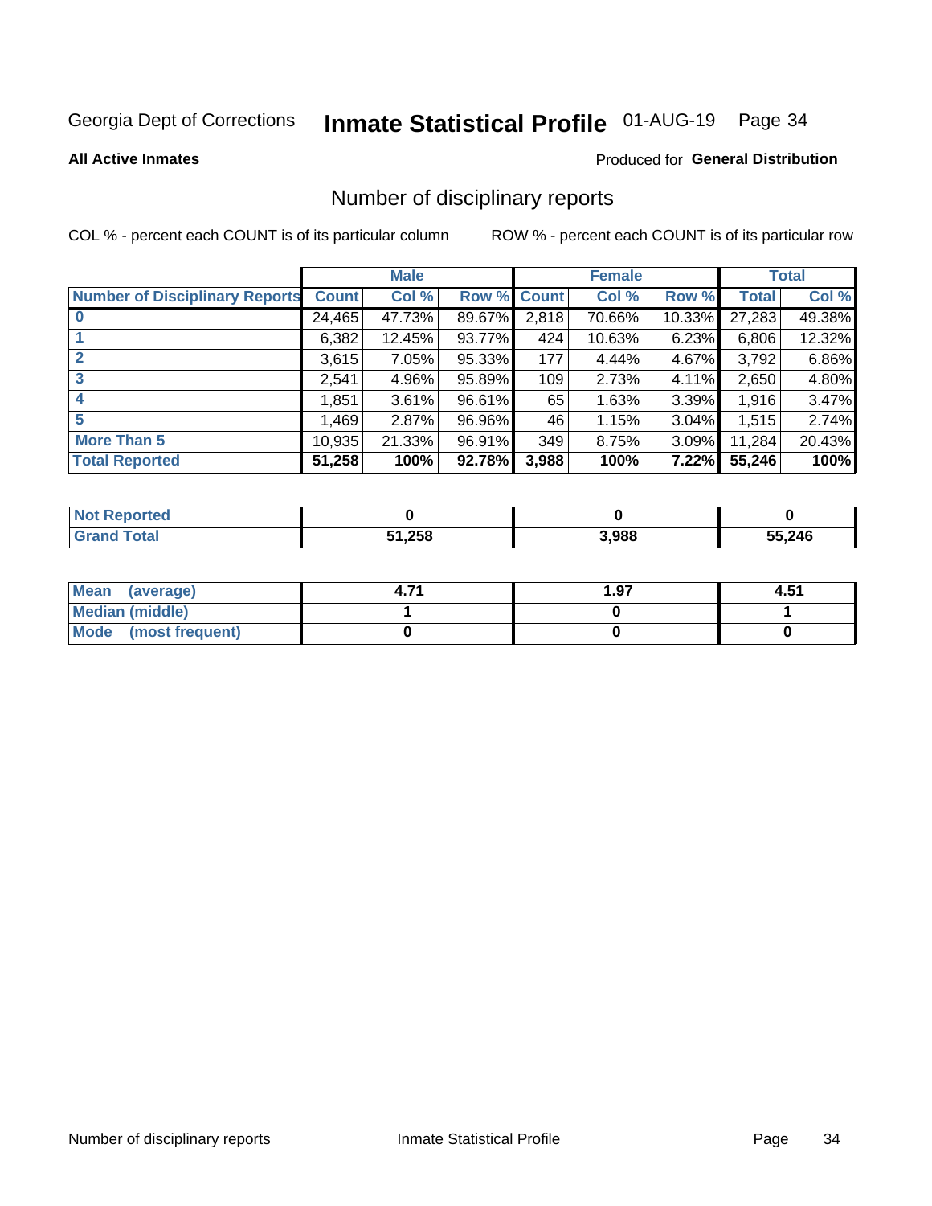Georgia Dept of Corrections **Inmate Statistical Profile** 01-AUG-19

**All Active Inmates**

Produced for **General Distribution**

## Number of disciplinary reports

COL % - percent each COUNT is of its particular column ROW % - percent each COUNT is of its particular row

| | Male | | | Female | | | Total | |
|---|---|---|---|---|---|---|---|---|
| **Number of Disciplinary Reports** | **Count** | **Col %** | **Row %** | **Count** | **Col %** | **Row %** | **Total** | **Col %** |
| **0** | 24,465 | 47.73% | 89.67% | 2,818 | 70.66% | 10.33% | 27,283 | 49.38% |
| **1** | 6,382 | 12.45% | 93.77% | 424 | 10.63% | 6.23% | 6,806 | 12.32% |
| **2** | 3,615 | 7.05% | 95.33% | 177 | 4.44% | 4.67% | 3,792 | 6.86% |
| **3** | 2,541 | 4.96% | 95.89% | 109 | 2.73% | 4.11% | 2,650 | 4.80% |
| **4** | 1,851 | 3.61% | 96.61% | 65 | 1.63% | 3.39% | 1,916 | 3.47% |
| **5** | 1,469 | 2.87% | 96.96% | 46 | 1.15% | 3.04% | 1,515 | 2.74% |
| **More Than 5** | 10,935 | 21.33% | 96.91% | 349 | 8.75% | 3.09% | 11,284 | 20.43% |
| **Total Reported** | **51,258** | **100%** | **92.78%** | **3,988** | **100%** | **7.22%** | **55,246** | **100%** |

| | Male | Female | Total |
|---|---|---|---|
| **Not Reported** | **0** | **0** | **0** |
| **Grand Total** | **51,258** | **3,988** | **55,246** |

| | Male | Female | Total |
|---|---|---|---|
| **Mean (average)** | **4.71** | **1.97** | **4.51** |
| **Median (middle)** | **1** | **0** | **1** |
| **Mode (most frequent)** | **0** | **0** | **0** |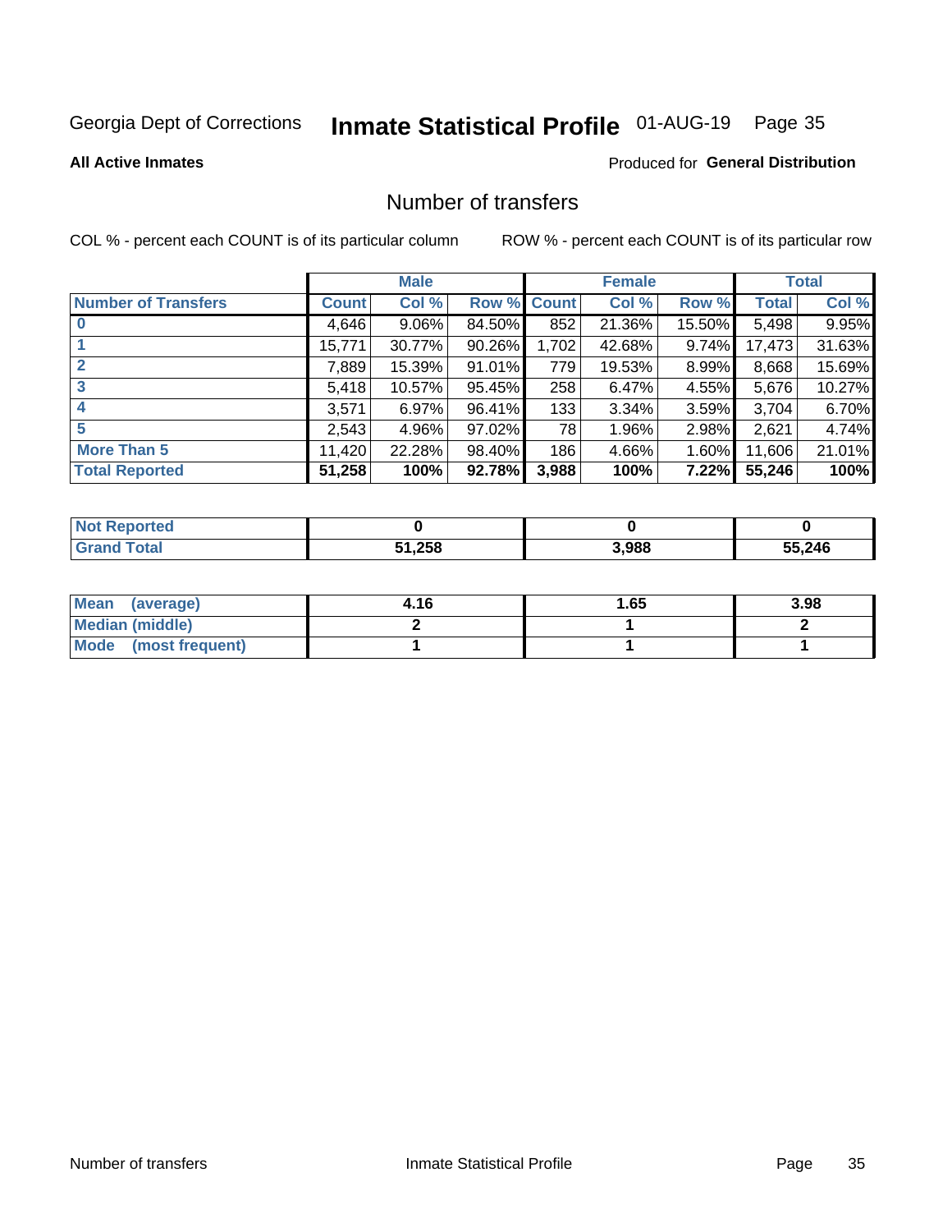Georgia Dept of Corrections **Inmate Statistical Profile** 01-AUG-19 Page 35

**All Active Inmates**

Produced for **General Distribution**

## Number of transfers

COL % - percent each COUNT is of its particular column

ROW % - percent each COUNT is of its particular row

| | Male | | | Female | | | Total | |
|---|---|---|---|---|---|---|---|---|
| **Number of Transfers** | **Count** | **Col %** | **Row %** | **Count** | **Col %** | **Row %** | **Total** | **Col %** |
| **0** | 4,646 | 9.06% | 84.50% | 852 | 21.36% | 15.50% | 5,498 | 9.95% |
| **1** | 15,771 | 30.77% | 90.26% | 1,702 | 42.68% | 9.74% | 17,473 | 31.63% |
| **2** | 7,889 | 15.39% | 91.01% | 779 | 19.53% | 8.99% | 8,668 | 15.69% |
| **3** | 5,418 | 10.57% | 95.45% | 258 | 6.47% | 4.55% | 5,676 | 10.27% |
| **4** | 3,571 | 6.97% | 96.41% | 133 | 3.34% | 3.59% | 3,704 | 6.70% |
| **5** | 2,543 | 4.96% | 97.02% | 78 | 1.96% | 2.98% | 2,621 | 4.74% |
| **More Than 5** | 11,420 | 22.28% | 98.40% | 186 | 4.66% | 1.60% | 11,606 | 21.01% |
| **Total Reported** | **51,258** | **100%** | **92.78%** | **3,988** | **100%** | **7.22%** | **55,246** | **100%** |

| | Male | Female | Total |
|---|---|---|---|
| **Not Reported** | **0** | **0** | **0** |
| **Grand Total** | **51,258** | **3,988** | **55,246** |

| | Male | Female | Total |
|---|---|---|---|
| **Mean (average)** | **4.16** | **1.65** | **3.98** |
| **Median (middle)** | **2** | **1** | **2** |
| **Mode (most frequent)** | **1** | **1** | **1** |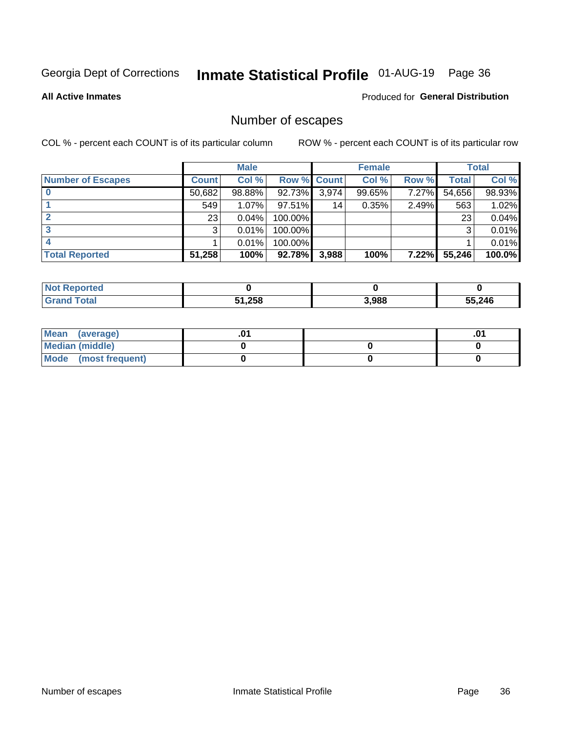Georgia Dept of Corrections **Inmate Statistical Profile** 01-AUG-19

**All Active Inmates**

Produced for **General Distribution**

## Number of escapes

COL % - percent each COUNT is of its particular column

ROW % - percent each COUNT is of its particular row

| | Male | | | Female | | | Total | |
|---|---|---|---|---|---|---|---|---|
| **Number of Escapes** | **Count** | **Col %** | **Row %** | **Count** | **Col %** | **Row %** | **Total** | **Col %** |
| **0** | 50,682 | 98.88% | 92.73% | 3,974 | 99.65% | 7.27% | 54,656 | 98.93% |
| **1** | 549 | 1.07% | 97.51% | 14 | 0.35% | 2.49% | 563 | 1.02% |
| **2** | 23 | 0.04% | 100.00% | | | | 23 | 0.04% |
| **3** | 3 | 0.01% | 100.00% | | | | 3 | 0.01% |
| **4** | 1 | 0.01% | 100.00% | | | | 1 | 0.01% |
| **Total Reported** | **51,258** | **100%** | **92.78%** | **3,988** | **100%** | **7.22%** | **55,246** | **100.0%** |

| | Male | Female | Total |
|---|---|---|---|
| **Not Reported** | **0** | **0** | **0** |
| **Grand Total** | **51,258** | **3,988** | **55,246** |

| | Male | Female | Total |
|---|---|---|---|
| **Mean (average)** | **.01** | | **.01** |
| **Median (middle)** | **0** | **0** | **0** |
| **Mode (most frequent)** | **0** | **0** | **0** |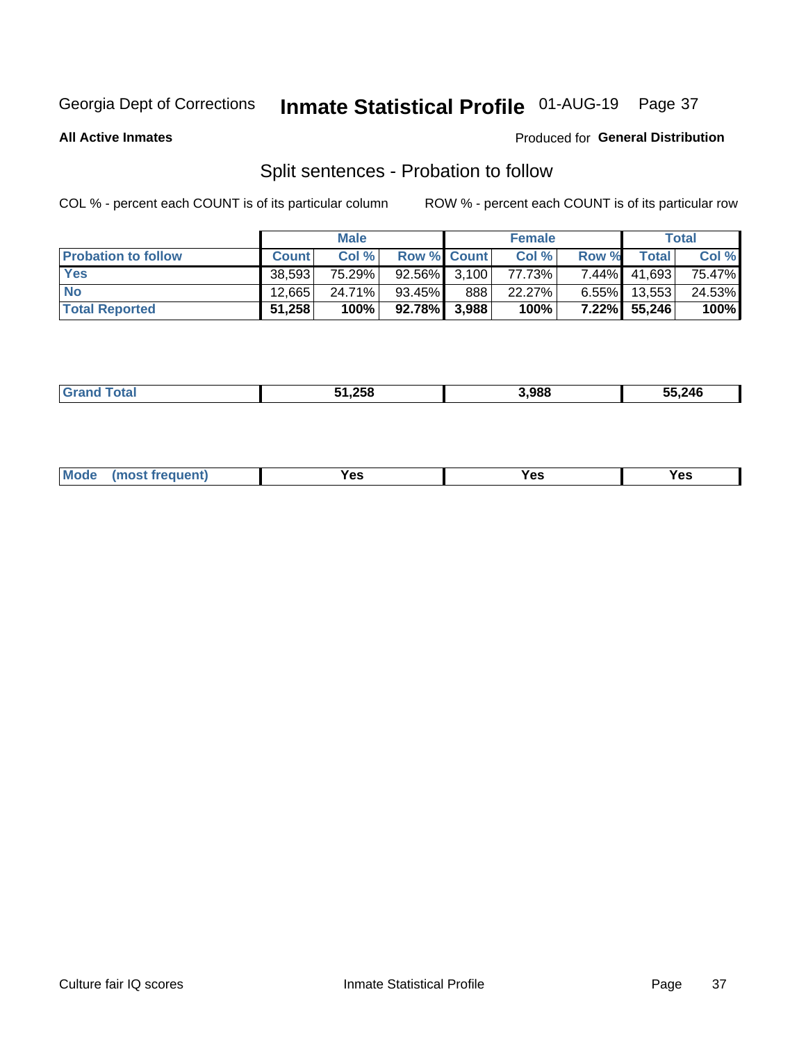Georgia Dept of Corrections **Inmate Statistical Profile** 01-AUG-19

**All Active Inmates**

Produced for **General Distribution**

## Split sentences - Probation to follow

COL % - percent each COUNT is of its particular column

ROW % - percent each COUNT is of its particular row

| | Male | | | Female | | | Total | |
|---|---|---|---|---|---|---|---|---|
| **Probation to follow** | **Count** | **Col %** | **Row %** | **Count** | **Col %** | **Row %** | **Total** | **Col %** |
| **Yes** | 38,593 | 75.29% | 92.56% | 3,100 | 77.73% | 7.44% | 41,693 | 75.47% |
| **No** | 12,665 | 24.71% | 93.45% | 888 | 22.27% | 6.55% | 13,553 | 24.53% |
| **Total Reported** | **51,258** | **100%** | **92.78%** | **3,988** | **100%** | **7.22%** | **55,246** | **100%** |

| | Male | Female | Total |
|---|---|---|---|
| **Grand Total** | **51,258** | **3,988** | **55,246** |

| | Male | Female | Total |
|---|---|---|---|
| **Mode (most frequent)** | **Yes** | **Yes** | **Yes** |

Culture fair IQ scores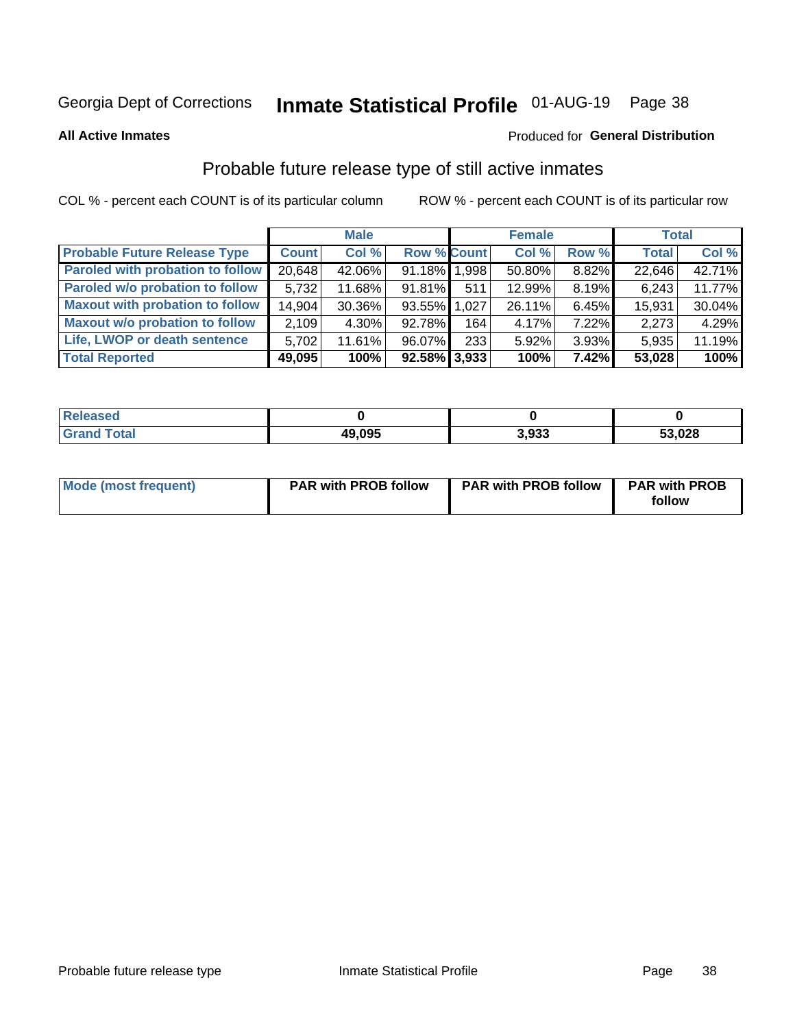Georgia Dept of Corrections **Inmate Statistical Profile** 01-AUG-19

**All Active Inmates**

Produced for **General Distribution**

## Probable future release type of still active inmates

COL % - percent each COUNT is of its particular column ROW % - percent each COUNT is of its particular row

| | Male | | | Female | | | Total | |
|---|---|---|---|---|---|---|---|---|
| **Probable Future Release Type** | **Count** | **Col %** | **Row %** | **Count** | **Col %** | **Row %** | **Total** | **Col %** |
| Paroled with probation to follow | 20,648 | 42.06% | 91.18% | 1,998 | 50.80% | 8.82% | 22,646 | 42.71% |
| Paroled w/o probation to follow | 5,732 | 11.68% | 91.81% | 511 | 12.99% | 8.19% | 6,243 | 11.77% |
| Maxout with probation to follow | 14,904 | 30.36% | 93.55% | 1,027 | 26.11% | 6.45% | 15,931 | 30.04% |
| Maxout w/o probation to follow | 2,109 | 4.30% | 92.78% | 164 | 4.17% | 7.22% | 2,273 | 4.29% |
| Life, LWOP or death sentence | 5,702 | 11.61% | 96.07% | 233 | 5.92% | 3.93% | 5,935 | 11.19% |
| **Total Reported** | **49,095** | **100%** | **92.58%** | **3,933** | **100%** | **7.42%** | **53,028** | **100%** |

| | Male | Female | Total |
|---|---|---|---|
| Released | 0 | 0 | 0 |
| Grand Total | 49,095 | 3,933 | 53,028 |

| | Male | Female | Total |
|---|---|---|---|
| Mode (most frequent) | PAR with PROB follow | PAR with PROB follow | PAR with PROB follow |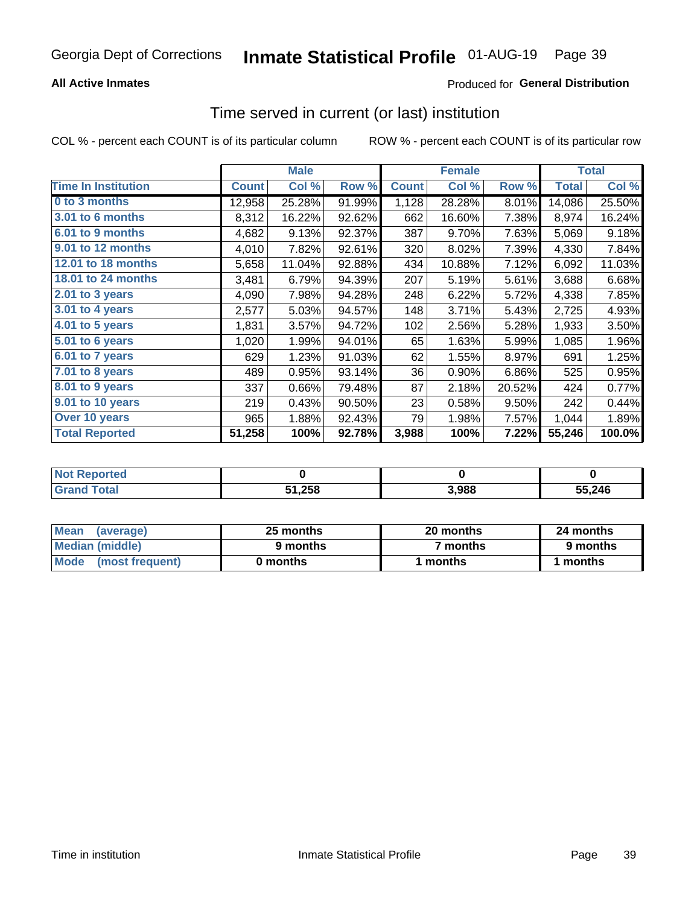Georgia Dept of Corrections **Inmate Statistical Profile** 01-AUG-19

**All Active Inmates**

Produced for **General Distribution**

## Time served in current (or last) institution

COL % - percent each COUNT is of its particular column

ROW % - percent each COUNT is of its particular row

| | Male | | | Female | | | Total | |
|---|---|---|---|---|---|---|---|---|
| **Time In Institution** | **Count** | **Col %** | **Row %** | **Count** | **Col %** | **Row %** | **Total** | **Col %** |
| **0 to 3 months** | 12,958 | 25.28% | 91.99% | 1,128 | 28.28% | 8.01% | 14,086 | 25.50% |
| **3.01 to 6 months** | 8,312 | 16.22% | 92.62% | 662 | 16.60% | 7.38% | 8,974 | 16.24% |
| **6.01 to 9 months** | 4,682 | 9.13% | 92.37% | 387 | 9.70% | 7.63% | 5,069 | 9.18% |
| **9.01 to 12 months** | 4,010 | 7.82% | 92.61% | 320 | 8.02% | 7.39% | 4,330 | 7.84% |
| **12.01 to 18 months** | 5,658 | 11.04% | 92.88% | 434 | 10.88% | 7.12% | 6,092 | 11.03% |
| **18.01 to 24 months** | 3,481 | 6.79% | 94.39% | 207 | 5.19% | 5.61% | 3,688 | 6.68% |
| **2.01 to 3 years** | 4,090 | 7.98% | 94.28% | 248 | 6.22% | 5.72% | 4,338 | 7.85% |
| **3.01 to 4 years** | 2,577 | 5.03% | 94.57% | 148 | 3.71% | 5.43% | 2,725 | 4.93% |
| **4.01 to 5 years** | 1,831 | 3.57% | 94.72% | 102 | 2.56% | 5.28% | 1,933 | 3.50% |
| **5.01 to 6 years** | 1,020 | 1.99% | 94.01% | 65 | 1.63% | 5.99% | 1,085 | 1.96% |
| **6.01 to 7 years** | 629 | 1.23% | 91.03% | 62 | 1.55% | 8.97% | 691 | 1.25% |
| **7.01 to 8 years** | 489 | 0.95% | 93.14% | 36 | 0.90% | 6.86% | 525 | 0.95% |
| **8.01 to 9 years** | 337 | 0.66% | 79.48% | 87 | 2.18% | 20.52% | 424 | 0.77% |
| **9.01 to 10 years** | 219 | 0.43% | 90.50% | 23 | 0.58% | 9.50% | 242 | 0.44% |
| **Over 10 years** | 965 | 1.88% | 92.43% | 79 | 1.98% | 7.57% | 1,044 | 1.89% |
| **Total Reported** | **51,258** | **100%** | **92.78%** | **3,988** | **100%** | **7.22%** | **55,246** | **100.0%** |

| | Male | Female | Total |
|---|---|---|---|
| **Not Reported** | **0** | **0** | **0** |
| **Grand Total** | **51,258** | **3,988** | **55,246** |

| | Male | Female | Total |
|---|---|---|---|
| **Mean (average)** | **25 months** | **20 months** | **24 months** |
| **Median (middle)** | **9 months** | **7 months** | **9 months** |
| **Mode (most frequent)** | **0 months** | **1 months** | **1 months** |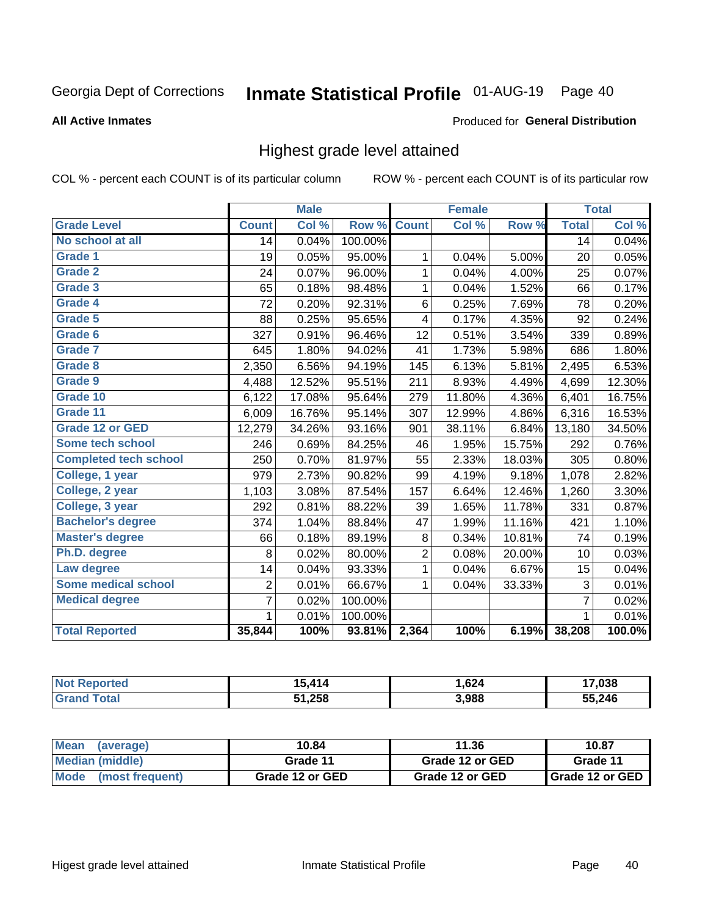Georgia Dept of Corrections **Inmate Statistical Profile** 01-AUG-19 Page 40

**All Active Inmates**

Produced for **General Distribution**

## Highest grade level attained

COL % - percent each COUNT is of its particular column

ROW % - percent each COUNT is of its particular row

| | Male | | | Female | | | Total | |
|---|---|---|---|---|---|---|---|---|
| **Grade Level** | **Count** | **Col %** | **Row %** | **Count** | **Col %** | **Row %** | **Total** | **Col %** |
| **No school at all** | 14 | 0.04% | 100.00% | | | | 14 | 0.04% |
| **Grade 1** | 19 | 0.05% | 95.00% | 1 | 0.04% | 5.00% | 20 | 0.05% |
| **Grade 2** | 24 | 0.07% | 96.00% | 1 | 0.04% | 4.00% | 25 | 0.07% |
| **Grade 3** | 65 | 0.18% | 98.48% | 1 | 0.04% | 1.52% | 66 | 0.17% |
| **Grade 4** | 72 | 0.20% | 92.31% | 6 | 0.25% | 7.69% | 78 | 0.20% |
| **Grade 5** | 88 | 0.25% | 95.65% | 4 | 0.17% | 4.35% | 92 | 0.24% |
| **Grade 6** | 327 | 0.91% | 96.46% | 12 | 0.51% | 3.54% | 339 | 0.89% |
| **Grade 7** | 645 | 1.80% | 94.02% | 41 | 1.73% | 5.98% | 686 | 1.80% |
| **Grade 8** | 2,350 | 6.56% | 94.19% | 145 | 6.13% | 5.81% | 2,495 | 6.53% |
| **Grade 9** | 4,488 | 12.52% | 95.51% | 211 | 8.93% | 4.49% | 4,699 | 12.30% |
| **Grade 10** | 6,122 | 17.08% | 95.64% | 279 | 11.80% | 4.36% | 6,401 | 16.75% |
| **Grade 11** | 6,009 | 16.76% | 95.14% | 307 | 12.99% | 4.86% | 6,316 | 16.53% |
| **Grade 12 or GED** | 12,279 | 34.26% | 93.16% | 901 | 38.11% | 6.84% | 13,180 | 34.50% |
| **Some tech school** | 246 | 0.69% | 84.25% | 46 | 1.95% | 15.75% | 292 | 0.76% |
| **Completed tech school** | 250 | 0.70% | 81.97% | 55 | 2.33% | 18.03% | 305 | 0.80% |
| **College, 1 year** | 979 | 2.73% | 90.82% | 99 | 4.19% | 9.18% | 1,078 | 2.82% |
| **College, 2 year** | 1,103 | 3.08% | 87.54% | 157 | 6.64% | 12.46% | 1,260 | 3.30% |
| **College, 3 year** | 292 | 0.81% | 88.22% | 39 | 1.65% | 11.78% | 331 | 0.87% |
| **Bachelor's degree** | 374 | 1.04% | 88.84% | 47 | 1.99% | 11.16% | 421 | 1.10% |
| **Master's degree** | 66 | 0.18% | 89.19% | 8 | 0.34% | 10.81% | 74 | 0.19% |
| **Ph.D. degree** | 8 | 0.02% | 80.00% | 2 | 0.08% | 20.00% | 10 | 0.03% |
| **Law degree** | 14 | 0.04% | 93.33% | 1 | 0.04% | 6.67% | 15 | 0.04% |
| **Some medical school** | 2 | 0.01% | 66.67% | 1 | 0.04% | 33.33% | 3 | 0.01% |
| **Medical degree** | 7 | 0.02% | 100.00% | | | | 7 | 0.02% |
| | 1 | 0.01% | 100.00% | | | | 1 | 0.01% |
| **Total Reported** | **35,844** | **100%** | **93.81%** | **2,364** | **100%** | **6.19%** | **38,208** | **100.0%** |

| | Male | Female | Total |
|---|---|---|---|
| **Not Reported** | **15,414** | **1,624** | **17,038** |
| **Grand Total** | **51,258** | **3,988** | **55,246** |

| | Male | Female | Total |
|---|---|---|---|
| **Mean (average)** | **10.84** | **11.36** | **10.87** |
| **Median (middle)** | **Grade 11** | **Grade 12 or GED** | **Grade 11** |
| **Mode (most frequent)** | **Grade 12 or GED** | **Grade 12 or GED** | **Grade 12 or GED** |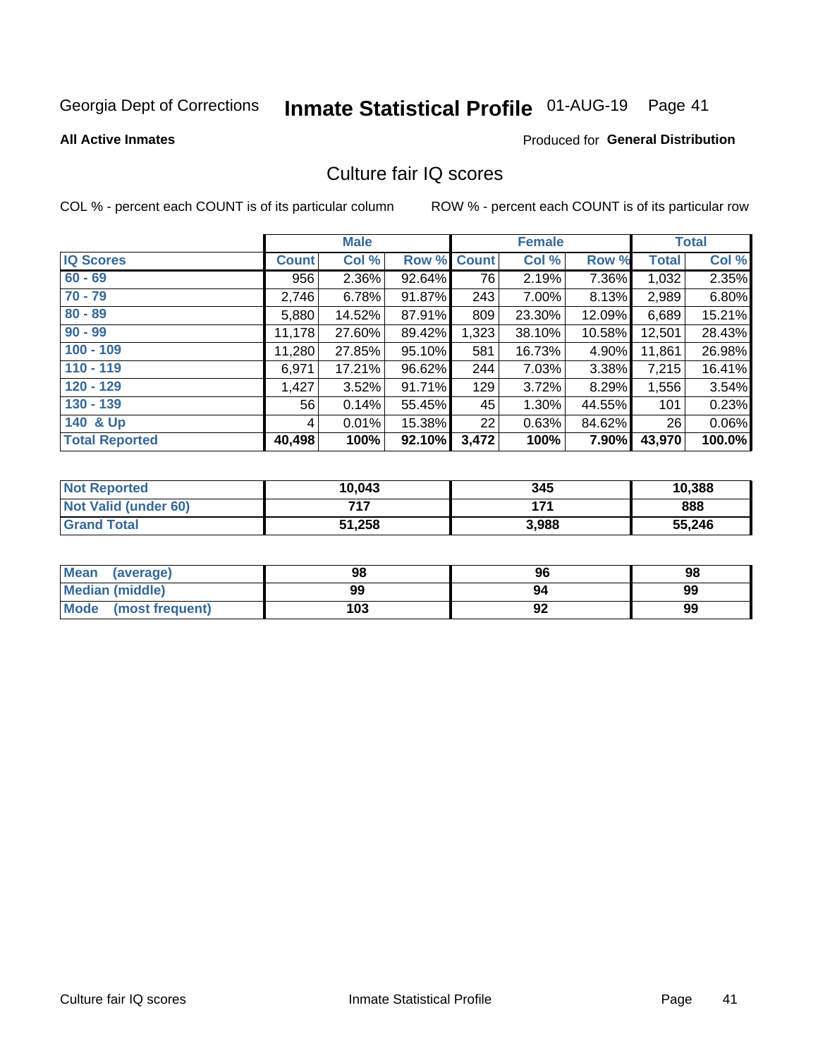Georgia Dept of Corrections **Inmate Statistical Profile** 01-AUG-19 Page 41

**All Active Inmates**

Produced for **General Distribution**

## Culture fair IQ scores

COL % - percent each COUNT is of its particular column

ROW % - percent each COUNT is of its particular row

| | Male | | | Female | | | Total | |
|---|---|---|---|---|---|---|---|---|
| **IQ Scores** | **Count** | **Col %** | **Row %** | **Count** | **Col %** | **Row %** | **Total** | **Col %** |
| **60 - 69** | 956 | 2.36% | 92.64% | 76 | 2.19% | 7.36% | 1,032 | 2.35% |
| **70 - 79** | 2,746 | 6.78% | 91.87% | 243 | 7.00% | 8.13% | 2,989 | 6.80% |
| **80 - 89** | 5,880 | 14.52% | 87.91% | 809 | 23.30% | 12.09% | 6,689 | 15.21% |
| **90 - 99** | 11,178 | 27.60% | 89.42% | 1,323 | 38.10% | 10.58% | 12,501 | 28.43% |
| **100 - 109** | 11,280 | 27.85% | 95.10% | 581 | 16.73% | 4.90% | 11,861 | 26.98% |
| **110 - 119** | 6,971 | 17.21% | 96.62% | 244 | 7.03% | 3.38% | 7,215 | 16.41% |
| **120 - 129** | 1,427 | 3.52% | 91.71% | 129 | 3.72% | 8.29% | 1,556 | 3.54% |
| **130 - 139** | 56 | 0.14% | 55.45% | 45 | 1.30% | 44.55% | 101 | 0.23% |
| **140 & Up** | 4 | 0.01% | 15.38% | 22 | 0.63% | 84.62% | 26 | 0.06% |
| **Total Reported** | **40,498** | **100%** | **92.10%** | **3,472** | **100%** | **7.90%** | **43,970** | **100.0%** |

| | Male | Female | Total |
|---|---|---|---|
| **Not Reported** | **10,043** | **345** | **10,388** |
| **Not Valid (under 60)** | **717** | **171** | **888** |
| **Grand Total** | **51,258** | **3,988** | **55,246** |

| | Male | Female | Total |
|---|---|---|---|
| **Mean (average)** | **98** | **96** | **98** |
| **Median (middle)** | **99** | **94** | **99** |
| **Mode (most frequent)** | **103** | **92** | **99** |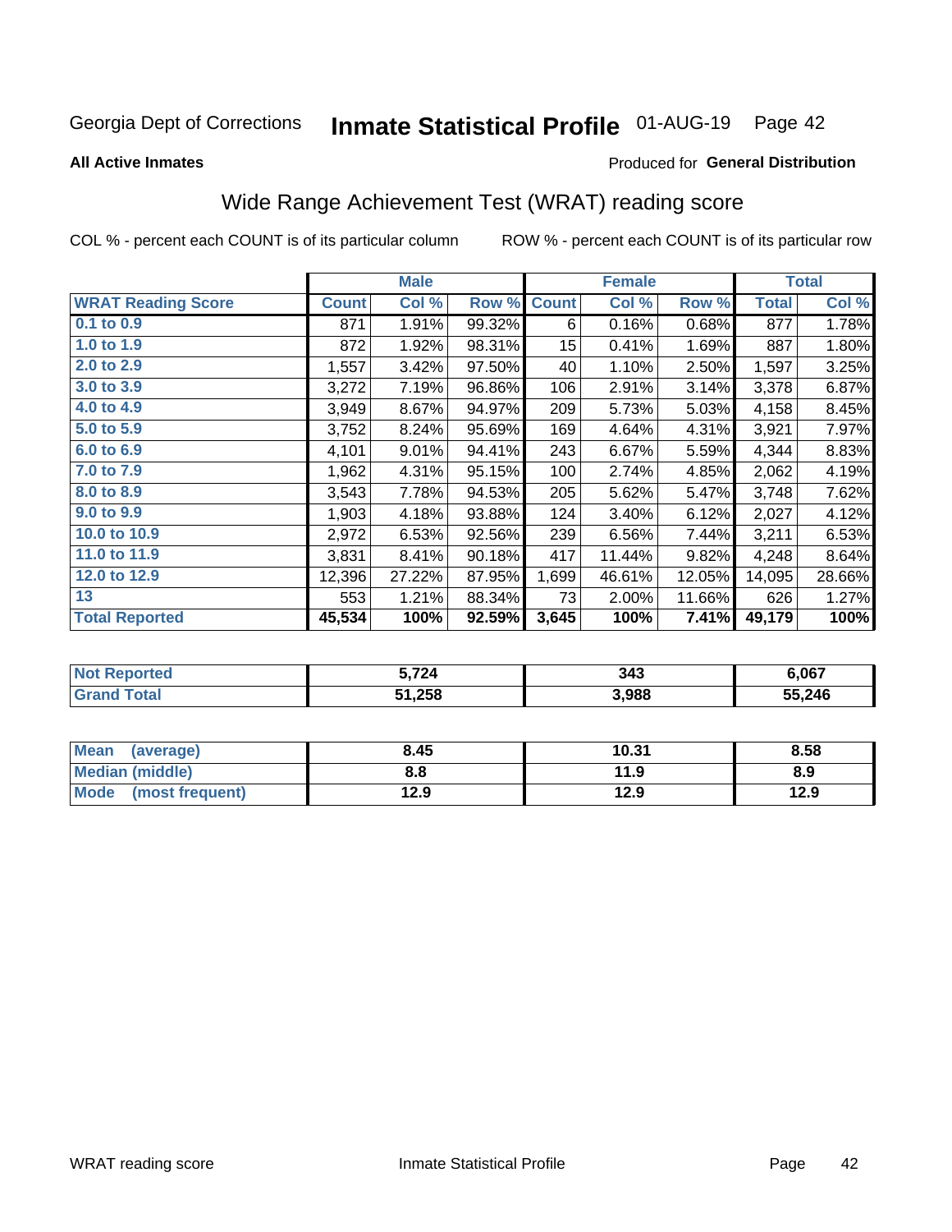Georgia Dept of Corrections **Inmate Statistical Profile** 01-AUG-19

**All Active Inmates**

Produced for **General Distribution**

## Wide Range Achievement Test (WRAT) reading score

COL % - percent each COUNT is of its particular column

ROW % - percent each COUNT is of its particular row

| | Male | | | Female | | | Total | |
|---|---|---|---|---|---|---|---|---|
| **WRAT Reading Score** | **Count** | **Col %** | **Row %** | **Count** | **Col %** | **Row %** | **Total** | **Col %** |
| 0.1 to 0.9 | 871 | 1.91% | 99.32% | 6 | 0.16% | 0.68% | 877 | 1.78% |
| 1.0 to 1.9 | 872 | 1.92% | 98.31% | 15 | 0.41% | 1.69% | 887 | 1.80% |
| 2.0 to 2.9 | 1,557 | 3.42% | 97.50% | 40 | 1.10% | 2.50% | 1,597 | 3.25% |
| 3.0 to 3.9 | 3,272 | 7.19% | 96.86% | 106 | 2.91% | 3.14% | 3,378 | 6.87% |
| 4.0 to 4.9 | 3,949 | 8.67% | 94.97% | 209 | 5.73% | 5.03% | 4,158 | 8.45% |
| 5.0 to 5.9 | 3,752 | 8.24% | 95.69% | 169 | 4.64% | 4.31% | 3,921 | 7.97% |
| 6.0 to 6.9 | 4,101 | 9.01% | 94.41% | 243 | 6.67% | 5.59% | 4,344 | 8.83% |
| 7.0 to 7.9 | 1,962 | 4.31% | 95.15% | 100 | 2.74% | 4.85% | 2,062 | 4.19% |
| 8.0 to 8.9 | 3,543 | 7.78% | 94.53% | 205 | 5.62% | 5.47% | 3,748 | 7.62% |
| 9.0 to 9.9 | 1,903 | 4.18% | 93.88% | 124 | 3.40% | 6.12% | 2,027 | 4.12% |
| 10.0 to 10.9 | 2,972 | 6.53% | 92.56% | 239 | 6.56% | 7.44% | 3,211 | 6.53% |
| 11.0 to 11.9 | 3,831 | 8.41% | 90.18% | 417 | 11.44% | 9.82% | 4,248 | 8.64% |
| 12.0 to 12.9 | 12,396 | 27.22% | 87.95% | 1,699 | 46.61% | 12.05% | 14,095 | 28.66% |
| 13 | 553 | 1.21% | 88.34% | 73 | 2.00% | 11.66% | 626 | 1.27% |
| **Total Reported** | **45,534** | **100%** | **92.59%** | **3,645** | **100%** | **7.41%** | **49,179** | **100%** |

| | Male | Female | Total |
|---|---|---|---|
| **Not Reported** | **5,724** | **343** | **6,067** |
| **Grand Total** | **51,258** | **3,988** | **55,246** |

| | Male | Female | Total |
|---|---|---|---|
| **Mean (average)** | **8.45** | **10.31** | **8.58** |
| **Median (middle)** | **8.8** | **11.9** | **8.9** |
| **Mode (most frequent)** | **12.9** | **12.9** | **12.9** |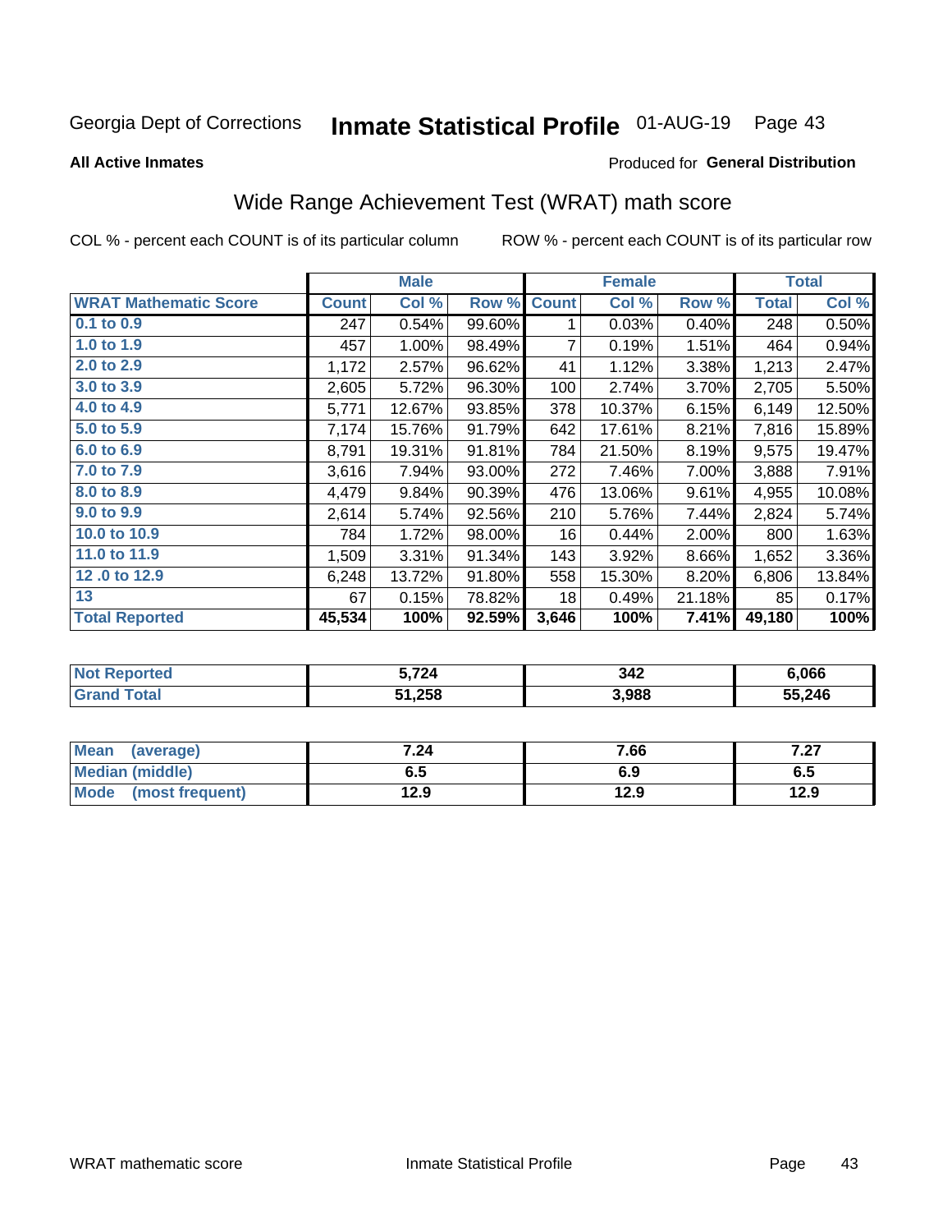Georgia Dept of Corrections **Inmate Statistical Profile** 01-AUG-19 Page 43

**All Active Inmates**

Produced for **General Distribution**

## Wide Range Achievement Test (WRAT) math score

COL % - percent each COUNT is of its particular column

ROW % - percent each COUNT is of its particular row

| | Male | | | Female | | | Total | |
|---|---|---|---|---|---|---|---|---|
| **WRAT Mathematic Score** | **Count** | **Col %** | **Row %** | **Count** | **Col %** | **Row %** | **Total** | **Col %** |
| **0.1 to 0.9** | 247 | 0.54% | 99.60% | 1 | 0.03% | 0.40% | 248 | 0.50% |
| **1.0 to 1.9** | 457 | 1.00% | 98.49% | 7 | 0.19% | 1.51% | 464 | 0.94% |
| **2.0 to 2.9** | 1,172 | 2.57% | 96.62% | 41 | 1.12% | 3.38% | 1,213 | 2.47% |
| **3.0 to 3.9** | 2,605 | 5.72% | 96.30% | 100 | 2.74% | 3.70% | 2,705 | 5.50% |
| **4.0 to 4.9** | 5,771 | 12.67% | 93.85% | 378 | 10.37% | 6.15% | 6,149 | 12.50% |
| **5.0 to 5.9** | 7,174 | 15.76% | 91.79% | 642 | 17.61% | 8.21% | 7,816 | 15.89% |
| **6.0 to 6.9** | 8,791 | 19.31% | 91.81% | 784 | 21.50% | 8.19% | 9,575 | 19.47% |
| **7.0 to 7.9** | 3,616 | 7.94% | 93.00% | 272 | 7.46% | 7.00% | 3,888 | 7.91% |
| **8.0 to 8.9** | 4,479 | 9.84% | 90.39% | 476 | 13.06% | 9.61% | 4,955 | 10.08% |
| **9.0 to 9.9** | 2,614 | 5.74% | 92.56% | 210 | 5.76% | 7.44% | 2,824 | 5.74% |
| **10.0 to 10.9** | 784 | 1.72% | 98.00% | 16 | 0.44% | 2.00% | 800 | 1.63% |
| **11.0 to 11.9** | 1,509 | 3.31% | 91.34% | 143 | 3.92% | 8.66% | 1,652 | 3.36% |
| **12 .0 to 12.9** | 6,248 | 13.72% | 91.80% | 558 | 15.30% | 8.20% | 6,806 | 13.84% |
| **13** | 67 | 0.15% | 78.82% | 18 | 0.49% | 21.18% | 85 | 0.17% |
| **Total Reported** | **45,534** | **100%** | **92.59%** | **3,646** | **100%** | **7.41%** | **49,180** | **100%** |

| | Male | Female | Total |
|---|---|---|---|
| **Not Reported** | **5,724** | **342** | **6,066** |
| **Grand Total** | **51,258** | **3,988** | **55,246** |

| | Male | Female | Total |
|---|---|---|---|
| **Mean (average)** | **7.24** | **7.66** | **7.27** |
| **Median (middle)** | **6.5** | **6.9** | **6.5** |
| **Mode (most frequent)** | **12.9** | **12.9** | **12.9** |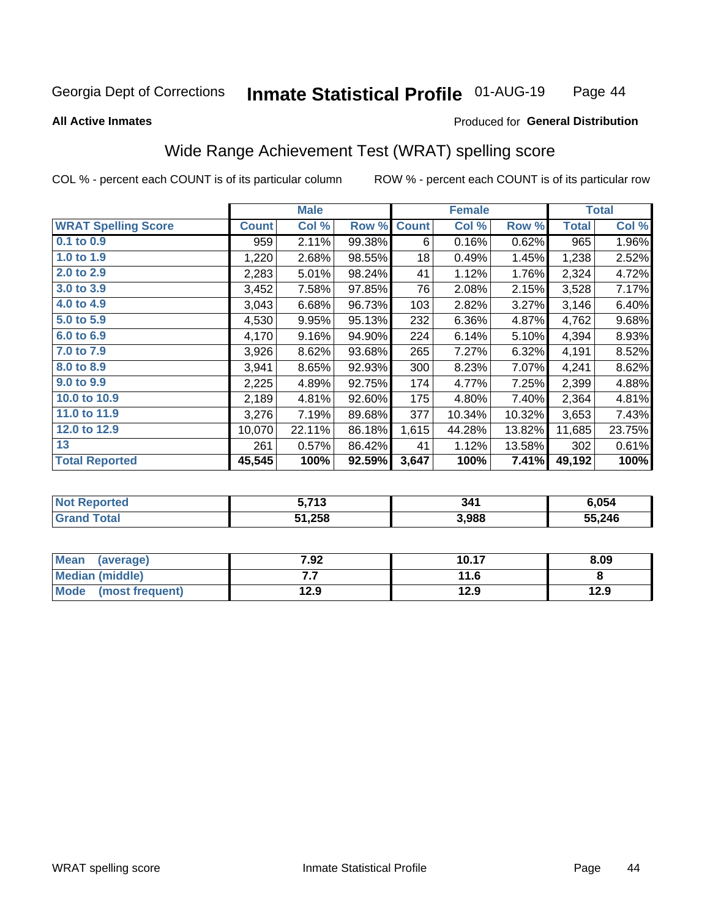Georgia Dept of Corrections **Inmate Statistical Profile** 01-AUG-19

**All Active Inmates**

Produced for **General Distribution**

## Wide Range Achievement Test (WRAT) spelling score

COL % - percent each COUNT is of its particular column

ROW % - percent each COUNT is of its particular row

| | Male | | | Female | | | Total | |
|---|---|---|---|---|---|---|---|---|
| **WRAT Spelling Score** | **Count** | **Col %** | **Row %** | **Count** | **Col %** | **Row %** | **Total** | **Col %** |
| **0.1 to 0.9** | 959 | 2.11% | 99.38% | 6 | 0.16% | 0.62% | 965 | 1.96% |
| **1.0 to 1.9** | 1,220 | 2.68% | 98.55% | 18 | 0.49% | 1.45% | 1,238 | 2.52% |
| **2.0 to 2.9** | 2,283 | 5.01% | 98.24% | 41 | 1.12% | 1.76% | 2,324 | 4.72% |
| **3.0 to 3.9** | 3,452 | 7.58% | 97.85% | 76 | 2.08% | 2.15% | 3,528 | 7.17% |
| **4.0 to 4.9** | 3,043 | 6.68% | 96.73% | 103 | 2.82% | 3.27% | 3,146 | 6.40% |
| **5.0 to 5.9** | 4,530 | 9.95% | 95.13% | 232 | 6.36% | 4.87% | 4,762 | 9.68% |
| **6.0 to 6.9** | 4,170 | 9.16% | 94.90% | 224 | 6.14% | 5.10% | 4,394 | 8.93% |
| **7.0 to 7.9** | 3,926 | 8.62% | 93.68% | 265 | 7.27% | 6.32% | 4,191 | 8.52% |
| **8.0 to 8.9** | 3,941 | 8.65% | 92.93% | 300 | 8.23% | 7.07% | 4,241 | 8.62% |
| **9.0 to 9.9** | 2,225 | 4.89% | 92.75% | 174 | 4.77% | 7.25% | 2,399 | 4.88% |
| **10.0 to 10.9** | 2,189 | 4.81% | 92.60% | 175 | 4.80% | 7.40% | 2,364 | 4.81% |
| **11.0 to 11.9** | 3,276 | 7.19% | 89.68% | 377 | 10.34% | 10.32% | 3,653 | 7.43% |
| **12.0 to 12.9** | 10,070 | 22.11% | 86.18% | 1,615 | 44.28% | 13.82% | 11,685 | 23.75% |
| **13** | 261 | 0.57% | 86.42% | 41 | 1.12% | 13.58% | 302 | 0.61% |
| **Total Reported** | **45,545** | **100%** | **92.59%** | **3,647** | **100%** | **7.41%** | **49,192** | **100%** |

| | Male | Female | Total |
|---|---|---|---|
| **Not Reported** | **5,713** | **341** | **6,054** |
| **Grand Total** | **51,258** | **3,988** | **55,246** |

| | Male | Female | Total |
|---|---|---|---|
| **Mean (average)** | **7.92** | **10.17** | **8.09** |
| **Median (middle)** | **7.7** | **11.6** | **8** |
| **Mode (most frequent)** | **12.9** | **12.9** | **12.9** |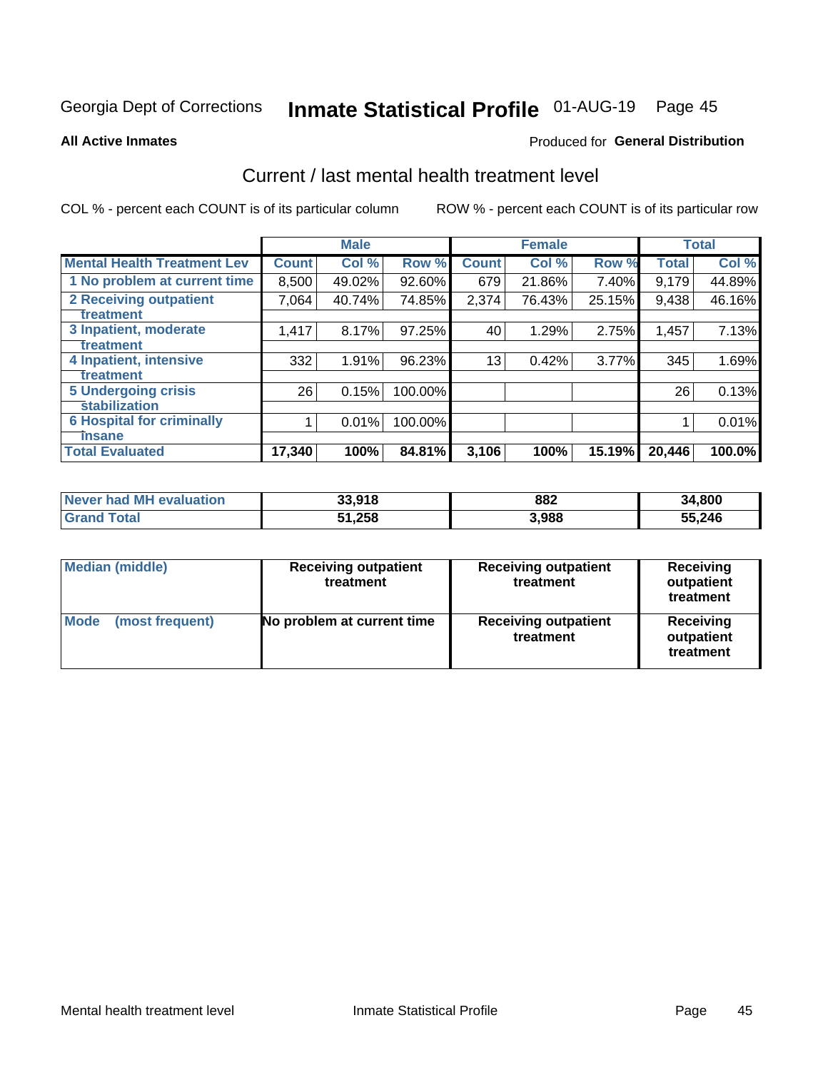Georgia Dept of Corrections **Inmate Statistical Profile** 01-AUG-19 Page 45

**All Active Inmates**

Produced for **General Distribution**

## Current / last mental health treatment level

COL % - percent each COUNT is of its particular column

ROW % - percent each COUNT is of its particular row

| | Male | | | Female | | | Total | |
|---|---|---|---|---|---|---|---|---|
| **Mental Health Treatment Lev** | **Count** | **Col %** | **Row %** | **Count** | **Col %** | **Row %** | **Total** | **Col %** |
| 1 No problem at current time | 8,500 | 49.02% | 92.60% | 679 | 21.86% | 7.40% | 9,179 | 44.89% |
| 2 Receiving outpatient treatment | 7,064 | 40.74% | 74.85% | 2,374 | 76.43% | 25.15% | 9,438 | 46.16% |
| 3 Inpatient, moderate treatment | 1,417 | 8.17% | 97.25% | 40 | 1.29% | 2.75% | 1,457 | 7.13% |
| 4 Inpatient, intensive treatment | 332 | 1.91% | 96.23% | 13 | 0.42% | 3.77% | 345 | 1.69% |
| 5 Undergoing crisis stabilization | 26 | 0.15% | 100.00% | | | | 26 | 0.13% |
| 6 Hospital for criminally insane | 1 | 0.01% | 100.00% | | | | 1 | 0.01% |
| **Total Evaluated** | **17,340** | **100%** | **84.81%** | **3,106** | **100%** | **15.19%** | **20,446** | **100.0%** |

| | Male | Female | Total |
|---|---|---|---|
| Never had MH evaluation | 33,918 | 882 | 34,800 |
| Grand Total | 51,258 | 3,988 | 55,246 |

| | Male | Female | Total |
|---|---|---|---|
| Median (middle) | Receiving outpatient treatment | Receiving outpatient treatment | Receiving outpatient treatment |
| Mode (most frequent) | No problem at current time | Receiving outpatient treatment | Receiving outpatient treatment |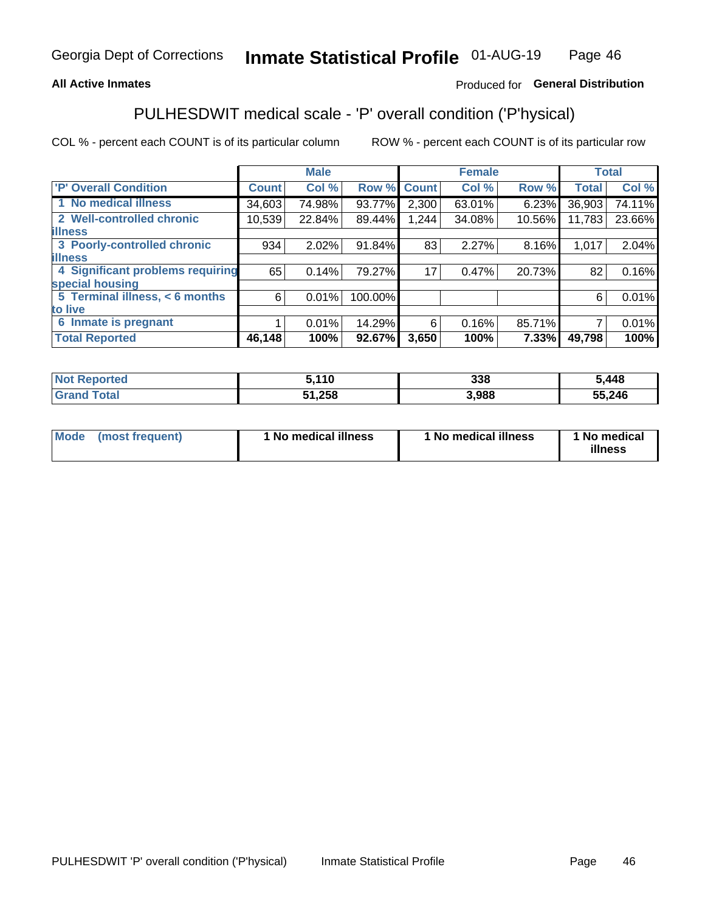Georgia Dept of Corrections **Inmate Statistical Profile** 01-AUG-19

**All Active Inmates** Produced for **General Distribution**

## PULHESDWIT medical scale - 'P' overall condition ('P'hysical)

COL % - percent each COUNT is of its particular column ROW % - percent each COUNT is of its particular row

| | Male | | | Female | | | Total | |
|---|---|---|---|---|---|---|---|---|
| 'P' Overall Condition | Count | Col % | Row % | Count | Col % | Row % | Total | Col % |
| 1 No medical illness | 34,603 | 74.98% | 93.77% | 2,300 | 63.01% | 6.23% | 36,903 | 74.11% |
| 2 Well-controlled chronic illness | 10,539 | 22.84% | 89.44% | 1,244 | 34.08% | 10.56% | 11,783 | 23.66% |
| 3 Poorly-controlled chronic illness | 934 | 2.02% | 91.84% | 83 | 2.27% | 8.16% | 1,017 | 2.04% |
| 4 Significant problems requiring special housing | 65 | 0.14% | 79.27% | 17 | 0.47% | 20.73% | 82 | 0.16% |
| 5 Terminal illness, < 6 months to live | 6 | 0.01% | 100.00% | | | | 6 | 0.01% |
| 6 Inmate is pregnant | 1 | 0.01% | 14.29% | 6 | 0.16% | 85.71% | 7 | 0.01% |
| **Total Reported** | **46,148** | **100%** | **92.67%** | **3,650** | **100%** | **7.33%** | **49,798** | **100%** |

| | Male | Female | Total |
|---|---|---|---|
| Not Reported | 5,110 | 338 | 5,448 |
| Grand Total | 51,258 | 3,988 | 55,246 |

| | Male | Female | Total |
|---|---|---|---|
| Mode (most frequent) | 1 No medical illness | 1 No medical illness | 1 No medical illness |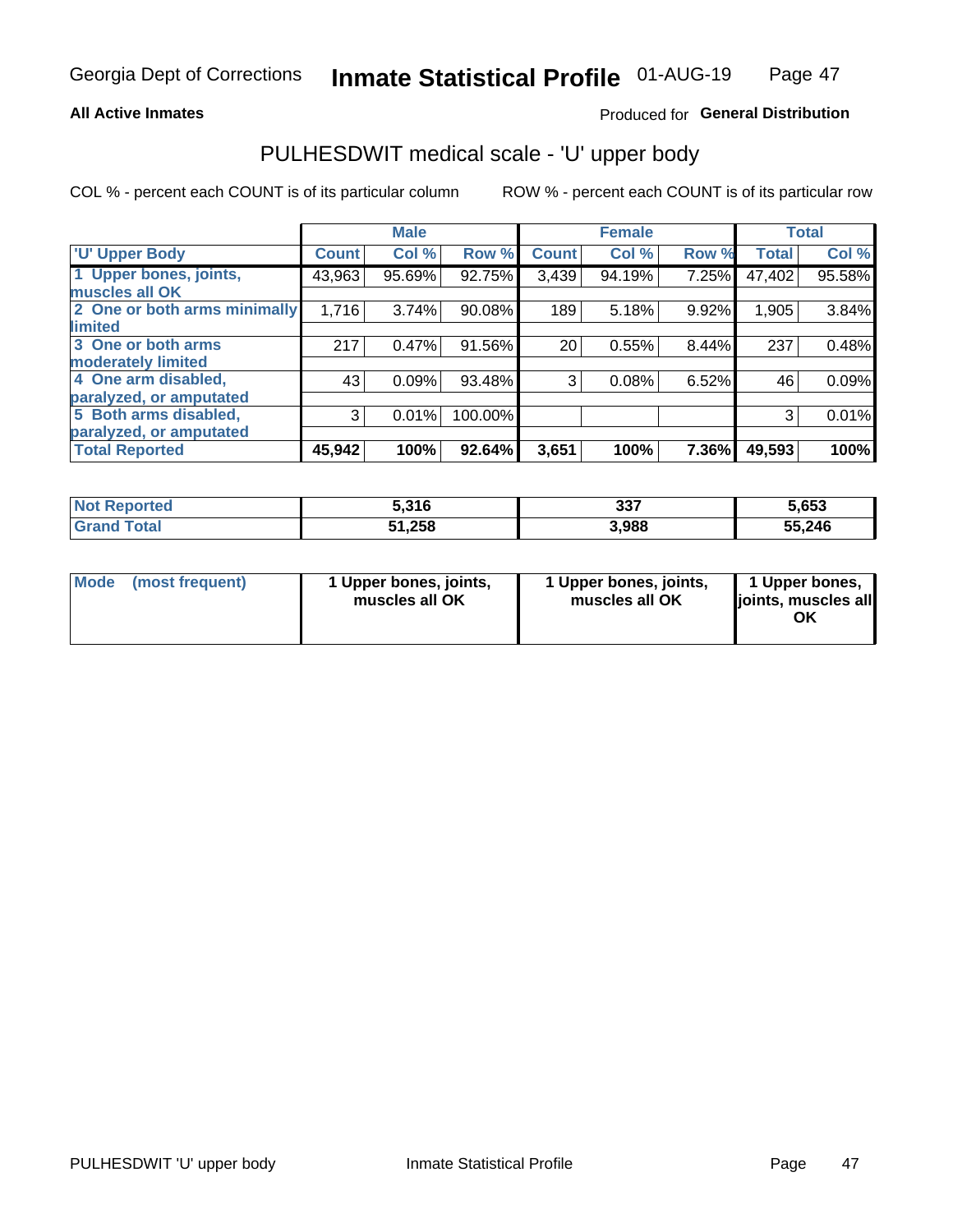Georgia Dept of Corrections **Inmate Statistical Profile** 01-AUG-19

**All Active Inmates**

Produced for **General Distribution**

## PULHESDWIT medical scale - 'U' upper body

COL % - percent each COUNT is of its particular column

ROW % - percent each COUNT is of its particular row

| | Male | | | Female | | | Total | |
|---|---|---|---|---|---|---|---|---|
| 'U' Upper Body | Count | Col % | Row % | Count | Col % | Row % | Total | Col % |
| 1 Upper bones, joints, muscles all OK | 43,963 | 95.69% | 92.75% | 3,439 | 94.19% | 7.25% | 47,402 | 95.58% |
| 2 One or both arms minimally limited | 1,716 | 3.74% | 90.08% | 189 | 5.18% | 9.92% | 1,905 | 3.84% |
| 3 One or both arms moderately limited | 217 | 0.47% | 91.56% | 20 | 0.55% | 8.44% | 237 | 0.48% |
| 4 One arm disabled, paralyzed, or amputated | 43 | 0.09% | 93.48% | 3 | 0.08% | 6.52% | 46 | 0.09% |
| 5 Both arms disabled, paralyzed, or amputated | 3 | 0.01% | 100.00% | | | | 3 | 0.01% |
| **Total Reported** | **45,942** | **100%** | **92.64%** | **3,651** | **100%** | **7.36%** | **49,593** | **100%** |

| | Male | Female | Total |
|---|---|---|---|
| Not Reported | **5,316** | **337** | **5,653** |
| Grand Total | **51,258** | **3,988** | **55,246** |

| | Male | Female | Total |
|---|---|---|---|
| Mode (most frequent) | **1 Upper bones, joints, muscles all OK** | **1 Upper bones, joints, muscles all OK** | **1 Upper bones, joints, muscles all OK** |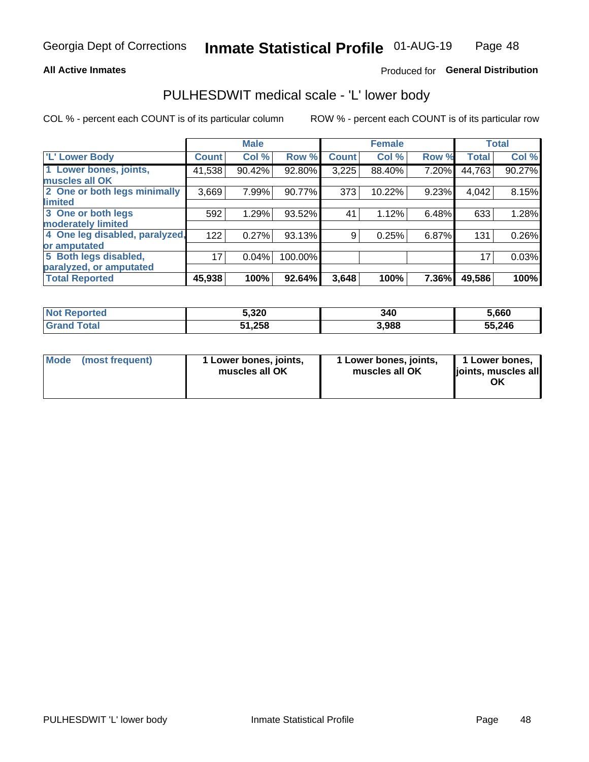Georgia Dept of Corrections **Inmate Statistical Profile** 01-AUG-19

**All Active Inmates**

Produced for **General Distribution**

## PULHESDWIT medical scale - 'L' lower body

COL % - percent each COUNT is of its particular column

ROW % - percent each COUNT is of its particular row

| | Male | | | Female | | | Total | |
|---|---|---|---|---|---|---|---|---|
| 'L' Lower Body | Count | Col % | Row % | Count | Col % | Row % | Total | Col % |
| 1 Lower bones, joints, muscles all OK | 41,538 | 90.42% | 92.80% | 3,225 | 88.40% | 7.20% | 44,763 | 90.27% |
| 2 One or both legs minimally limited | 3,669 | 7.99% | 90.77% | 373 | 10.22% | 9.23% | 4,042 | 8.15% |
| 3 One or both legs moderately limited | 592 | 1.29% | 93.52% | 41 | 1.12% | 6.48% | 633 | 1.28% |
| 4 One leg disabled, paralyzed, or amputated | 122 | 0.27% | 93.13% | 9 | 0.25% | 6.87% | 131 | 0.26% |
| 5 Both legs disabled, paralyzed, or amputated | 17 | 0.04% | 100.00% | | | | 17 | 0.03% |
| **Total Reported** | **45,938** | **100%** | **92.64%** | **3,648** | **100%** | **7.36%** | **49,586** | **100%** |

| | Male | Female | Total |
|---|---|---|---|
| Not Reported | 5,320 | 340 | 5,660 |
| Grand Total | 51,258 | 3,988 | 55,246 |

| | Male | Female | Total |
|---|---|---|---|
| Mode (most frequent) | 1 Lower bones, joints, muscles all OK | 1 Lower bones, joints, muscles all OK | 1 Lower bones, joints, muscles all OK |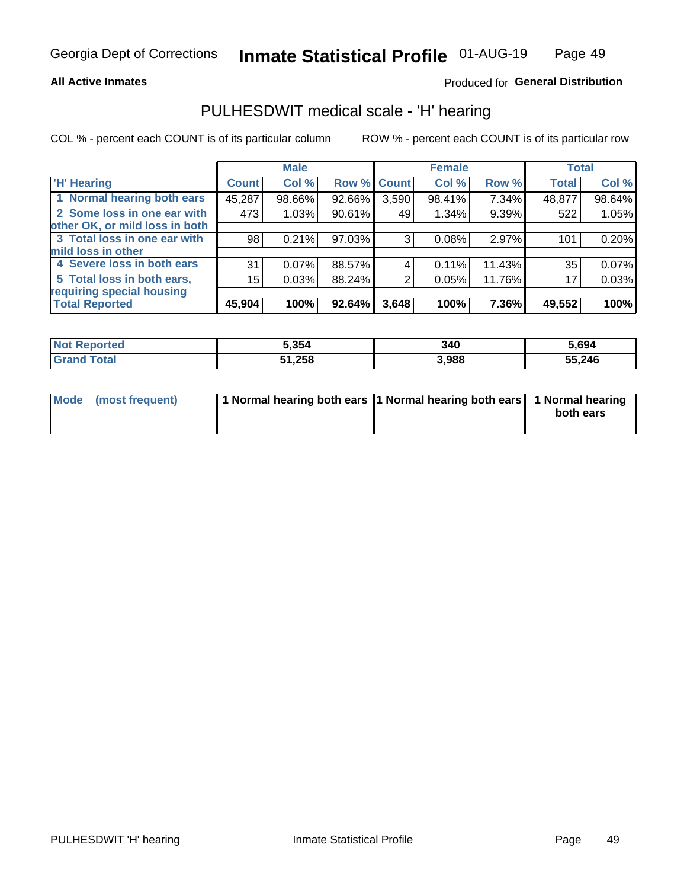Georgia Dept of Corrections **Inmate Statistical Profile** 01-AUG-19

**All Active Inmates**

Produced for **General Distribution**

## PULHESDWIT medical scale - 'H' hearing

COL % - percent each COUNT is of its particular column

ROW % - percent each COUNT is of its particular row

| | Male | | | Female | | | Total | |
|---|---|---|---|---|---|---|---|---|
| 'H' Hearing | Count | Col % | Row % | Count | Col % | Row % | Total | Col % |
| 1 Normal hearing both ears | 45,287 | 98.66% | 92.66% | 3,590 | 98.41% | 7.34% | 48,877 | 98.64% |
| 2 Some loss in one ear with other OK, or mild loss in both | 473 | 1.03% | 90.61% | 49 | 1.34% | 9.39% | 522 | 1.05% |
| 3 Total loss in one ear with mild loss in other | 98 | 0.21% | 97.03% | 3 | 0.08% | 2.97% | 101 | 0.20% |
| 4 Severe loss in both ears | 31 | 0.07% | 88.57% | 4 | 0.11% | 11.43% | 35 | 0.07% |
| 5 Total loss in both ears, requiring special housing | 15 | 0.03% | 88.24% | 2 | 0.05% | 11.76% | 17 | 0.03% |
| **Total Reported** | **45,904** | **100%** | **92.64%** | **3,648** | **100%** | **7.36%** | **49,552** | **100%** |

| | Male | Female | Total |
|---|---|---|---|
| Not Reported | 5,354 | 340 | 5,694 |
| Grand Total | 51,258 | 3,988 | 55,246 |

| | Male | Female | Total |
|---|---|---|---|
| Mode (most frequent) | 1 Normal hearing both ears | 1 Normal hearing both ears | 1 Normal hearing both ears |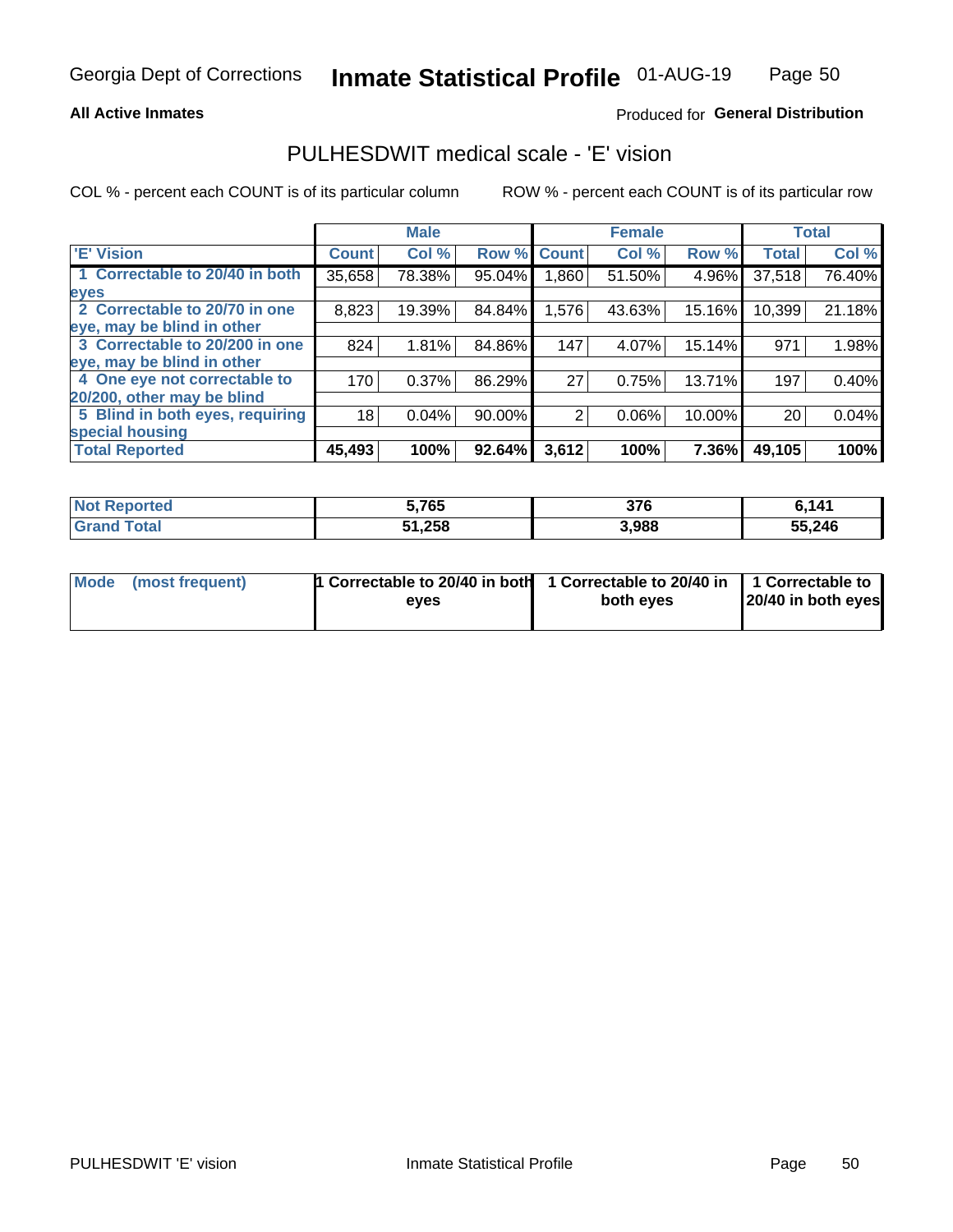Georgia Dept of Corrections **Inmate Statistical Profile** 01-AUG-19

**All Active Inmates**

Produced for **General Distribution**

## PULHESDWIT medical scale - 'E' vision

COL % - percent each COUNT is of its particular column

ROW % - percent each COUNT is of its particular row

| | Male | | | Female | | | Total | |
|---|---|---|---|---|---|---|---|---|
| 'E' Vision | Count | Col % | Row % | Count | Col % | Row % | Total | Col % |
| 1 Correctable to 20/40 in both eyes | 35,658 | 78.38% | 95.04% | 1,860 | 51.50% | 4.96% | 37,518 | 76.40% |
| 2 Correctable to 20/70 in one eye, may be blind in other | 8,823 | 19.39% | 84.84% | 1,576 | 43.63% | 15.16% | 10,399 | 21.18% |
| 3 Correctable to 20/200 in one eye, may be blind in other | 824 | 1.81% | 84.86% | 147 | 4.07% | 15.14% | 971 | 1.98% |
| 4 One eye not correctable to 20/200, other may be blind | 170 | 0.37% | 86.29% | 27 | 0.75% | 13.71% | 197 | 0.40% |
| 5 Blind in both eyes, requiring special housing | 18 | 0.04% | 90.00% | 2 | 0.06% | 10.00% | 20 | 0.04% |
| **Total Reported** | **45,493** | **100%** | **92.64%** | **3,612** | **100%** | **7.36%** | **49,105** | **100%** |

| | Male | Female | Total |
|---|---|---|---|
| Not Reported | 5,765 | 376 | 6,141 |
| Grand Total | 51,258 | 3,988 | 55,246 |

| | Male | Female | Total |
|---|---|---|---|
| Mode (most frequent) | 1 Correctable to 20/40 in both eyes | 1 Correctable to 20/40 in both eyes | 1 Correctable to 20/40 in both eyes |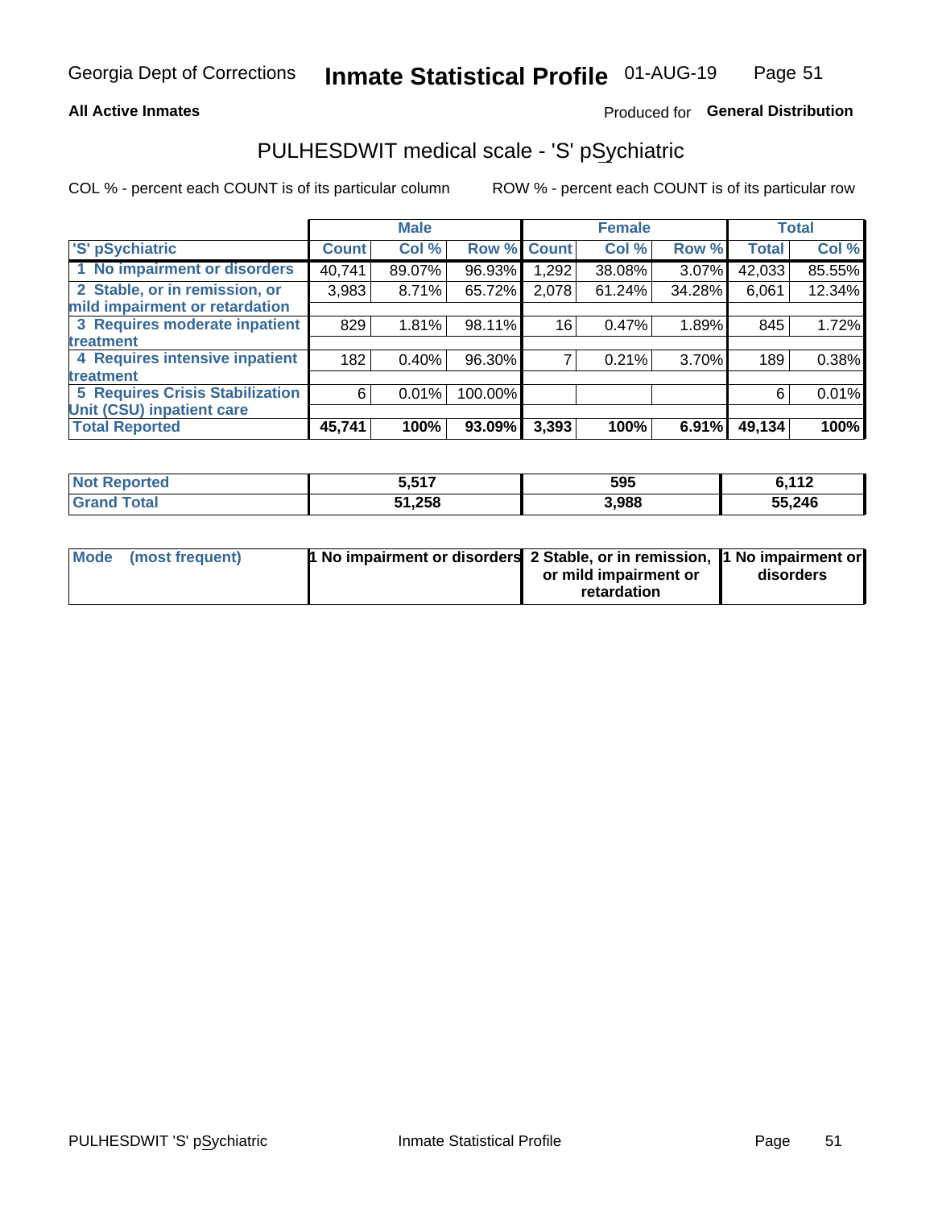Georgia Dept of Corrections **Inmate Statistical Profile** 01-AUG-19

**All Active Inmates**

Produced for **General Distribution**

## PULHESDWIT medical scale - 'S' pSychiatric

COL % - percent each COUNT is of its particular column

ROW % - percent each COUNT is of its particular row

| 'S' pSychiatric | Male | | | Female | | | Total | |
|---|---|---|---|---|---|---|---|---|
| | Count | Col % | Row % | Count | Col % | Row % | Total | Col % |
| 1 No impairment or disorders | 40,741 | 89.07% | 96.93% | 1,292 | 38.08% | 3.07% | 42,033 | 85.55% |
| 2 Stable, or in remission, or mild impairment or retardation | 3,983 | 8.71% | 65.72% | 2,078 | 61.24% | 34.28% | 6,061 | 12.34% |
| 3 Requires moderate inpatient treatment | 829 | 1.81% | 98.11% | 16 | 0.47% | 1.89% | 845 | 1.72% |
| 4 Requires intensive inpatient treatment | 182 | 0.40% | 96.30% | 7 | 0.21% | 3.70% | 189 | 0.38% |
| 5 Requires Crisis Stabilization Unit (CSU) inpatient care | 6 | 0.01% | 100.00% | | | | 6 | 0.01% |
| **Total Reported** | **45,741** | **100%** | **93.09%** | **3,393** | **100%** | **6.91%** | **49,134** | **100%** |

| | Male | Female | Total |
|---|---|---|---|
| Not Reported | 5,517 | 595 | 6,112 |
| Grand Total | 51,258 | 3,988 | 55,246 |

| | Male | Female | Total |
|---|---|---|---|
| Mode (most frequent) | 1 No impairment or disorders | 2 Stable, or in remission, or mild impairment or retardation | 1 No impairment or disorders |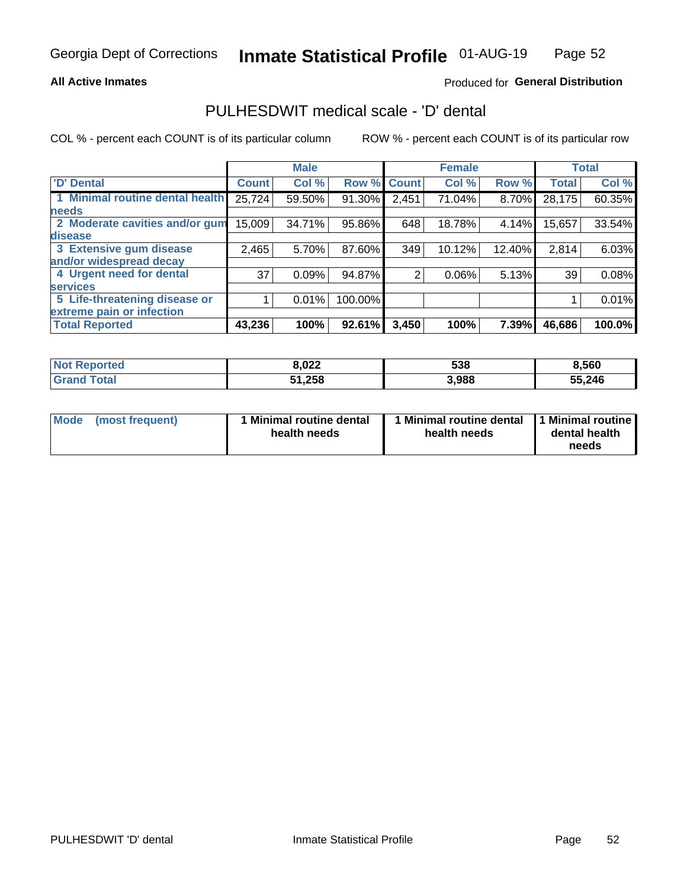Georgia Dept of Corrections **Inmate Statistical Profile** 01-AUG-19

**All Active Inmates**

Produced for **General Distribution**

## PULHESDWIT medical scale - 'D' dental

COL % - percent each COUNT is of its particular column

ROW % - percent each COUNT is of its particular row

| | Male | | | Female | | | Total | |
|---|---|---|---|---|---|---|---|---|
| 'D' Dental | Count | Col % | Row % | Count | Col % | Row % | Total | Col % |
| 1 Minimal routine dental health needs | 25,724 | 59.50% | 91.30% | 2,451 | 71.04% | 8.70% | 28,175 | 60.35% |
| 2 Moderate cavities and/or gum disease | 15,009 | 34.71% | 95.86% | 648 | 18.78% | 4.14% | 15,657 | 33.54% |
| 3 Extensive gum disease and/or widespread decay | 2,465 | 5.70% | 87.60% | 349 | 10.12% | 12.40% | 2,814 | 6.03% |
| 4 Urgent need for dental services | 37 | 0.09% | 94.87% | 2 | 0.06% | 5.13% | 39 | 0.08% |
| 5 Life-threatening disease or extreme pain or infection | 1 | 0.01% | 100.00% | | | | 1 | 0.01% |
| **Total Reported** | **43,236** | **100%** | **92.61%** | **3,450** | **100%** | **7.39%** | **46,686** | **100.0%** |

| | Male | Female | Total |
|---|---|---|---|
| **Not Reported** | **8,022** | **538** | **8,560** |
| **Grand Total** | **51,258** | **3,988** | **55,246** |

| | Male | Female | Total |
|---|---|---|---|
| **Mode (most frequent)** | **1 Minimal routine dental health needs** | **1 Minimal routine dental health needs** | **1 Minimal routine dental health needs** |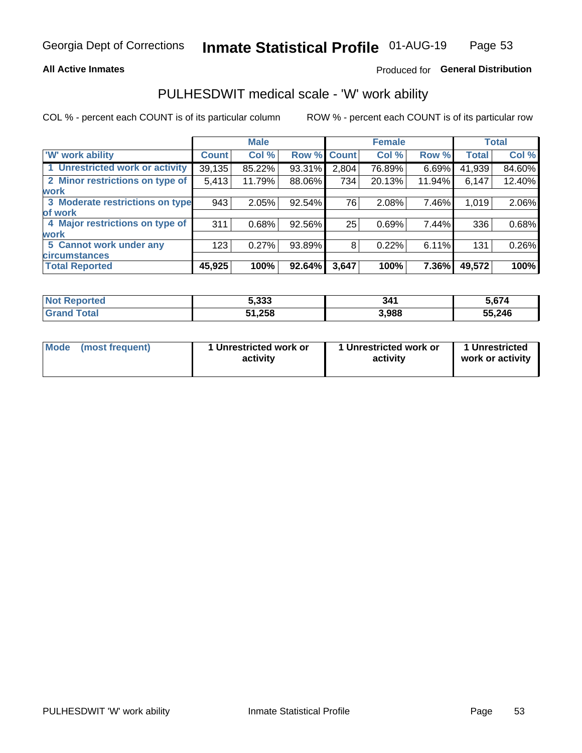**All Active Inmates**

Produced for **General Distribution**

## PULHESDWIT medical scale - 'W' work ability

COL % - percent each COUNT is of its particular column

ROW % - percent each COUNT is of its particular row

| | Male | | | Female | | | Total | |
|---|---|---|---|---|---|---|---|---|
| 'W' work ability | Count | Col % | Row % | Count | Col % | Row % | Total | Col % |
| 1 Unrestricted work or activity | 39,135 | 85.22% | 93.31% | 2,804 | 76.89% | 6.69% | 41,939 | 84.60% |
| 2 Minor restrictions on type of work | 5,413 | 11.79% | 88.06% | 734 | 20.13% | 11.94% | 6,147 | 12.40% |
| 3 Moderate restrictions on type of work | 943 | 2.05% | 92.54% | 76 | 2.08% | 7.46% | 1,019 | 2.06% |
| 4 Major restrictions on type of work | 311 | 0.68% | 92.56% | 25 | 0.69% | 7.44% | 336 | 0.68% |
| 5 Cannot work under any circumstances | 123 | 0.27% | 93.89% | 8 | 0.22% | 6.11% | 131 | 0.26% |
| **Total Reported** | **45,925** | **100%** | **92.64%** | **3,647** | **100%** | **7.36%** | **49,572** | **100%** |

| | Male | Female | Total |
|---|---|---|---|
| Not Reported | 5,333 | 341 | 5,674 |
| Grand Total | 51,258 | 3,988 | 55,246 |

| | Male | Female | Total |
|---|---|---|---|
| Mode (most frequent) | 1 Unrestricted work or activity | 1 Unrestricted work or activity | 1 Unrestricted work or activity |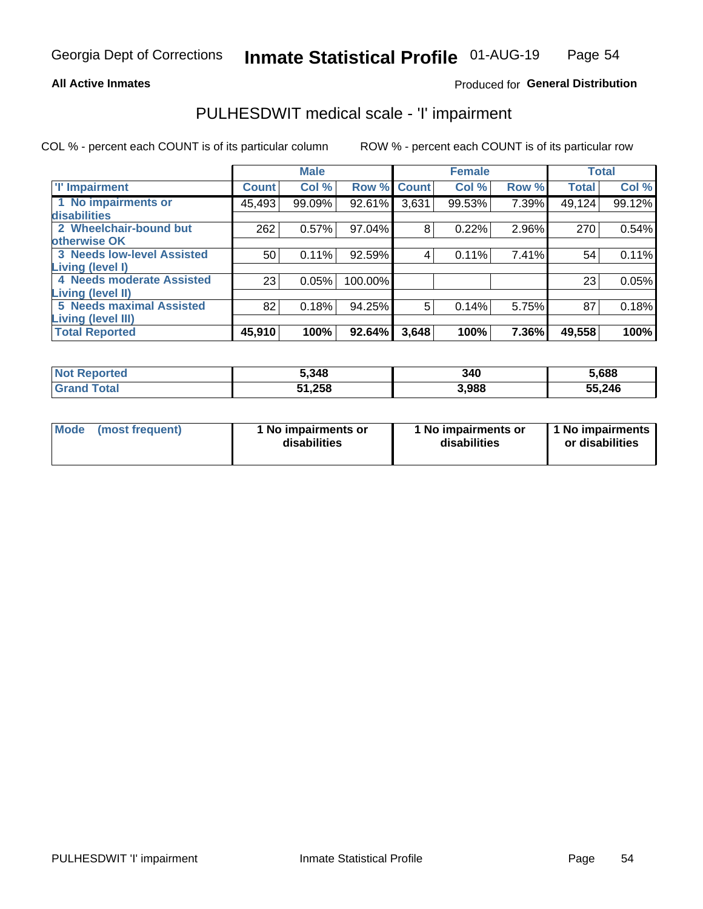Georgia Dept of Corrections **Inmate Statistical Profile** 01-AUG-19

**All Active Inmates**

Produced for **General Distribution**

## PULHESDWIT medical scale - 'I' impairment

COL % - percent each COUNT is of its particular column

ROW % - percent each COUNT is of its particular row

| | Male | | | Female | | | Total | |
|---|---|---|---|---|---|---|---|---|
| **'I' Impairment** | **Count** | **Col %** | **Row %** | **Count** | **Col %** | **Row %** | **Total** | **Col %** |
| **1 No impairments or disabilities** | 45,493 | 99.09% | 92.61% | 3,631 | 99.53% | 7.39% | 49,124 | 99.12% |
| **2 Wheelchair-bound but otherwise OK** | 262 | 0.57% | 97.04% | 8 | 0.22% | 2.96% | 270 | 0.54% |
| **3 Needs low-level Assisted Living (level I)** | 50 | 0.11% | 92.59% | 4 | 0.11% | 7.41% | 54 | 0.11% |
| **4 Needs moderate Assisted Living (level II)** | 23 | 0.05% | 100.00% | | | | 23 | 0.05% |
| **5 Needs maximal Assisted Living (level III)** | 82 | 0.18% | 94.25% | 5 | 0.14% | 5.75% | 87 | 0.18% |
| **Total Reported** | **45,910** | **100%** | **92.64%** | **3,648** | **100%** | **7.36%** | **49,558** | **100%** |

| | Male | Female | Total |
|---|---|---|---|
| **Not Reported** | **5,348** | **340** | **5,688** |
| **Grand Total** | **51,258** | **3,988** | **55,246** |

| | Male | Female | Total |
|---|---|---|---|
| **Mode (most frequent)** | **1 No impairments or disabilities** | **1 No impairments or disabilities** | **1 No impairments or disabilities** |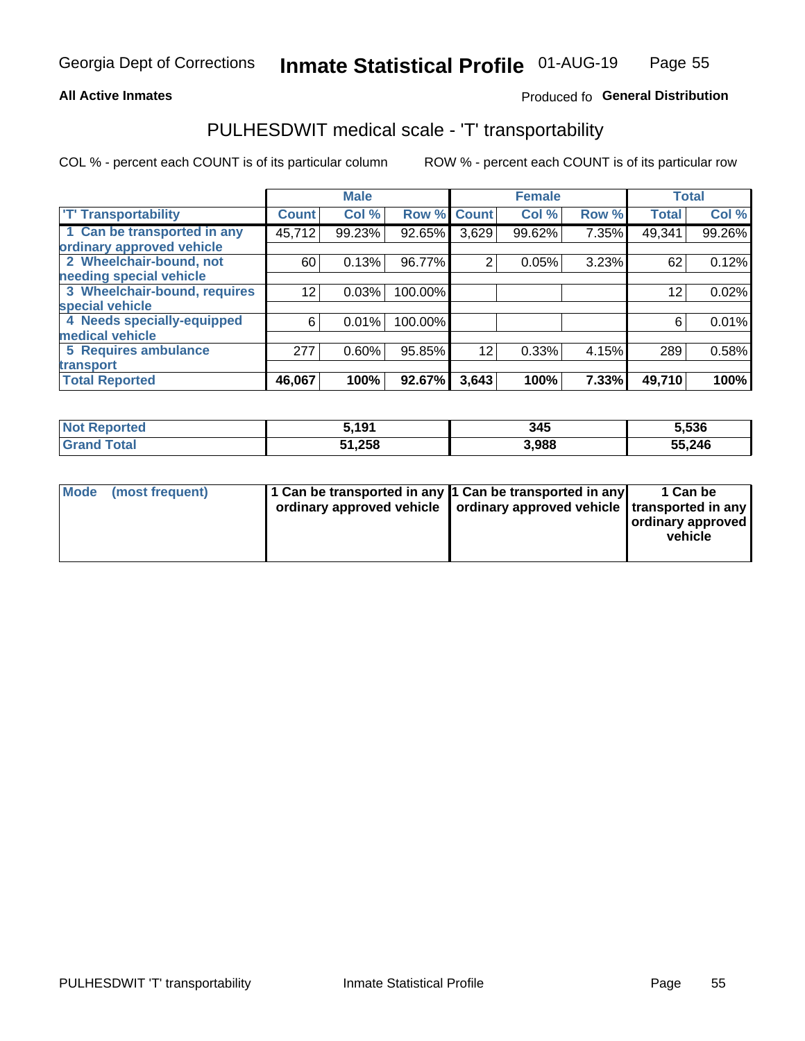Georgia Dept of Corrections **Inmate Statistical Profile** 01-AUG-19

**All Active Inmates**

Produced fo **General Distribution**

## PULHESDWIT medical scale - 'T' transportability

COL % - percent each COUNT is of its particular column ROW % - percent each COUNT is of its particular row

| | Male | | | Female | | | Total | |
|---|---|---|---|---|---|---|---|---|
| 'T' Transportability | Count | Col % | Row % | Count | Col % | Row % | Total | Col % |
| 1 Can be transported in any ordinary approved vehicle | 45,712 | 99.23% | 92.65% | 3,629 | 99.62% | 7.35% | 49,341 | 99.26% |
| 2 Wheelchair-bound, not needing special vehicle | 60 | 0.13% | 96.77% | 2 | 0.05% | 3.23% | 62 | 0.12% |
| 3 Wheelchair-bound, requires special vehicle | 12 | 0.03% | 100.00% | | | | 12 | 0.02% |
| 4 Needs specially-equipped medical vehicle | 6 | 0.01% | 100.00% | | | | 6 | 0.01% |
| 5 Requires ambulance transport | 277 | 0.60% | 95.85% | 12 | 0.33% | 4.15% | 289 | 0.58% |
| **Total Reported** | **46,067** | **100%** | **92.67%** | **3,643** | **100%** | **7.33%** | **49,710** | **100%** |

| | Male | Female | Total |
|---|---|---|---|
| **Not Reported** | **5,191** | **345** | **5,536** |
| **Grand Total** | **51,258** | **3,988** | **55,246** |

| | Male | Female | Total |
|---|---|---|---|
| **Mode (most frequent)** | **1 Can be transported in any ordinary approved vehicle** | **1 Can be transported in any ordinary approved vehicle** | **1 Can be transported in any ordinary approved vehicle** |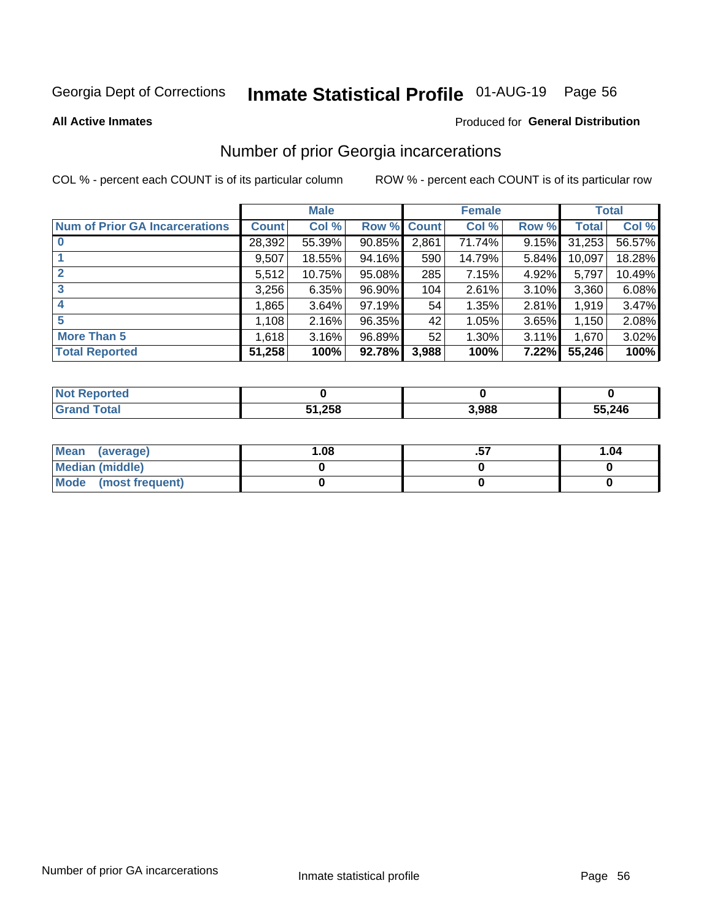Georgia Dept of Corrections **Inmate Statistical Profile** 01-AUG-19 Page 56

**All Active Inmates**

Produced for **General Distribution**

## Number of prior Georgia incarcerations

COL % - percent each COUNT is of its particular column

ROW % - percent each COUNT is of its particular row

| | Male | | | Female | | | Total | |
|---|---|---|---|---|---|---|---|---|
| **Num of Prior GA Incarcerations** | **Count** | **Col %** | **Row %** | **Count** | **Col %** | **Row %** | **Total** | **Col %** |
| **0** | 28,392 | 55.39% | 90.85% | 2,861 | 71.74% | 9.15% | 31,253 | 56.57% |
| **1** | 9,507 | 18.55% | 94.16% | 590 | 14.79% | 5.84% | 10,097 | 18.28% |
| **2** | 5,512 | 10.75% | 95.08% | 285 | 7.15% | 4.92% | 5,797 | 10.49% |
| **3** | 3,256 | 6.35% | 96.90% | 104 | 2.61% | 3.10% | 3,360 | 6.08% |
| **4** | 1,865 | 3.64% | 97.19% | 54 | 1.35% | 2.81% | 1,919 | 3.47% |
| **5** | 1,108 | 2.16% | 96.35% | 42 | 1.05% | 3.65% | 1,150 | 2.08% |
| **More Than 5** | 1,618 | 3.16% | 96.89% | 52 | 1.30% | 3.11% | 1,670 | 3.02% |
| **Total Reported** | **51,258** | **100%** | **92.78%** | **3,988** | **100%** | **7.22%** | **55,246** | **100%** |

| | Male | Female | Total |
|---|---|---|---|
| **Not Reported** | **0** | **0** | **0** |
| **Grand Total** | **51,258** | **3,988** | **55,246** |

| | Male | Female | Total |
|---|---|---|---|
| **Mean (average)** | **1.08** | **.57** | **1.04** |
| **Median (middle)** | **0** | **0** | **0** |
| **Mode (most frequent)** | **0** | **0** | **0** |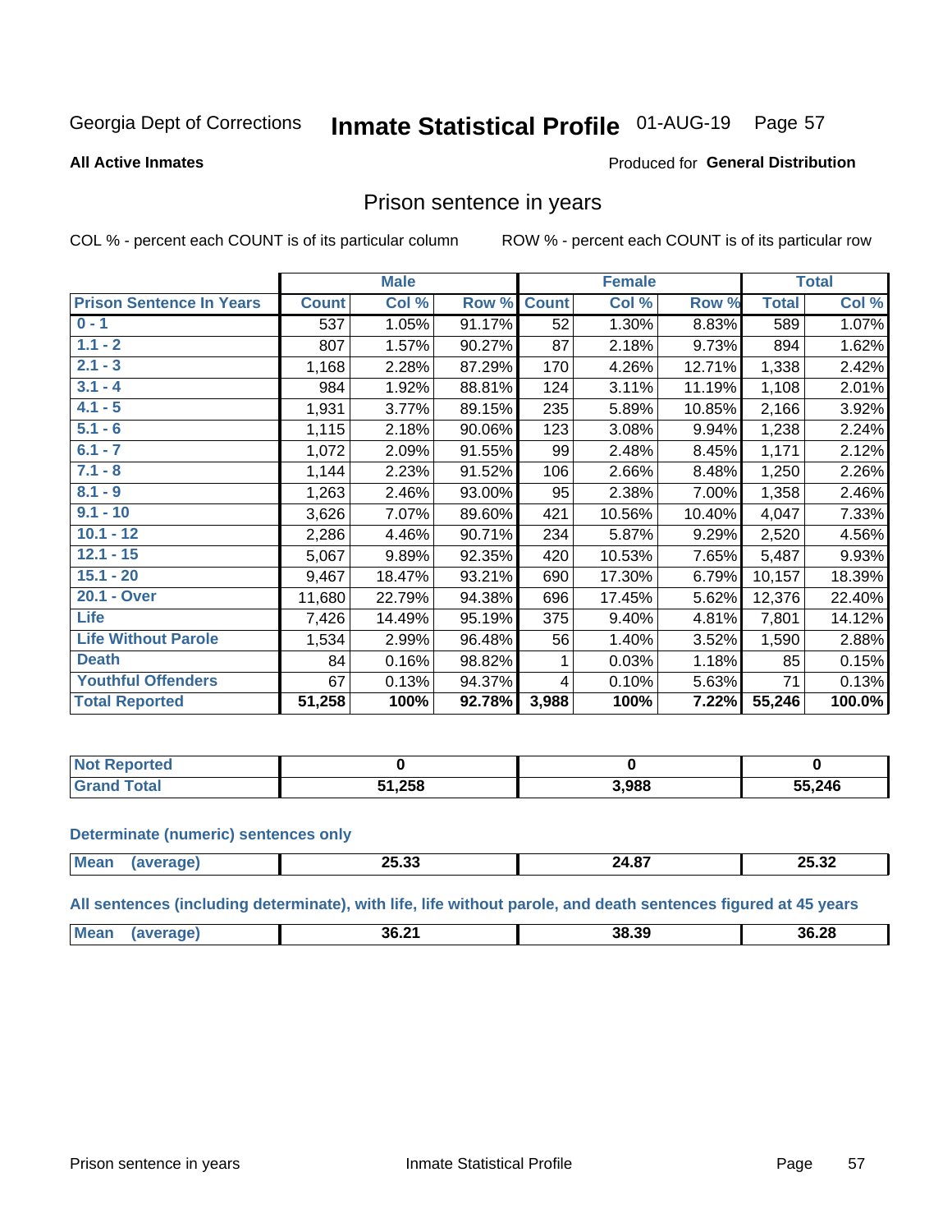Georgia Dept of Corrections **Inmate Statistical Profile** 01-AUG-19 Page 57

**All Active Inmates**

Produced for **General Distribution**

## Prison sentence in years

COL % - percent each COUNT is of its particular column ROW % - percent each COUNT is of its particular row

| | Male | | | Female | | | Total | |
|---|---|---|---|---|---|---|---|---|
| **Prison Sentence In Years** | **Count** | **Col %** | **Row %** | **Count** | **Col %** | **Row %** | **Total** | **Col %** |
| **0 - 1** | 537 | 1.05% | 91.17% | 52 | 1.30% | 8.83% | 589 | 1.07% |
| **1.1 - 2** | 807 | 1.57% | 90.27% | 87 | 2.18% | 9.73% | 894 | 1.62% |
| **2.1 - 3** | 1,168 | 2.28% | 87.29% | 170 | 4.26% | 12.71% | 1,338 | 2.42% |
| **3.1 - 4** | 984 | 1.92% | 88.81% | 124 | 3.11% | 11.19% | 1,108 | 2.01% |
| **4.1 - 5** | 1,931 | 3.77% | 89.15% | 235 | 5.89% | 10.85% | 2,166 | 3.92% |
| **5.1 - 6** | 1,115 | 2.18% | 90.06% | 123 | 3.08% | 9.94% | 1,238 | 2.24% |
| **6.1 - 7** | 1,072 | 2.09% | 91.55% | 99 | 2.48% | 8.45% | 1,171 | 2.12% |
| **7.1 - 8** | 1,144 | 2.23% | 91.52% | 106 | 2.66% | 8.48% | 1,250 | 2.26% |
| **8.1 - 9** | 1,263 | 2.46% | 93.00% | 95 | 2.38% | 7.00% | 1,358 | 2.46% |
| **9.1 - 10** | 3,626 | 7.07% | 89.60% | 421 | 10.56% | 10.40% | 4,047 | 7.33% |
| **10.1 - 12** | 2,286 | 4.46% | 90.71% | 234 | 5.87% | 9.29% | 2,520 | 4.56% |
| **12.1 - 15** | 5,067 | 9.89% | 92.35% | 420 | 10.53% | 7.65% | 5,487 | 9.93% |
| **15.1 - 20** | 9,467 | 18.47% | 93.21% | 690 | 17.30% | 6.79% | 10,157 | 18.39% |
| **20.1 - Over** | 11,680 | 22.79% | 94.38% | 696 | 17.45% | 5.62% | 12,376 | 22.40% |
| **Life** | 7,426 | 14.49% | 95.19% | 375 | 9.40% | 4.81% | 7,801 | 14.12% |
| **Life Without Parole** | 1,534 | 2.99% | 96.48% | 56 | 1.40% | 3.52% | 1,590 | 2.88% |
| **Death** | 84 | 0.16% | 98.82% | 1 | 0.03% | 1.18% | 85 | 0.15% |
| **Youthful Offenders** | 67 | 0.13% | 94.37% | 4 | 0.10% | 5.63% | 71 | 0.13% |
| **Total Reported** | **51,258** | **100%** | **92.78%** | **3,988** | **100%** | **7.22%** | **55,246** | **100.0%** |

| | Male | Female | Total |
|---|---|---|---|
| **Not Reported** | **0** | **0** | **0** |
| **Grand Total** | **51,258** | **3,988** | **55,246** |

**Determinate (numeric) sentences only**

| | Male | Female | Total |
|---|---|---|---|
| **Mean (average)** | **25.33** | **24.87** | **25.32** |

**All sentences (including determinate), with life, life without parole, and death sentences figured at 45 years**

| | Male | Female | Total |
|---|---|---|---|
| **Mean (average)** | **36.21** | **38.39** | **36.28** |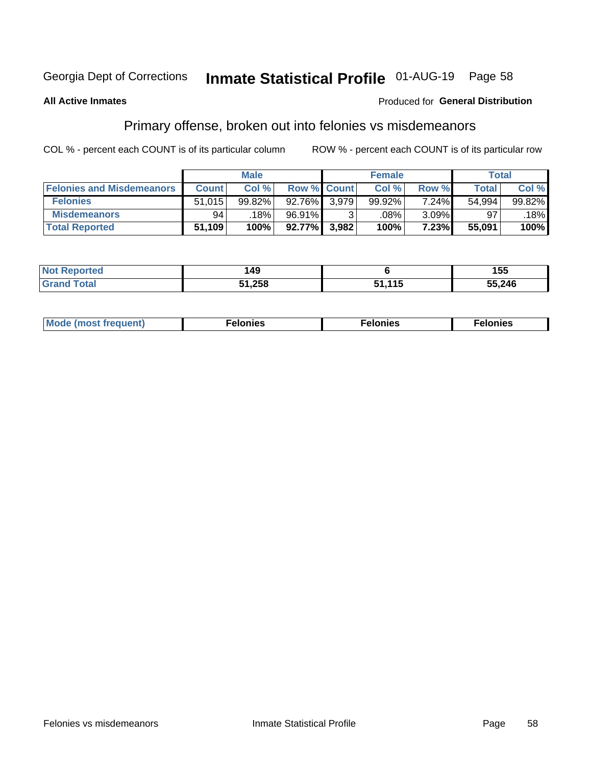Georgia Dept of Corrections **Inmate Statistical Profile** 01-AUG-19

**All Active Inmates**

Produced for **General Distribution**

## Primary offense, broken out into felonies vs misdemeanors

COL % - percent each COUNT is of its particular column ROW % - percent each COUNT is of its particular row

| | Male | | | Female | | | Total | |
|---|---|---|---|---|---|---|---|---|
| **Felonies and Misdemeanors** | **Count** | **Col %** | **Row %** | **Count** | **Col %** | **Row %** | **Total** | **Col %** |
| **Felonies** | 51,015 | 99.82% | 92.76% | 3,979 | 99.92% | 7.24% | 54,994 | 99.82% |
| **Misdemeanors** | 94 | .18% | 96.91% | 3 | .08% | 3.09% | 97 | .18% |
| **Total Reported** | **51,109** | **100%** | **92.77%** | **3,982** | **100%** | **7.23%** | **55,091** | **100%** |

| | Male | Female | Total |
|---|---|---|---|
| **Not Reported** | **149** | **6** | **155** |
| **Grand Total** | **51,258** | **51,115** | **55,246** |

| | Male | Female | Total |
|---|---|---|---|
| **Mode (most frequent)** | **Felonies** | **Felonies** | **Felonies** |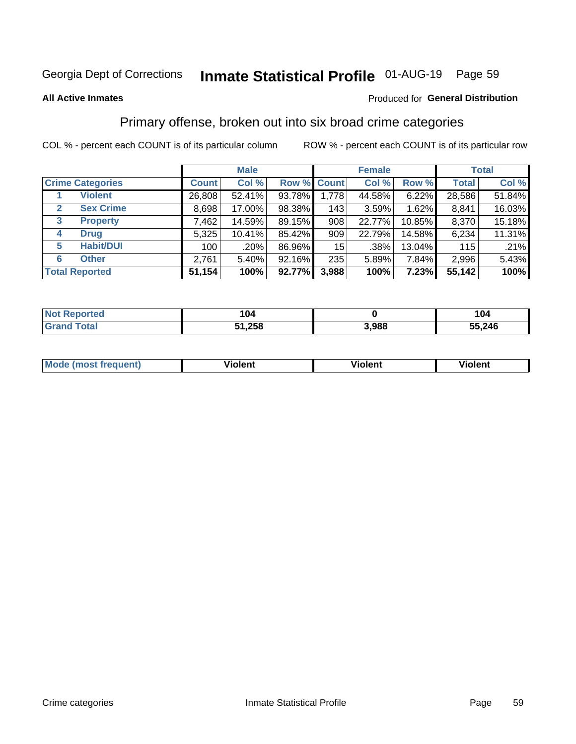Georgia Dept of Corrections **Inmate Statistical Profile** 01-AUG-19

**All Active Inmates**

Produced for **General Distribution**

## Primary offense, broken out into six broad crime categories

COL % - percent each COUNT is of its particular column     ROW % - percent each COUNT is of its particular row

| | Male | | | Female | | | Total | |
|---|---|---|---|---|---|---|---|---|
| **Crime Categories** | **Count** | **Col %** | **Row %** | **Count** | **Col %** | **Row %** | **Total** | **Col %** |
| 1 **Violent** | 26,808 | 52.41% | 93.78% | 1,778 | 44.58% | 6.22% | 28,586 | 51.84% |
| 2 **Sex Crime** | 8,698 | 17.00% | 98.38% | 143 | 3.59% | 1.62% | 8,841 | 16.03% |
| 3 **Property** | 7,462 | 14.59% | 89.15% | 908 | 22.77% | 10.85% | 8,370 | 15.18% |
| 4 **Drug** | 5,325 | 10.41% | 85.42% | 909 | 22.79% | 14.58% | 6,234 | 11.31% |
| 5 **Habit/DUI** | 100 | .20% | 86.96% | 15 | .38% | 13.04% | 115 | .21% |
| 6 **Other** | 2,761 | 5.40% | 92.16% | 235 | 5.89% | 7.84% | 2,996 | 5.43% |
| **Total Reported** | **51,154** | **100%** | **92.77%** | **3,988** | **100%** | **7.23%** | **55,142** | **100%** |

| | Male | Female | Total |
|---|---|---|---|
| **Not Reported** | **104** | **0** | **104** |
| **Grand Total** | **51,258** | **3,988** | **55,246** |

| | Male | Female | Total |
|---|---|---|---|
| **Mode (most frequent)** | **Violent** | **Violent** | **Violent** |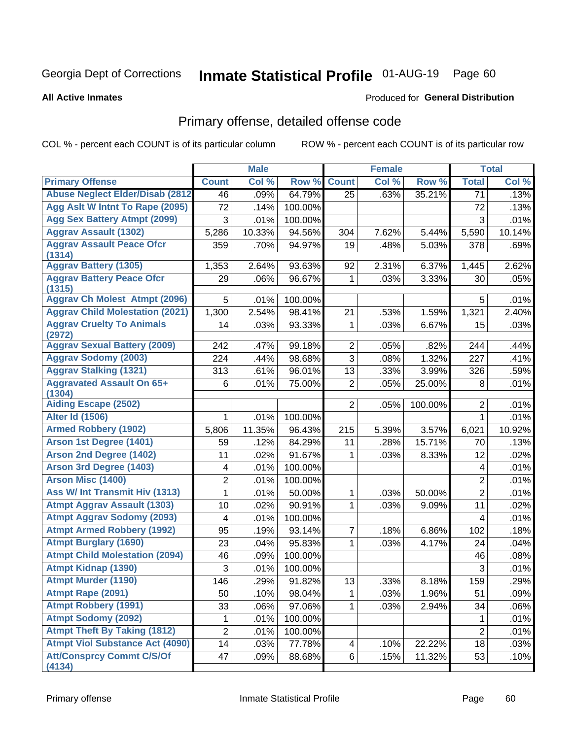Georgia Dept of Corrections **Inmate Statistical Profile** 01-AUG-19 Page 60

**All Active Inmates**

Produced for **General Distribution**

## Primary offense, detailed offense code

COL % - percent each COUNT is of its particular column

ROW % - percent each COUNT is of its particular row

| | Male | | | Female | | | Total | |
|---|---|---|---|---|---|---|---|---|
| **Primary Offense** | **Count** | **Col %** | **Row %** | **Count** | **Col %** | **Row %** | **Total** | **Col %** |
| Abuse Neglect Elder/Disab (2812 | 46 | .09% | 64.79% | 25 | .63% | 35.21% | 71 | .13% |
| Agg Aslt W Intnt To Rape (2095) | 72 | .14% | 100.00% | | | | 72 | .13% |
| Agg Sex Battery Atmpt (2099) | 3 | .01% | 100.00% | | | | 3 | .01% |
| Aggrav Assault (1302) | 5,286 | 10.33% | 94.56% | 304 | 7.62% | 5.44% | 5,590 | 10.14% |
| Aggrav Assault Peace Ofcr (1314) | 359 | .70% | 94.97% | 19 | .48% | 5.03% | 378 | .69% |
| Aggrav Battery (1305) | 1,353 | 2.64% | 93.63% | 92 | 2.31% | 6.37% | 1,445 | 2.62% |
| Aggrav Battery Peace Ofcr (1315) | 29 | .06% | 96.67% | 1 | .03% | 3.33% | 30 | .05% |
| Aggrav Ch Molest Atmpt (2096) | 5 | .01% | 100.00% | | | | 5 | .01% |
| Aggrav Child Molestation (2021) | 1,300 | 2.54% | 98.41% | 21 | .53% | 1.59% | 1,321 | 2.40% |
| Aggrav Cruelty To Animals (2972) | 14 | .03% | 93.33% | 1 | .03% | 6.67% | 15 | .03% |
| Aggrav Sexual Battery (2009) | 242 | .47% | 99.18% | 2 | .05% | .82% | 244 | .44% |
| Aggrav Sodomy (2003) | 224 | .44% | 98.68% | 3 | .08% | 1.32% | 227 | .41% |
| Aggrav Stalking (1321) | 313 | .61% | 96.01% | 13 | .33% | 3.99% | 326 | .59% |
| Aggravated Assault On 65+ (1304) | 6 | .01% | 75.00% | 2 | .05% | 25.00% | 8 | .01% |
| Aiding Escape (2502) | | | | 2 | .05% | 100.00% | 2 | .01% |
| Alter Id (1506) | 1 | .01% | 100.00% | | | | 1 | .01% |
| Armed Robbery (1902) | 5,806 | 11.35% | 96.43% | 215 | 5.39% | 3.57% | 6,021 | 10.92% |
| Arson 1st Degree (1401) | 59 | .12% | 84.29% | 11 | .28% | 15.71% | 70 | .13% |
| Arson 2nd Degree (1402) | 11 | .02% | 91.67% | 1 | .03% | 8.33% | 12 | .02% |
| Arson 3rd Degree (1403) | 4 | .01% | 100.00% | | | | 4 | .01% |
| Arson Misc (1400) | 2 | .01% | 100.00% | | | | 2 | .01% |
| Ass W/ Int Transmit Hiv (1313) | 1 | .01% | 50.00% | 1 | .03% | 50.00% | 2 | .01% |
| Atmpt Aggrav Assault (1303) | 10 | .02% | 90.91% | 1 | .03% | 9.09% | 11 | .02% |
| Atmpt Aggrav Sodomy (2093) | 4 | .01% | 100.00% | | | | 4 | .01% |
| Atmpt Armed Robbery (1992) | 95 | .19% | 93.14% | 7 | .18% | 6.86% | 102 | .18% |
| Atmpt Burglary (1690) | 23 | .04% | 95.83% | 1 | .03% | 4.17% | 24 | .04% |
| Atmpt Child Molestation (2094) | 46 | .09% | 100.00% | | | | 46 | .08% |
| Atmpt Kidnap (1390) | 3 | .01% | 100.00% | | | | 3 | .01% |
| Atmpt Murder (1190) | 146 | .29% | 91.82% | 13 | .33% | 8.18% | 159 | .29% |
| Atmpt Rape (2091) | 50 | .10% | 98.04% | 1 | .03% | 1.96% | 51 | .09% |
| Atmpt Robbery (1991) | 33 | .06% | 97.06% | 1 | .03% | 2.94% | 34 | .06% |
| Atmpt Sodomy (2092) | 1 | .01% | 100.00% | | | | 1 | .01% |
| Atmpt Theft By Taking (1812) | 2 | .01% | 100.00% | | | | 2 | .01% |
| Atmpt Viol Substance Act (4090) | 14 | .03% | 77.78% | 4 | .10% | 22.22% | 18 | .03% |
| Att/Consprcy Commt C/S/Of (4134) | 47 | .09% | 88.68% | 6 | .15% | 11.32% | 53 | .10% |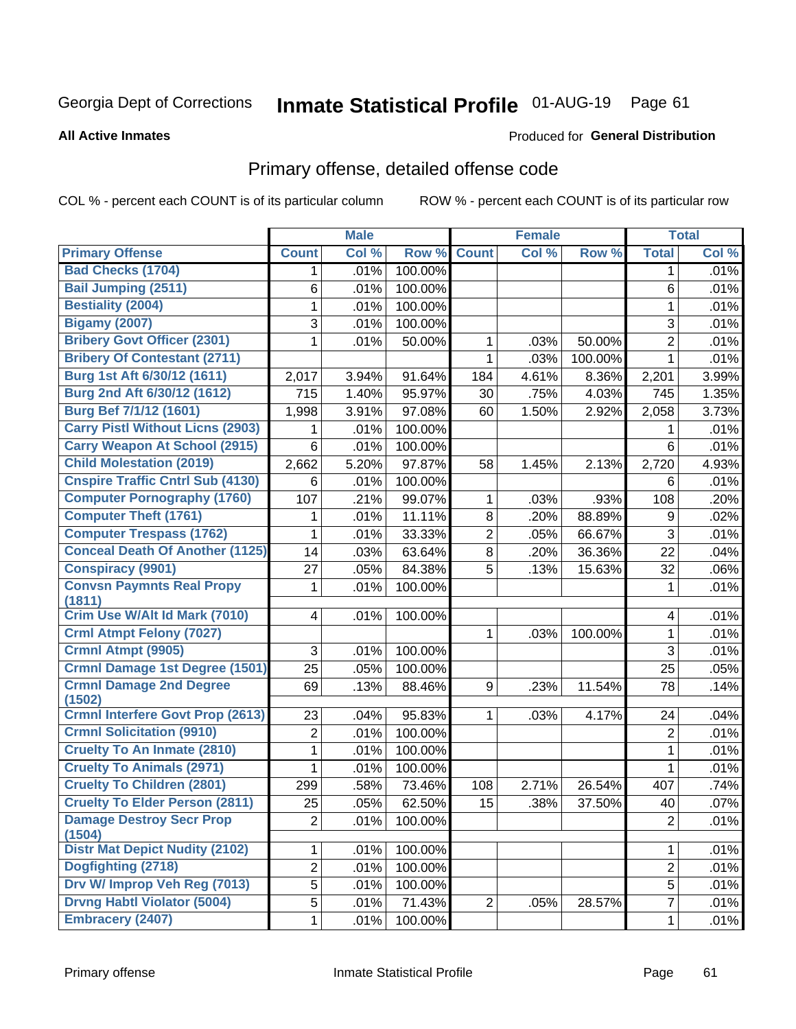Georgia Dept of Corrections **Inmate Statistical Profile** 01-AUG-19

**All Active Inmates**

Produced for **General Distribution**

## Primary offense, detailed offense code

COL % - percent each COUNT is of its particular column     ROW % - percent each COUNT is of its particular row

| | Male | | | Female | | | Total | |
|---|---|---|---|---|---|---|---|---|
| **Primary Offense** | **Count** | **Col %** | **Row %** | **Count** | **Col %** | **Row %** | **Total** | **Col %** |
| Bad Checks (1704) | 1 | .01% | 100.00% | | | | 1 | .01% |
| Bail Jumping (2511) | 6 | .01% | 100.00% | | | | 6 | .01% |
| Bestiality (2004) | 1 | .01% | 100.00% | | | | 1 | .01% |
| Bigamy (2007) | 3 | .01% | 100.00% | | | | 3 | .01% |
| Bribery Govt Officer (2301) | 1 | .01% | 50.00% | 1 | .03% | 50.00% | 2 | .01% |
| Bribery Of Contestant (2711) | | | | 1 | .03% | 100.00% | 1 | .01% |
| Burg 1st Aft 6/30/12 (1611) | 2,017 | 3.94% | 91.64% | 184 | 4.61% | 8.36% | 2,201 | 3.99% |
| Burg 2nd Aft 6/30/12 (1612) | 715 | 1.40% | 95.97% | 30 | .75% | 4.03% | 745 | 1.35% |
| Burg Bef 7/1/12 (1601) | 1,998 | 3.91% | 97.08% | 60 | 1.50% | 2.92% | 2,058 | 3.73% |
| Carry Pistl Without Licns (2903) | 1 | .01% | 100.00% | | | | 1 | .01% |
| Carry Weapon At School (2915) | 6 | .01% | 100.00% | | | | 6 | .01% |
| Child Molestation (2019) | 2,662 | 5.20% | 97.87% | 58 | 1.45% | 2.13% | 2,720 | 4.93% |
| Cnspire Traffic Cntrl Sub (4130) | 6 | .01% | 100.00% | | | | 6 | .01% |
| Computer Pornography (1760) | 107 | .21% | 99.07% | 1 | .03% | .93% | 108 | .20% |
| Computer Theft (1761) | 1 | .01% | 11.11% | 8 | .20% | 88.89% | 9 | .02% |
| Computer Trespass (1762) | 1 | .01% | 33.33% | 2 | .05% | 66.67% | 3 | .01% |
| Conceal Death Of Another (1125) | 14 | .03% | 63.64% | 8 | .20% | 36.36% | 22 | .04% |
| Conspiracy (9901) | 27 | .05% | 84.38% | 5 | .13% | 15.63% | 32 | .06% |
| Convsn Paymnts Real Propy (1811) | 1 | .01% | 100.00% | | | | 1 | .01% |
| Crim Use W/Alt Id Mark (7010) | 4 | .01% | 100.00% | | | | 4 | .01% |
| Crml Atmpt Felony (7027) | | | | 1 | .03% | 100.00% | 1 | .01% |
| Crmnl Atmpt (9905) | 3 | .01% | 100.00% | | | | 3 | .01% |
| Crmnl Damage 1st Degree (1501) | 25 | .05% | 100.00% | | | | 25 | .05% |
| Crmnl Damage 2nd Degree (1502) | 69 | .13% | 88.46% | 9 | .23% | 11.54% | 78 | .14% |
| Crmnl Interfere Govt Prop (2613) | 23 | .04% | 95.83% | 1 | .03% | 4.17% | 24 | .04% |
| Crmnl Solicitation (9910) | 2 | .01% | 100.00% | | | | 2 | .01% |
| Cruelty To An Inmate (2810) | 1 | .01% | 100.00% | | | | 1 | .01% |
| Cruelty To Animals (2971) | 1 | .01% | 100.00% | | | | 1 | .01% |
| Cruelty To Children (2801) | 299 | .58% | 73.46% | 108 | 2.71% | 26.54% | 407 | .74% |
| Cruelty To Elder Person (2811) | 25 | .05% | 62.50% | 15 | .38% | 37.50% | 40 | .07% |
| Damage Destroy Secr Prop (1504) | 2 | .01% | 100.00% | | | | 2 | .01% |
| Distr Mat Depict Nudity (2102) | 1 | .01% | 100.00% | | | | 1 | .01% |
| Dogfighting (2718) | 2 | .01% | 100.00% | | | | 2 | .01% |
| Drv W/ Improp Veh Reg (7013) | 5 | .01% | 100.00% | | | | 5 | .01% |
| Drvng Habtl Violator (5004) | 5 | .01% | 71.43% | 2 | .05% | 28.57% | 7 | .01% |
| Embracery (2407) | 1 | .01% | 100.00% | | | | 1 | .01% |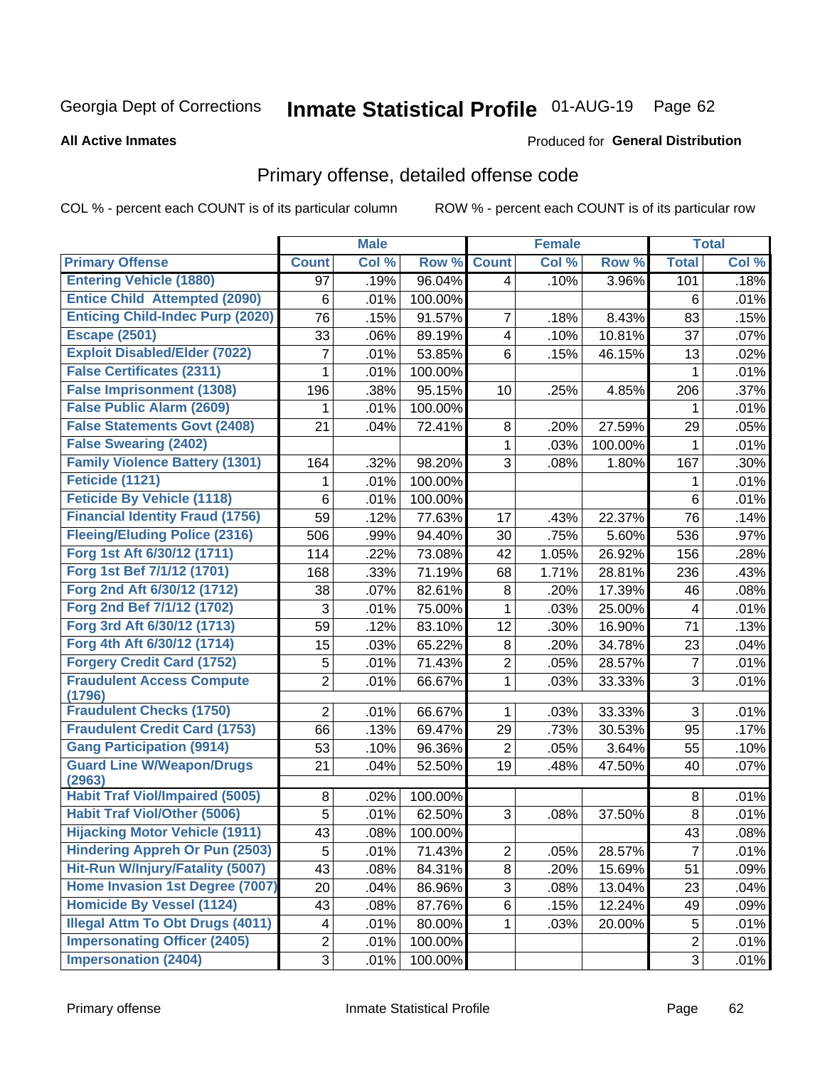Georgia Dept of Corrections **Inmate Statistical Profile** 01-AUG-19

**All Active Inmates**

Produced for **General Distribution**

## Primary offense, detailed offense code

COL % - percent each COUNT is of its particular column ROW % - percent each COUNT is of its particular row

| | Male | | | Female | | | Total | |
|---|---|---|---|---|---|---|---|---|
| **Primary Offense** | **Count** | **Col %** | **Row %** | **Count** | **Col %** | **Row %** | **Total** | **Col %** |
| Entering Vehicle (1880) | 97 | .19% | 96.04% | 4 | .10% | 3.96% | 101 | .18% |
| Entice Child Attempted (2090) | 6 | .01% | 100.00% | | | | 6 | .01% |
| Enticing Child-Indec Purp (2020) | 76 | .15% | 91.57% | 7 | .18% | 8.43% | 83 | .15% |
| Escape (2501) | 33 | .06% | 89.19% | 4 | .10% | 10.81% | 37 | .07% |
| Exploit Disabled/Elder (7022) | 7 | .01% | 53.85% | 6 | .15% | 46.15% | 13 | .02% |
| False Certificates (2311) | 1 | .01% | 100.00% | | | | 1 | .01% |
| False Imprisonment (1308) | 196 | .38% | 95.15% | 10 | .25% | 4.85% | 206 | .37% |
| False Public Alarm (2609) | 1 | .01% | 100.00% | | | | 1 | .01% |
| False Statements Govt (2408) | 21 | .04% | 72.41% | 8 | .20% | 27.59% | 29 | .05% |
| False Swearing (2402) | | | | 1 | .03% | 100.00% | 1 | .01% |
| Family Violence Battery (1301) | 164 | .32% | 98.20% | 3 | .08% | 1.80% | 167 | .30% |
| Feticide (1121) | 1 | .01% | 100.00% | | | | 1 | .01% |
| Feticide By Vehicle (1118) | 6 | .01% | 100.00% | | | | 6 | .01% |
| Financial Identity Fraud (1756) | 59 | .12% | 77.63% | 17 | .43% | 22.37% | 76 | .14% |
| Fleeing/Eluding Police (2316) | 506 | .99% | 94.40% | 30 | .75% | 5.60% | 536 | .97% |
| Forg 1st Aft 6/30/12 (1711) | 114 | .22% | 73.08% | 42 | 1.05% | 26.92% | 156 | .28% |
| Forg 1st Bef 7/1/12 (1701) | 168 | .33% | 71.19% | 68 | 1.71% | 28.81% | 236 | .43% |
| Forg 2nd Aft 6/30/12 (1712) | 38 | .07% | 82.61% | 8 | .20% | 17.39% | 46 | .08% |
| Forg 2nd Bef 7/1/12 (1702) | 3 | .01% | 75.00% | 1 | .03% | 25.00% | 4 | .01% |
| Forg 3rd Aft 6/30/12 (1713) | 59 | .12% | 83.10% | 12 | .30% | 16.90% | 71 | .13% |
| Forg 4th Aft 6/30/12 (1714) | 15 | .03% | 65.22% | 8 | .20% | 34.78% | 23 | .04% |
| Forgery Credit Card (1752) | 5 | .01% | 71.43% | 2 | .05% | 28.57% | 7 | .01% |
| Fraudulent Access Compute (1796) | 2 | .01% | 66.67% | 1 | .03% | 33.33% | 3 | .01% |
| Fraudulent Checks (1750) | 2 | .01% | 66.67% | 1 | .03% | 33.33% | 3 | .01% |
| Fraudulent Credit Card (1753) | 66 | .13% | 69.47% | 29 | .73% | 30.53% | 95 | .17% |
| Gang Participation (9914) | 53 | .10% | 96.36% | 2 | .05% | 3.64% | 55 | .10% |
| Guard Line W/Weapon/Drugs (2963) | 21 | .04% | 52.50% | 19 | .48% | 47.50% | 40 | .07% |
| Habit Traf Viol/Impaired (5005) | 8 | .02% | 100.00% | | | | 8 | .01% |
| Habit Traf Viol/Other (5006) | 5 | .01% | 62.50% | 3 | .08% | 37.50% | 8 | .01% |
| Hijacking Motor Vehicle (1911) | 43 | .08% | 100.00% | | | | 43 | .08% |
| Hindering Appreh Or Pun (2503) | 5 | .01% | 71.43% | 2 | .05% | 28.57% | 7 | .01% |
| Hit-Run W/Injury/Fatality (5007) | 43 | .08% | 84.31% | 8 | .20% | 15.69% | 51 | .09% |
| Home Invasion 1st Degree (7007) | 20 | .04% | 86.96% | 3 | .08% | 13.04% | 23 | .04% |
| Homicide By Vessel (1124) | 43 | .08% | 87.76% | 6 | .15% | 12.24% | 49 | .09% |
| Illegal Attm To Obt Drugs (4011) | 4 | .01% | 80.00% | 1 | .03% | 20.00% | 5 | .01% |
| Impersonating Officer (2405) | 2 | .01% | 100.00% | | | | 2 | .01% |
| Impersonation (2404) | 3 | .01% | 100.00% | | | | 3 | .01% |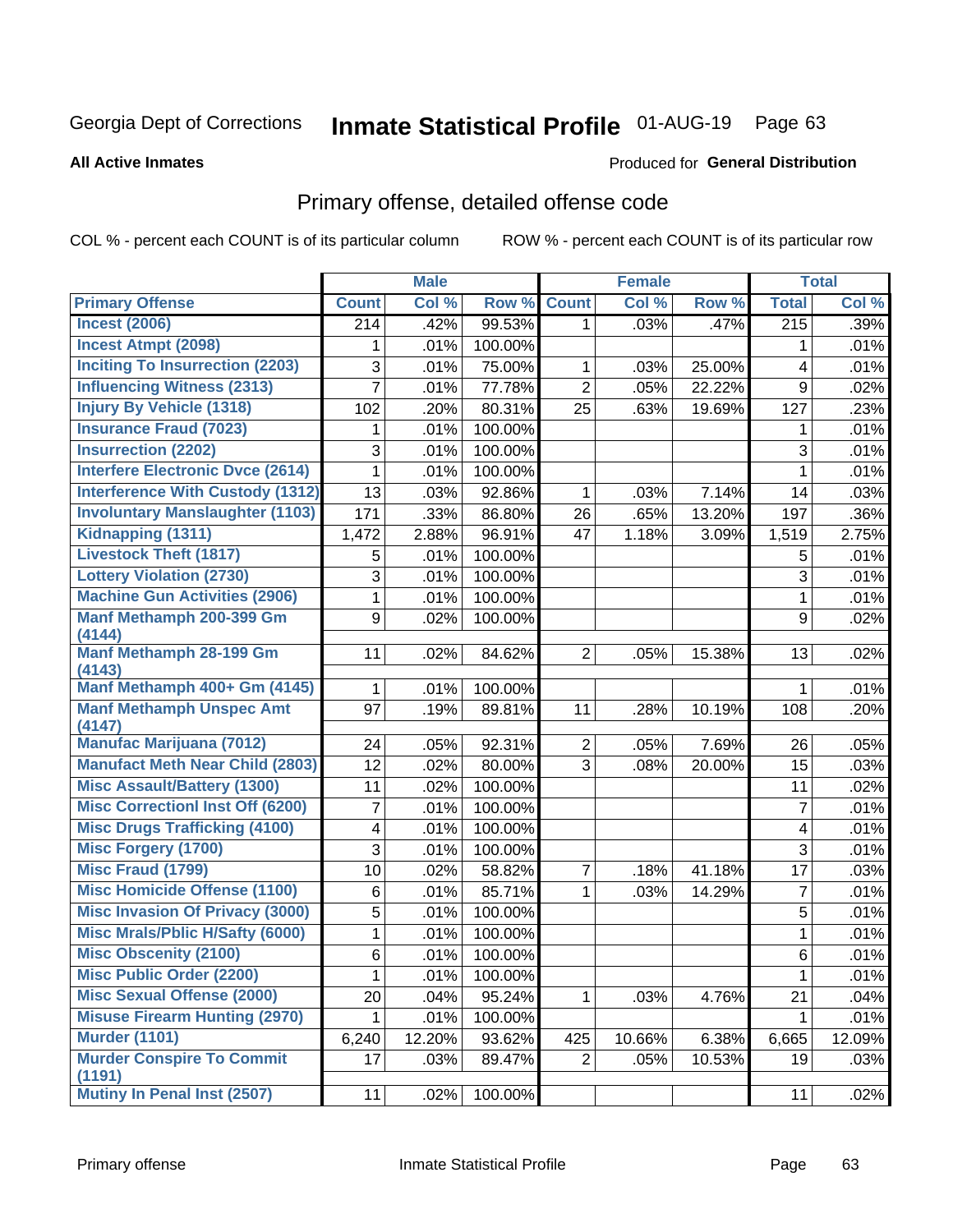Georgia Dept of Corrections **Inmate Statistical Profile** 01-AUG-19 Page 63

**All Active Inmates**

Produced for **General Distribution**

## Primary offense, detailed offense code

COL % - percent each COUNT is of its particular column ROW % - percent each COUNT is of its particular row

| | Male | | | Female | | | Total | |
|---|---|---|---|---|---|---|---|---|
| **Primary Offense** | **Count** | **Col %** | **Row %** | **Count** | **Col %** | **Row %** | **Total** | **Col %** |
| Incest (2006) | 214 | .42% | 99.53% | 1 | .03% | .47% | 215 | .39% |
| Incest Atmpt (2098) | 1 | .01% | 100.00% | | | | 1 | .01% |
| Inciting To Insurrection (2203) | 3 | .01% | 75.00% | 1 | .03% | 25.00% | 4 | .01% |
| Influencing Witness (2313) | 7 | .01% | 77.78% | 2 | .05% | 22.22% | 9 | .02% |
| Injury By Vehicle (1318) | 102 | .20% | 80.31% | 25 | .63% | 19.69% | 127 | .23% |
| Insurance Fraud (7023) | 1 | .01% | 100.00% | | | | 1 | .01% |
| Insurrection (2202) | 3 | .01% | 100.00% | | | | 3 | .01% |
| Interfere Electronic Dvce (2614) | 1 | .01% | 100.00% | | | | 1 | .01% |
| Interference With Custody (1312) | 13 | .03% | 92.86% | 1 | .03% | 7.14% | 14 | .03% |
| Involuntary Manslaughter (1103) | 171 | .33% | 86.80% | 26 | .65% | 13.20% | 197 | .36% |
| Kidnapping (1311) | 1,472 | 2.88% | 96.91% | 47 | 1.18% | 3.09% | 1,519 | 2.75% |
| Livestock Theft (1817) | 5 | .01% | 100.00% | | | | 5 | .01% |
| Lottery Violation (2730) | 3 | .01% | 100.00% | | | | 3 | .01% |
| Machine Gun Activities (2906) | 1 | .01% | 100.00% | | | | 1 | .01% |
| Manf Methamph 200-399 Gm (4144) | 9 | .02% | 100.00% | | | | 9 | .02% |
| Manf Methamph 28-199 Gm (4143) | 11 | .02% | 84.62% | 2 | .05% | 15.38% | 13 | .02% |
| Manf Methamph 400+ Gm (4145) | 1 | .01% | 100.00% | | | | 1 | .01% |
| Manf Methamph Unspec Amt (4147) | 97 | .19% | 89.81% | 11 | .28% | 10.19% | 108 | .20% |
| Manufac Marijuana (7012) | 24 | .05% | 92.31% | 2 | .05% | 7.69% | 26 | .05% |
| Manufact Meth Near Child (2803) | 12 | .02% | 80.00% | 3 | .08% | 20.00% | 15 | .03% |
| Misc Assault/Battery (1300) | 11 | .02% | 100.00% | | | | 11 | .02% |
| Misc Correctionl Inst Off (6200) | 7 | .01% | 100.00% | | | | 7 | .01% |
| Misc Drugs Trafficking (4100) | 4 | .01% | 100.00% | | | | 4 | .01% |
| Misc Forgery (1700) | 3 | .01% | 100.00% | | | | 3 | .01% |
| Misc Fraud (1799) | 10 | .02% | 58.82% | 7 | .18% | 41.18% | 17 | .03% |
| Misc Homicide Offense (1100) | 6 | .01% | 85.71% | 1 | .03% | 14.29% | 7 | .01% |
| Misc Invasion Of Privacy (3000) | 5 | .01% | 100.00% | | | | 5 | .01% |
| Misc Mrals/Pblic H/Safty (6000) | 1 | .01% | 100.00% | | | | 1 | .01% |
| Misc Obscenity (2100) | 6 | .01% | 100.00% | | | | 6 | .01% |
| Misc Public Order (2200) | 1 | .01% | 100.00% | | | | 1 | .01% |
| Misc Sexual Offense (2000) | 20 | .04% | 95.24% | 1 | .03% | 4.76% | 21 | .04% |
| Misuse Firearm Hunting (2970) | 1 | .01% | 100.00% | | | | 1 | .01% |
| Murder (1101) | 6,240 | 12.20% | 93.62% | 425 | 10.66% | 6.38% | 6,665 | 12.09% |
| Murder Conspire To Commit (1191) | 17 | .03% | 89.47% | 2 | .05% | 10.53% | 19 | .03% |
| Mutiny In Penal Inst (2507) | 11 | .02% | 100.00% | | | | 11 | .02% |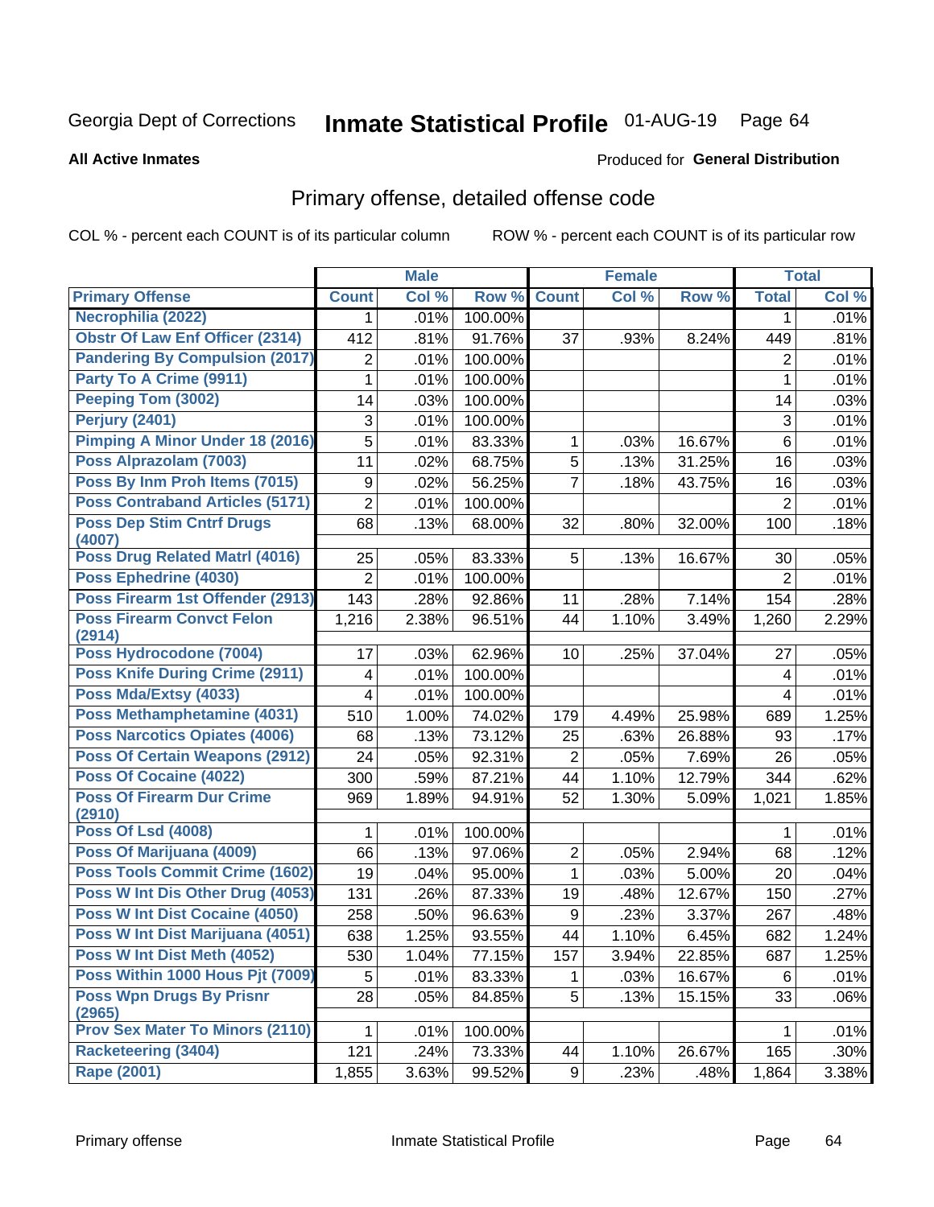Georgia Dept of Corrections **Inmate Statistical Profile** 01-AUG-19

**All Active Inmates** Produced for **General Distribution**

## Primary offense, detailed offense code

COL % - percent each COUNT is of its particular column ROW % - percent each COUNT is of its particular row

| | Male | | | Female | | | Total | |
|---|---|---|---|---|---|---|---|---|
| **Primary Offense** | **Count** | **Col %** | **Row %** | **Count** | **Col %** | **Row %** | **Total** | **Col %** |
| Necrophilia (2022) | 1 | .01% | 100.00% | | | | 1 | .01% |
| Obstr Of Law Enf Officer (2314) | 412 | .81% | 91.76% | 37 | .93% | 8.24% | 449 | .81% |
| Pandering By Compulsion (2017) | 2 | .01% | 100.00% | | | | 2 | .01% |
| Party To A Crime (9911) | 1 | .01% | 100.00% | | | | 1 | .01% |
| Peeping Tom (3002) | 14 | .03% | 100.00% | | | | 14 | .03% |
| Perjury (2401) | 3 | .01% | 100.00% | | | | 3 | .01% |
| Pimping A Minor Under 18 (2016) | 5 | .01% | 83.33% | 1 | .03% | 16.67% | 6 | .01% |
| Poss Alprazolam (7003) | 11 | .02% | 68.75% | 5 | .13% | 31.25% | 16 | .03% |
| Poss By Inm Proh Items (7015) | 9 | .02% | 56.25% | 7 | .18% | 43.75% | 16 | .03% |
| Poss Contraband Articles (5171) | 2 | .01% | 100.00% | | | | 2 | .01% |
| Poss Dep Stim Cntrf Drugs (4007) | 68 | .13% | 68.00% | 32 | .80% | 32.00% | 100 | .18% |
| Poss Drug Related Matrl (4016) | 25 | .05% | 83.33% | 5 | .13% | 16.67% | 30 | .05% |
| Poss Ephedrine (4030) | 2 | .01% | 100.00% | | | | 2 | .01% |
| Poss Firearm 1st Offender (2913) | 143 | .28% | 92.86% | 11 | .28% | 7.14% | 154 | .28% |
| Poss Firearm Convct Felon (2914) | 1,216 | 2.38% | 96.51% | 44 | 1.10% | 3.49% | 1,260 | 2.29% |
| Poss Hydrocodone (7004) | 17 | .03% | 62.96% | 10 | .25% | 37.04% | 27 | .05% |
| Poss Knife During Crime (2911) | 4 | .01% | 100.00% | | | | 4 | .01% |
| Poss Mda/Extsy (4033) | 4 | .01% | 100.00% | | | | 4 | .01% |
| Poss Methamphetamine (4031) | 510 | 1.00% | 74.02% | 179 | 4.49% | 25.98% | 689 | 1.25% |
| Poss Narcotics Opiates (4006) | 68 | .13% | 73.12% | 25 | .63% | 26.88% | 93 | .17% |
| Poss Of Certain Weapons (2912) | 24 | .05% | 92.31% | 2 | .05% | 7.69% | 26 | .05% |
| Poss Of Cocaine (4022) | 300 | .59% | 87.21% | 44 | 1.10% | 12.79% | 344 | .62% |
| Poss Of Firearm Dur Crime (2910) | 969 | 1.89% | 94.91% | 52 | 1.30% | 5.09% | 1,021 | 1.85% |
| Poss Of Lsd (4008) | 1 | .01% | 100.00% | | | | 1 | .01% |
| Poss Of Marijuana (4009) | 66 | .13% | 97.06% | 2 | .05% | 2.94% | 68 | .12% |
| Poss Tools Commit Crime (1602) | 19 | .04% | 95.00% | 1 | .03% | 5.00% | 20 | .04% |
| Poss W Int Dis Other Drug (4053) | 131 | .26% | 87.33% | 19 | .48% | 12.67% | 150 | .27% |
| Poss W Int Dist Cocaine (4050) | 258 | .50% | 96.63% | 9 | .23% | 3.37% | 267 | .48% |
| Poss W Int Dist Marijuana (4051) | 638 | 1.25% | 93.55% | 44 | 1.10% | 6.45% | 682 | 1.24% |
| Poss W Int Dist Meth (4052) | 530 | 1.04% | 77.15% | 157 | 3.94% | 22.85% | 687 | 1.25% |
| Poss Within 1000 Hous Pjt (7009) | 5 | .01% | 83.33% | 1 | .03% | 16.67% | 6 | .01% |
| Poss Wpn Drugs By Prisnr (2965) | 28 | .05% | 84.85% | 5 | .13% | 15.15% | 33 | .06% |
| Prov Sex Mater To Minors (2110) | 1 | .01% | 100.00% | | | | 1 | .01% |
| Racketeering (3404) | 121 | .24% | 73.33% | 44 | 1.10% | 26.67% | 165 | .30% |
| Rape (2001) | 1,855 | 3.63% | 99.52% | 9 | .23% | .48% | 1,864 | 3.38% |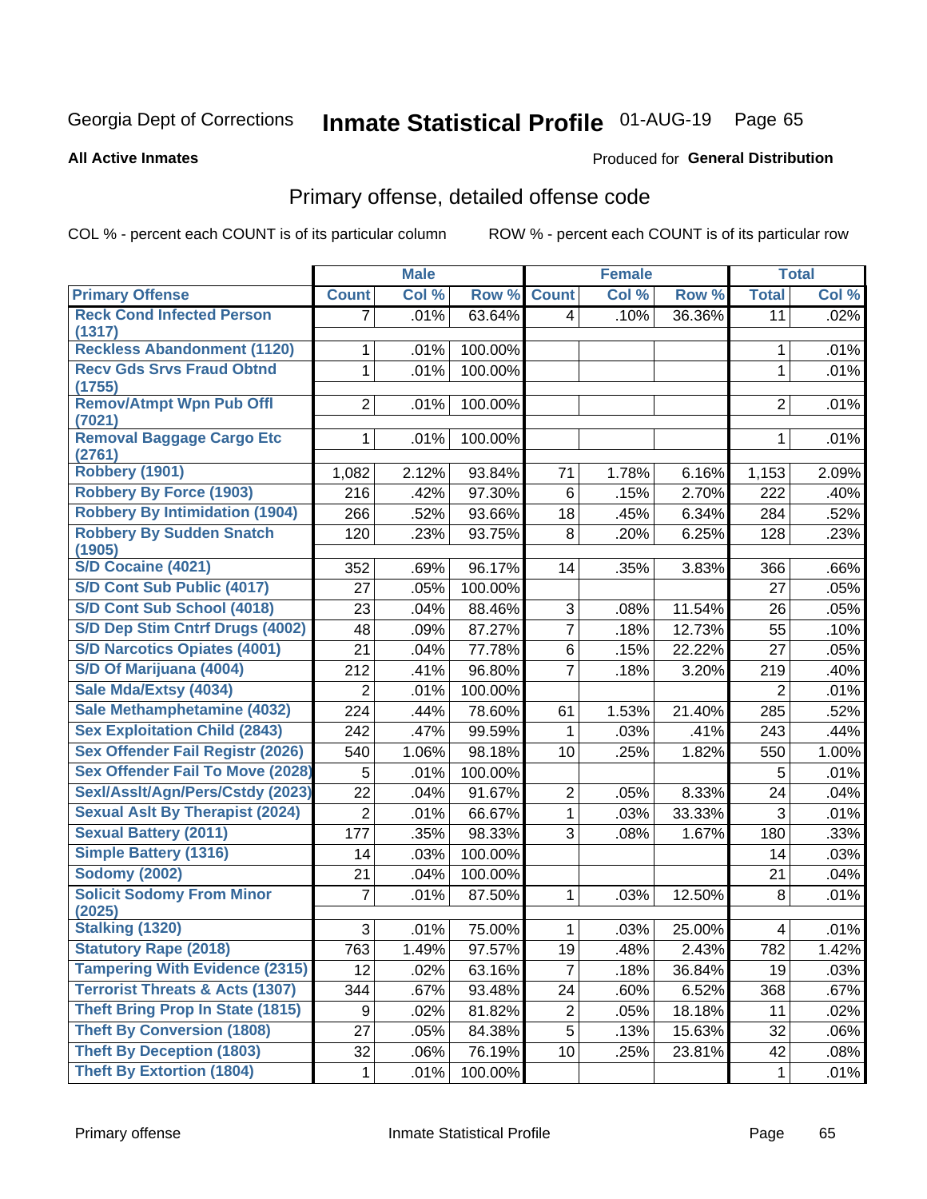Georgia Dept of Corrections **Inmate Statistical Profile** 01-AUG-19 Page 65

**All Active Inmates**

Produced for **General Distribution**

## Primary offense, detailed offense code

COL % - percent each COUNT is of its particular column ROW % - percent each COUNT is of its particular row

| | Male | | | Female | | | Total | |
|---|---|---|---|---|---|---|---|---|
| **Primary Offense** | **Count** | **Col %** | **Row %** | **Count** | **Col %** | **Row %** | **Total** | **Col %** |
| **Reck Cond Infected Person (1317)** | 7 | .01% | 63.64% | 4 | .10% | 36.36% | 11 | .02% |
| **Reckless Abandonment (1120)** | 1 | .01% | 100.00% | | | | 1 | .01% |
| **Recv Gds Srvs Fraud Obtnd (1755)** | 1 | .01% | 100.00% | | | | 1 | .01% |
| **Remov/Atmpt Wpn Pub Offl (7021)** | 2 | .01% | 100.00% | | | | 2 | .01% |
| **Removal Baggage Cargo Etc (2761)** | 1 | .01% | 100.00% | | | | 1 | .01% |
| **Robbery (1901)** | 1,082 | 2.12% | 93.84% | 71 | 1.78% | 6.16% | 1,153 | 2.09% |
| **Robbery By Force (1903)** | 216 | .42% | 97.30% | 6 | .15% | 2.70% | 222 | .40% |
| **Robbery By Intimidation (1904)** | 266 | .52% | 93.66% | 18 | .45% | 6.34% | 284 | .52% |
| **Robbery By Sudden Snatch (1905)** | 120 | .23% | 93.75% | 8 | .20% | 6.25% | 128 | .23% |
| **S/D Cocaine (4021)** | 352 | .69% | 96.17% | 14 | .35% | 3.83% | 366 | .66% |
| **S/D Cont Sub Public (4017)** | 27 | .05% | 100.00% | | | | 27 | .05% |
| **S/D Cont Sub School (4018)** | 23 | .04% | 88.46% | 3 | .08% | 11.54% | 26 | .05% |
| **S/D Dep Stim Cntrf Drugs (4002)** | 48 | .09% | 87.27% | 7 | .18% | 12.73% | 55 | .10% |
| **S/D Narcotics Opiates (4001)** | 21 | .04% | 77.78% | 6 | .15% | 22.22% | 27 | .05% |
| **S/D Of Marijuana (4004)** | 212 | .41% | 96.80% | 7 | .18% | 3.20% | 219 | .40% |
| **Sale Mda/Extsy (4034)** | 2 | .01% | 100.00% | | | | 2 | .01% |
| **Sale Methamphetamine (4032)** | 224 | .44% | 78.60% | 61 | 1.53% | 21.40% | 285 | .52% |
| **Sex Exploitation Child (2843)** | 242 | .47% | 99.59% | 1 | .03% | .41% | 243 | .44% |
| **Sex Offender Fail Registr (2026)** | 540 | 1.06% | 98.18% | 10 | .25% | 1.82% | 550 | 1.00% |
| **Sex Offender Fail To Move (2028)** | 5 | .01% | 100.00% | | | | 5 | .01% |
| **Sexl/Asslt/Agn/Pers/Cstdy (2023)** | 22 | .04% | 91.67% | 2 | .05% | 8.33% | 24 | .04% |
| **Sexual Aslt By Therapist (2024)** | 2 | .01% | 66.67% | 1 | .03% | 33.33% | 3 | .01% |
| **Sexual Battery (2011)** | 177 | .35% | 98.33% | 3 | .08% | 1.67% | 180 | .33% |
| **Simple Battery (1316)** | 14 | .03% | 100.00% | | | | 14 | .03% |
| **Sodomy (2002)** | 21 | .04% | 100.00% | | | | 21 | .04% |
| **Solicit Sodomy From Minor (2025)** | 7 | .01% | 87.50% | 1 | .03% | 12.50% | 8 | .01% |
| **Stalking (1320)** | 3 | .01% | 75.00% | 1 | .03% | 25.00% | 4 | .01% |
| **Statutory Rape (2018)** | 763 | 1.49% | 97.57% | 19 | .48% | 2.43% | 782 | 1.42% |
| **Tampering With Evidence (2315)** | 12 | .02% | 63.16% | 7 | .18% | 36.84% | 19 | .03% |
| **Terrorist Threats & Acts (1307)** | 344 | .67% | 93.48% | 24 | .60% | 6.52% | 368 | .67% |
| **Theft Bring Prop In State (1815)** | 9 | .02% | 81.82% | 2 | .05% | 18.18% | 11 | .02% |
| **Theft By Conversion (1808)** | 27 | .05% | 84.38% | 5 | .13% | 15.63% | 32 | .06% |
| **Theft By Deception (1803)** | 32 | .06% | 76.19% | 10 | .25% | 23.81% | 42 | .08% |
| **Theft By Extortion (1804)** | 1 | .01% | 100.00% | | | | 1 | .01% |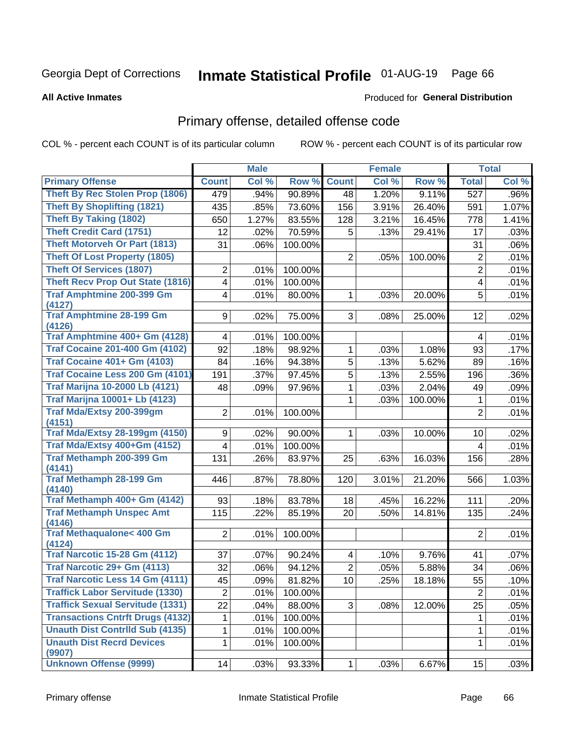Georgia Dept of Corrections **Inmate Statistical Profile** 01-AUG-19 Page 66

**All Active Inmates**

Produced for **General Distribution**

## Primary offense, detailed offense code

COL % - percent each COUNT is of its particular column ROW % - percent each COUNT is of its particular row

| | Male | | | Female | | | Total | |
|---|---|---|---|---|---|---|---|---|
| **Primary Offense** | **Count** | **Col %** | **Row %** | **Count** | **Col %** | **Row %** | **Total** | **Col %** |
| Theft By Rec Stolen Prop (1806) | 479 | .94% | 90.89% | 48 | 1.20% | 9.11% | 527 | .96% |
| Theft By Shoplifting (1821) | 435 | .85% | 73.60% | 156 | 3.91% | 26.40% | 591 | 1.07% |
| Theft By Taking (1802) | 650 | 1.27% | 83.55% | 128 | 3.21% | 16.45% | 778 | 1.41% |
| Theft Credit Card (1751) | 12 | .02% | 70.59% | 5 | .13% | 29.41% | 17 | .03% |
| Theft Motorveh Or Part (1813) | 31 | .06% | 100.00% | | | | 31 | .06% |
| Theft Of Lost Property (1805) | | | | 2 | .05% | 100.00% | 2 | .01% |
| Theft Of Services (1807) | 2 | .01% | 100.00% | | | | 2 | .01% |
| Theft Recv Prop Out State (1816) | 4 | .01% | 100.00% | | | | 4 | .01% |
| Traf Amphtmine 200-399 Gm (4127) | 4 | .01% | 80.00% | 1 | .03% | 20.00% | 5 | .01% |
| Traf Amphtmine 28-199 Gm (4126) | 9 | .02% | 75.00% | 3 | .08% | 25.00% | 12 | .02% |
| Traf Amphtmine 400+ Gm (4128) | 4 | .01% | 100.00% | | | | 4 | .01% |
| Traf Cocaine 201-400 Gm (4102) | 92 | .18% | 98.92% | 1 | .03% | 1.08% | 93 | .17% |
| Traf Cocaine 401+ Gm (4103) | 84 | .16% | 94.38% | 5 | .13% | 5.62% | 89 | .16% |
| Traf Cocaine Less 200 Gm (4101) | 191 | .37% | 97.45% | 5 | .13% | 2.55% | 196 | .36% |
| Traf Marijna 10-2000 Lb (4121) | 48 | .09% | 97.96% | 1 | .03% | 2.04% | 49 | .09% |
| Traf Marijna 10001+ Lb (4123) | | | | 1 | .03% | 100.00% | 1 | .01% |
| Traf Mda/Extsy 200-399gm (4151) | 2 | .01% | 100.00% | | | | 2 | .01% |
| Traf Mda/Extsy 28-199gm (4150) | 9 | .02% | 90.00% | 1 | .03% | 10.00% | 10 | .02% |
| Traf Mda/Extsy 400+Gm (4152) | 4 | .01% | 100.00% | | | | 4 | .01% |
| Traf Methamph 200-399 Gm (4141) | 131 | .26% | 83.97% | 25 | .63% | 16.03% | 156 | .28% |
| Traf Methamph 28-199 Gm (4140) | 446 | .87% | 78.80% | 120 | 3.01% | 21.20% | 566 | 1.03% |
| Traf Methamph 400+ Gm (4142) | 93 | .18% | 83.78% | 18 | .45% | 16.22% | 111 | .20% |
| Traf Methamph Unspec Amt (4146) | 115 | .22% | 85.19% | 20 | .50% | 14.81% | 135 | .24% |
| Traf Methaqualone< 400 Gm (4124) | 2 | .01% | 100.00% | | | | 2 | .01% |
| Traf Narcotic 15-28 Gm (4112) | 37 | .07% | 90.24% | 4 | .10% | 9.76% | 41 | .07% |
| Traf Narcotic 29+ Gm (4113) | 32 | .06% | 94.12% | 2 | .05% | 5.88% | 34 | .06% |
| Traf Narcotic Less 14 Gm (4111) | 45 | .09% | 81.82% | 10 | .25% | 18.18% | 55 | .10% |
| Traffick Labor Servitude (1330) | 2 | .01% | 100.00% | | | | 2 | .01% |
| Traffick Sexual Servitude (1331) | 22 | .04% | 88.00% | 3 | .08% | 12.00% | 25 | .05% |
| Transactions Cntrft Drugs (4132) | 1 | .01% | 100.00% | | | | 1 | .01% |
| Unauth Dist Contrlld Sub (4135) | 1 | .01% | 100.00% | | | | 1 | .01% |
| Unauth Dist Recrd Devices (9907) | 1 | .01% | 100.00% | | | | 1 | .01% |
| Unknown Offense (9999) | 14 | .03% | 93.33% | 1 | .03% | 6.67% | 15 | .03% |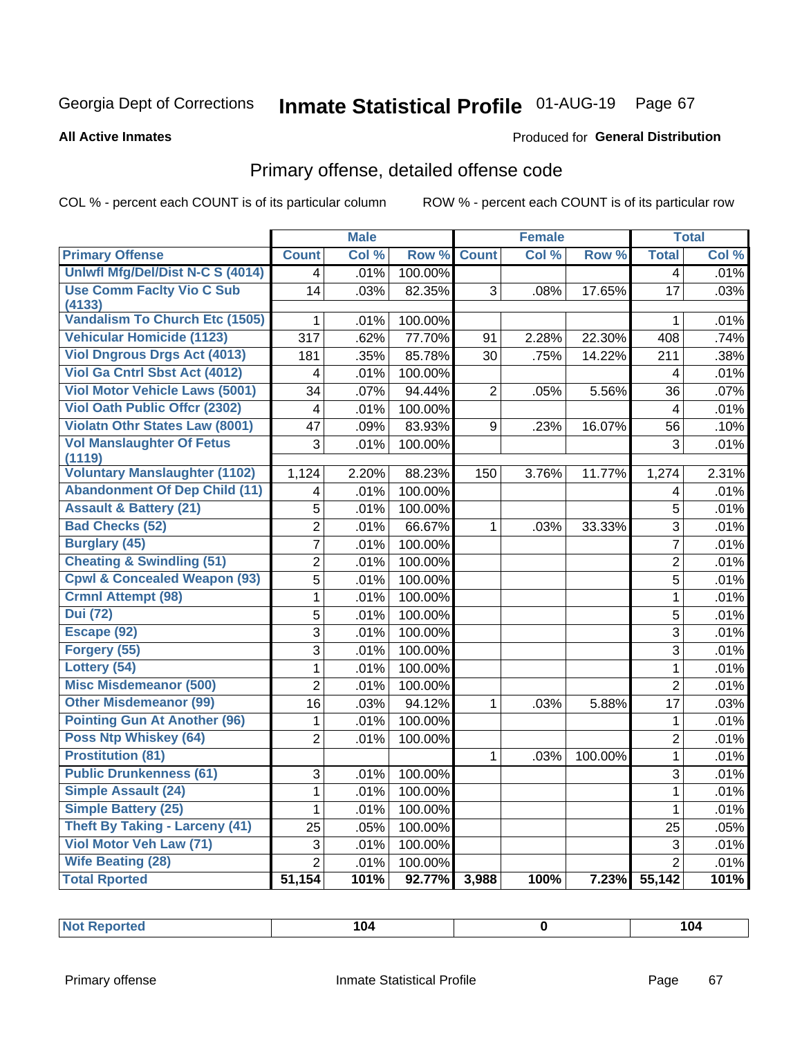Georgia Dept of Corrections **Inmate Statistical Profile** 01-AUG-19

**All Active Inmates**

Produced for **General Distribution**

## Primary offense, detailed offense code

COL % - percent each COUNT is of its particular column

ROW % - percent each COUNT is of its particular row

| | Male | | | Female | | | Total | |
|---|---|---|---|---|---|---|---|---|
| **Primary Offense** | **Count** | **Col %** | **Row %** | **Count** | **Col %** | **Row %** | **Total** | **Col %** |
| Unlwfl Mfg/Del/Dist N-C S (4014) | 4 | .01% | 100.00% | | | | 4 | .01% |
| Use Comm Faclty Vio C Sub (4133) | 14 | .03% | 82.35% | 3 | .08% | 17.65% | 17 | .03% |
| Vandalism To Church Etc (1505) | 1 | .01% | 100.00% | | | | 1 | .01% |
| Vehicular Homicide (1123) | 317 | .62% | 77.70% | 91 | 2.28% | 22.30% | 408 | .74% |
| Viol Dngrous Drgs Act (4013) | 181 | .35% | 85.78% | 30 | .75% | 14.22% | 211 | .38% |
| Viol Ga Cntrl Sbst Act (4012) | 4 | .01% | 100.00% | | | | 4 | .01% |
| Viol Motor Vehicle Laws (5001) | 34 | .07% | 94.44% | 2 | .05% | 5.56% | 36 | .07% |
| Viol Oath Public Offcr (2302) | 4 | .01% | 100.00% | | | | 4 | .01% |
| Violatn Othr States Law (8001) | 47 | .09% | 83.93% | 9 | .23% | 16.07% | 56 | .10% |
| Vol Manslaughter Of Fetus (1119) | 3 | .01% | 100.00% | | | | 3 | .01% |
| Voluntary Manslaughter (1102) | 1,124 | 2.20% | 88.23% | 150 | 3.76% | 11.77% | 1,274 | 2.31% |
| Abandonment Of Dep Child (11) | 4 | .01% | 100.00% | | | | 4 | .01% |
| Assault & Battery (21) | 5 | .01% | 100.00% | | | | 5 | .01% |
| Bad Checks (52) | 2 | .01% | 66.67% | 1 | .03% | 33.33% | 3 | .01% |
| Burglary (45) | 7 | .01% | 100.00% | | | | 7 | .01% |
| Cheating & Swindling (51) | 2 | .01% | 100.00% | | | | 2 | .01% |
| Cpwl & Concealed Weapon (93) | 5 | .01% | 100.00% | | | | 5 | .01% |
| Crmnl Attempt (98) | 1 | .01% | 100.00% | | | | 1 | .01% |
| Dui (72) | 5 | .01% | 100.00% | | | | 5 | .01% |
| Escape (92) | 3 | .01% | 100.00% | | | | 3 | .01% |
| Forgery (55) | 3 | .01% | 100.00% | | | | 3 | .01% |
| Lottery (54) | 1 | .01% | 100.00% | | | | 1 | .01% |
| Misc Misdemeanor (500) | 2 | .01% | 100.00% | | | | 2 | .01% |
| Other Misdemeanor (99) | 16 | .03% | 94.12% | 1 | .03% | 5.88% | 17 | .03% |
| Pointing Gun At Another (96) | 1 | .01% | 100.00% | | | | 1 | .01% |
| Poss Ntp Whiskey (64) | 2 | .01% | 100.00% | | | | 2 | .01% |
| Prostitution (81) | | | | 1 | .03% | 100.00% | 1 | .01% |
| Public Drunkenness (61) | 3 | .01% | 100.00% | | | | 3 | .01% |
| Simple Assault (24) | 1 | .01% | 100.00% | | | | 1 | .01% |
| Simple Battery (25) | 1 | .01% | 100.00% | | | | 1 | .01% |
| Theft By Taking - Larceny (41) | 25 | .05% | 100.00% | | | | 25 | .05% |
| Viol Motor Veh Law (71) | 3 | .01% | 100.00% | | | | 3 | .01% |
| Wife Beating (28) | 2 | .01% | 100.00% | | | | 2 | .01% |
| **Total Rported** | **51,154** | **101%** | **92.77%** | **3,988** | **100%** | **7.23%** | **55,142** | **101%** |

| Not Reported | 104 | 0 | 104 |
|---|---|---|---|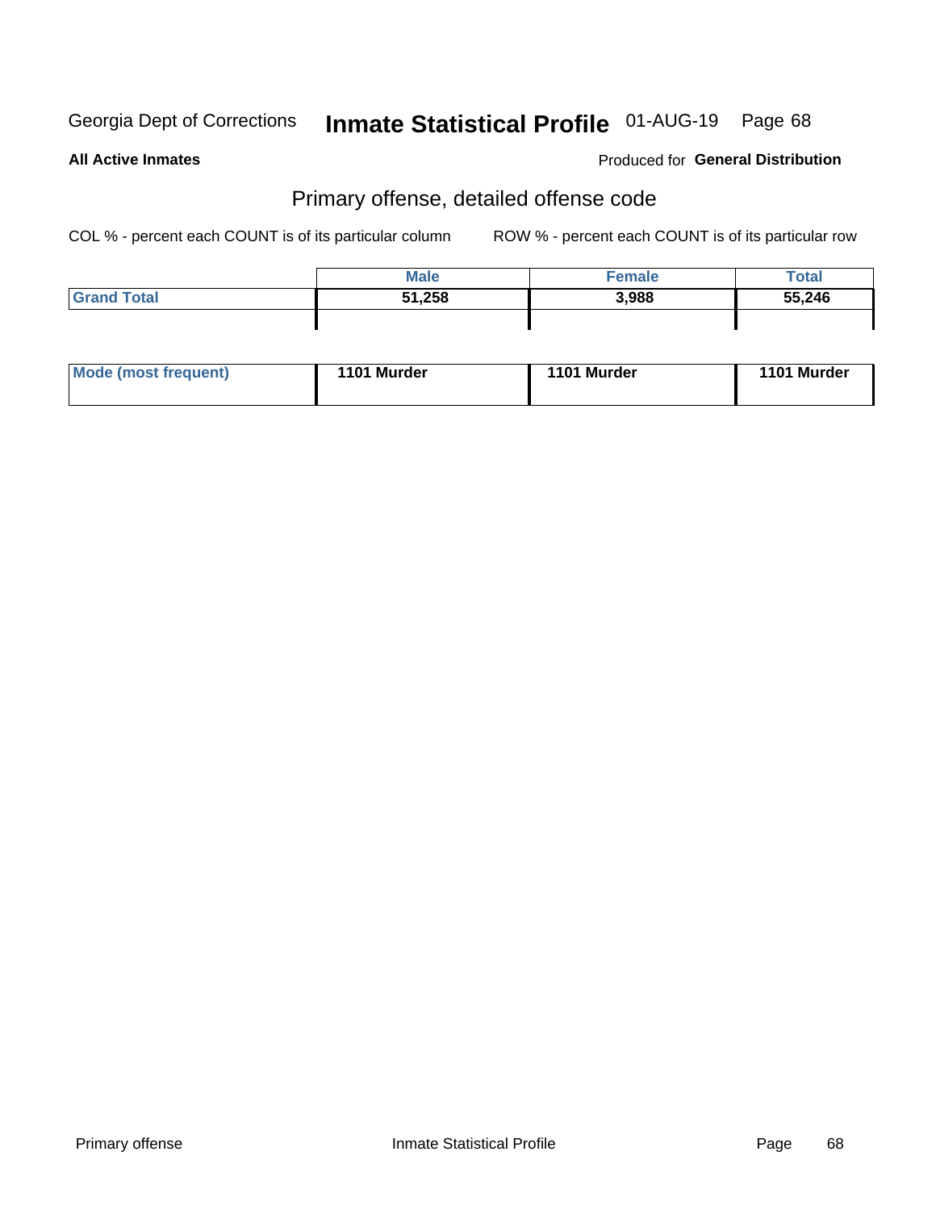Georgia Dept of Corrections **Inmate Statistical Profile** 01-AUG-19

**All Active Inmates**

Produced for **General Distribution**

## Primary offense, detailed offense code

COL % - percent each COUNT is of its particular column

ROW % - percent each COUNT is of its particular row

| | Male | Female | Total |
|---|---|---|---|
| **Grand Total** | **51,258** | **3,988** | **55,246** |

| | | | |
|---|---|---|---|
| **Mode (most frequent)** | **1101 Murder** | **1101 Murder** | **1101 Murder** |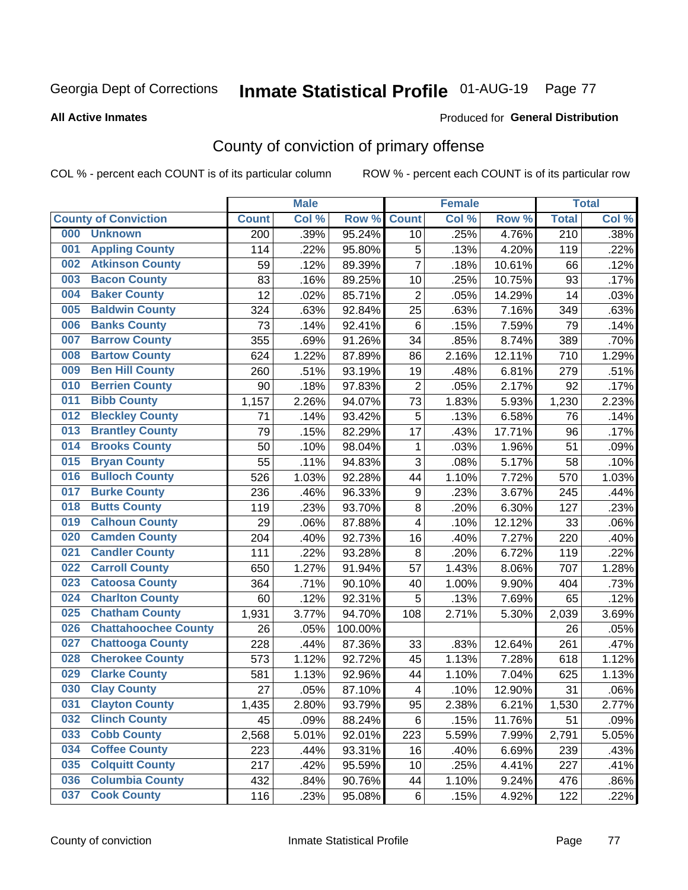Georgia Dept of Corrections **Inmate Statistical Profile** 01-AUG-19 Page 77

**All Active Inmates**

Produced for **General Distribution**

## County of conviction of primary offense

COL % - percent each COUNT is of its particular column ROW % - percent each COUNT is of its particular row

| County of Conviction | | Male | | | Female | | | Total | |
|---|---|---|---|---|---|---|---|---|---|
| | | Count | Col % | Row % | Count | Col % | Row % | Total | Col % |
| 000 | Unknown | 200 | .39% | 95.24% | 10 | .25% | 4.76% | 210 | .38% |
| 001 | Appling County | 114 | .22% | 95.80% | 5 | .13% | 4.20% | 119 | .22% |
| 002 | Atkinson County | 59 | .12% | 89.39% | 7 | .18% | 10.61% | 66 | .12% |
| 003 | Bacon County | 83 | .16% | 89.25% | 10 | .25% | 10.75% | 93 | .17% |
| 004 | Baker County | 12 | .02% | 85.71% | 2 | .05% | 14.29% | 14 | .03% |
| 005 | Baldwin County | 324 | .63% | 92.84% | 25 | .63% | 7.16% | 349 | .63% |
| 006 | Banks County | 73 | .14% | 92.41% | 6 | .15% | 7.59% | 79 | .14% |
| 007 | Barrow County | 355 | .69% | 91.26% | 34 | .85% | 8.74% | 389 | .70% |
| 008 | Bartow County | 624 | 1.22% | 87.89% | 86 | 2.16% | 12.11% | 710 | 1.29% |
| 009 | Ben Hill County | 260 | .51% | 93.19% | 19 | .48% | 6.81% | 279 | .51% |
| 010 | Berrien County | 90 | .18% | 97.83% | 2 | .05% | 2.17% | 92 | .17% |
| 011 | Bibb County | 1,157 | 2.26% | 94.07% | 73 | 1.83% | 5.93% | 1,230 | 2.23% |
| 012 | Bleckley County | 71 | .14% | 93.42% | 5 | .13% | 6.58% | 76 | .14% |
| 013 | Brantley County | 79 | .15% | 82.29% | 17 | .43% | 17.71% | 96 | .17% |
| 014 | Brooks County | 50 | .10% | 98.04% | 1 | .03% | 1.96% | 51 | .09% |
| 015 | Bryan County | 55 | .11% | 94.83% | 3 | .08% | 5.17% | 58 | .10% |
| 016 | Bulloch County | 526 | 1.03% | 92.28% | 44 | 1.10% | 7.72% | 570 | 1.03% |
| 017 | Burke County | 236 | .46% | 96.33% | 9 | .23% | 3.67% | 245 | .44% |
| 018 | Butts County | 119 | .23% | 93.70% | 8 | .20% | 6.30% | 127 | .23% |
| 019 | Calhoun County | 29 | .06% | 87.88% | 4 | .10% | 12.12% | 33 | .06% |
| 020 | Camden County | 204 | .40% | 92.73% | 16 | .40% | 7.27% | 220 | .40% |
| 021 | Candler County | 111 | .22% | 93.28% | 8 | .20% | 6.72% | 119 | .22% |
| 022 | Carroll County | 650 | 1.27% | 91.94% | 57 | 1.43% | 8.06% | 707 | 1.28% |
| 023 | Catoosa County | 364 | .71% | 90.10% | 40 | 1.00% | 9.90% | 404 | .73% |
| 024 | Charlton County | 60 | .12% | 92.31% | 5 | .13% | 7.69% | 65 | .12% |
| 025 | Chatham County | 1,931 | 3.77% | 94.70% | 108 | 2.71% | 5.30% | 2,039 | 3.69% |
| 026 | Chattahoochee County | 26 | .05% | 100.00% | | | | 26 | .05% |
| 027 | Chattooga County | 228 | .44% | 87.36% | 33 | .83% | 12.64% | 261 | .47% |
| 028 | Cherokee County | 573 | 1.12% | 92.72% | 45 | 1.13% | 7.28% | 618 | 1.12% |
| 029 | Clarke County | 581 | 1.13% | 92.96% | 44 | 1.10% | 7.04% | 625 | 1.13% |
| 030 | Clay County | 27 | .05% | 87.10% | 4 | .10% | 12.90% | 31 | .06% |
| 031 | Clayton County | 1,435 | 2.80% | 93.79% | 95 | 2.38% | 6.21% | 1,530 | 2.77% |
| 032 | Clinch County | 45 | .09% | 88.24% | 6 | .15% | 11.76% | 51 | .09% |
| 033 | Cobb County | 2,568 | 5.01% | 92.01% | 223 | 5.59% | 7.99% | 2,791 | 5.05% |
| 034 | Coffee County | 223 | .44% | 93.31% | 16 | .40% | 6.69% | 239 | .43% |
| 035 | Colquitt County | 217 | .42% | 95.59% | 10 | .25% | 4.41% | 227 | .41% |
| 036 | Columbia County | 432 | .84% | 90.76% | 44 | 1.10% | 9.24% | 476 | .86% |
| 037 | Cook County | 116 | .23% | 95.08% | 6 | .15% | 4.92% | 122 | .22% |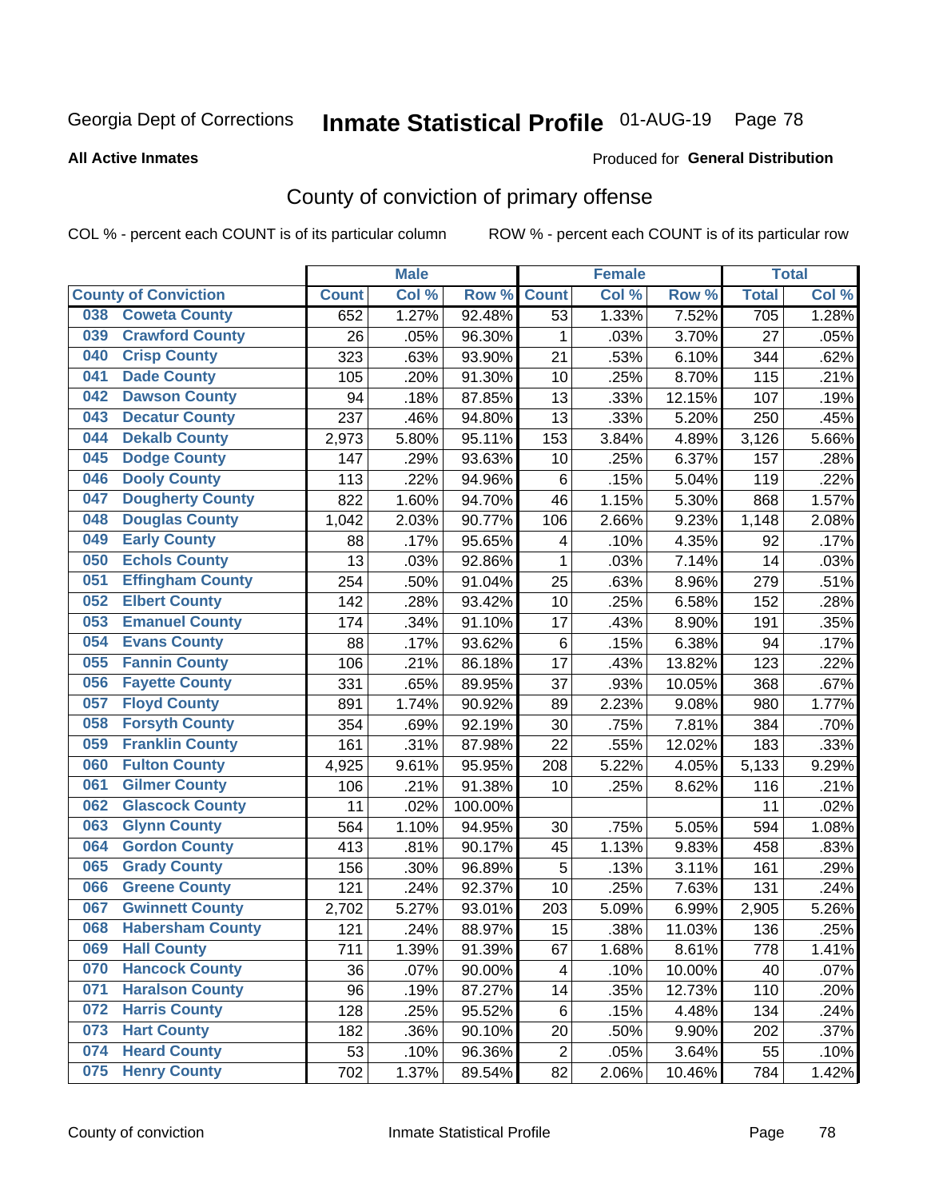Georgia Dept of Corrections **Inmate Statistical Profile** 01-AUG-19

**All Active Inmates**

Produced for **General Distribution**

## County of conviction of primary offense

COL % - percent each COUNT is of its particular column ROW % - percent each COUNT is of its particular row

| County of Conviction | Male | | | Female | | | Total | |
|---|---|---|---|---|---|---|---|---|
| | Count | Col % | Row % | Count | Col % | Row % | Total | Col % |
| 038 Coweta County | 652 | 1.27% | 92.48% | 53 | 1.33% | 7.52% | 705 | 1.28% |
| 039 Crawford County | 26 | .05% | 96.30% | 1 | .03% | 3.70% | 27 | .05% |
| 040 Crisp County | 323 | .63% | 93.90% | 21 | .53% | 6.10% | 344 | .62% |
| 041 Dade County | 105 | .20% | 91.30% | 10 | .25% | 8.70% | 115 | .21% |
| 042 Dawson County | 94 | .18% | 87.85% | 13 | .33% | 12.15% | 107 | .19% |
| 043 Decatur County | 237 | .46% | 94.80% | 13 | .33% | 5.20% | 250 | .45% |
| 044 Dekalb County | 2,973 | 5.80% | 95.11% | 153 | 3.84% | 4.89% | 3,126 | 5.66% |
| 045 Dodge County | 147 | .29% | 93.63% | 10 | .25% | 6.37% | 157 | .28% |
| 046 Dooly County | 113 | .22% | 94.96% | 6 | .15% | 5.04% | 119 | .22% |
| 047 Dougherty County | 822 | 1.60% | 94.70% | 46 | 1.15% | 5.30% | 868 | 1.57% |
| 048 Douglas County | 1,042 | 2.03% | 90.77% | 106 | 2.66% | 9.23% | 1,148 | 2.08% |
| 049 Early County | 88 | .17% | 95.65% | 4 | .10% | 4.35% | 92 | .17% |
| 050 Echols County | 13 | .03% | 92.86% | 1 | .03% | 7.14% | 14 | .03% |
| 051 Effingham County | 254 | .50% | 91.04% | 25 | .63% | 8.96% | 279 | .51% |
| 052 Elbert County | 142 | .28% | 93.42% | 10 | .25% | 6.58% | 152 | .28% |
| 053 Emanuel County | 174 | .34% | 91.10% | 17 | .43% | 8.90% | 191 | .35% |
| 054 Evans County | 88 | .17% | 93.62% | 6 | .15% | 6.38% | 94 | .17% |
| 055 Fannin County | 106 | .21% | 86.18% | 17 | .43% | 13.82% | 123 | .22% |
| 056 Fayette County | 331 | .65% | 89.95% | 37 | .93% | 10.05% | 368 | .67% |
| 057 Floyd County | 891 | 1.74% | 90.92% | 89 | 2.23% | 9.08% | 980 | 1.77% |
| 058 Forsyth County | 354 | .69% | 92.19% | 30 | .75% | 7.81% | 384 | .70% |
| 059 Franklin County | 161 | .31% | 87.98% | 22 | .55% | 12.02% | 183 | .33% |
| 060 Fulton County | 4,925 | 9.61% | 95.95% | 208 | 5.22% | 4.05% | 5,133 | 9.29% |
| 061 Gilmer County | 106 | .21% | 91.38% | 10 | .25% | 8.62% | 116 | .21% |
| 062 Glascock County | 11 | .02% | 100.00% | | | | 11 | .02% |
| 063 Glynn County | 564 | 1.10% | 94.95% | 30 | .75% | 5.05% | 594 | 1.08% |
| 064 Gordon County | 413 | .81% | 90.17% | 45 | 1.13% | 9.83% | 458 | .83% |
| 065 Grady County | 156 | .30% | 96.89% | 5 | .13% | 3.11% | 161 | .29% |
| 066 Greene County | 121 | .24% | 92.37% | 10 | .25% | 7.63% | 131 | .24% |
| 067 Gwinnett County | 2,702 | 5.27% | 93.01% | 203 | 5.09% | 6.99% | 2,905 | 5.26% |
| 068 Habersham County | 121 | .24% | 88.97% | 15 | .38% | 11.03% | 136 | .25% |
| 069 Hall County | 711 | 1.39% | 91.39% | 67 | 1.68% | 8.61% | 778 | 1.41% |
| 070 Hancock County | 36 | .07% | 90.00% | 4 | .10% | 10.00% | 40 | .07% |
| 071 Haralson County | 96 | .19% | 87.27% | 14 | .35% | 12.73% | 110 | .20% |
| 072 Harris County | 128 | .25% | 95.52% | 6 | .15% | 4.48% | 134 | .24% |
| 073 Hart County | 182 | .36% | 90.10% | 20 | .50% | 9.90% | 202 | .37% |
| 074 Heard County | 53 | .10% | 96.36% | 2 | .05% | 3.64% | 55 | .10% |
| 075 Henry County | 702 | 1.37% | 89.54% | 82 | 2.06% | 10.46% | 784 | 1.42% |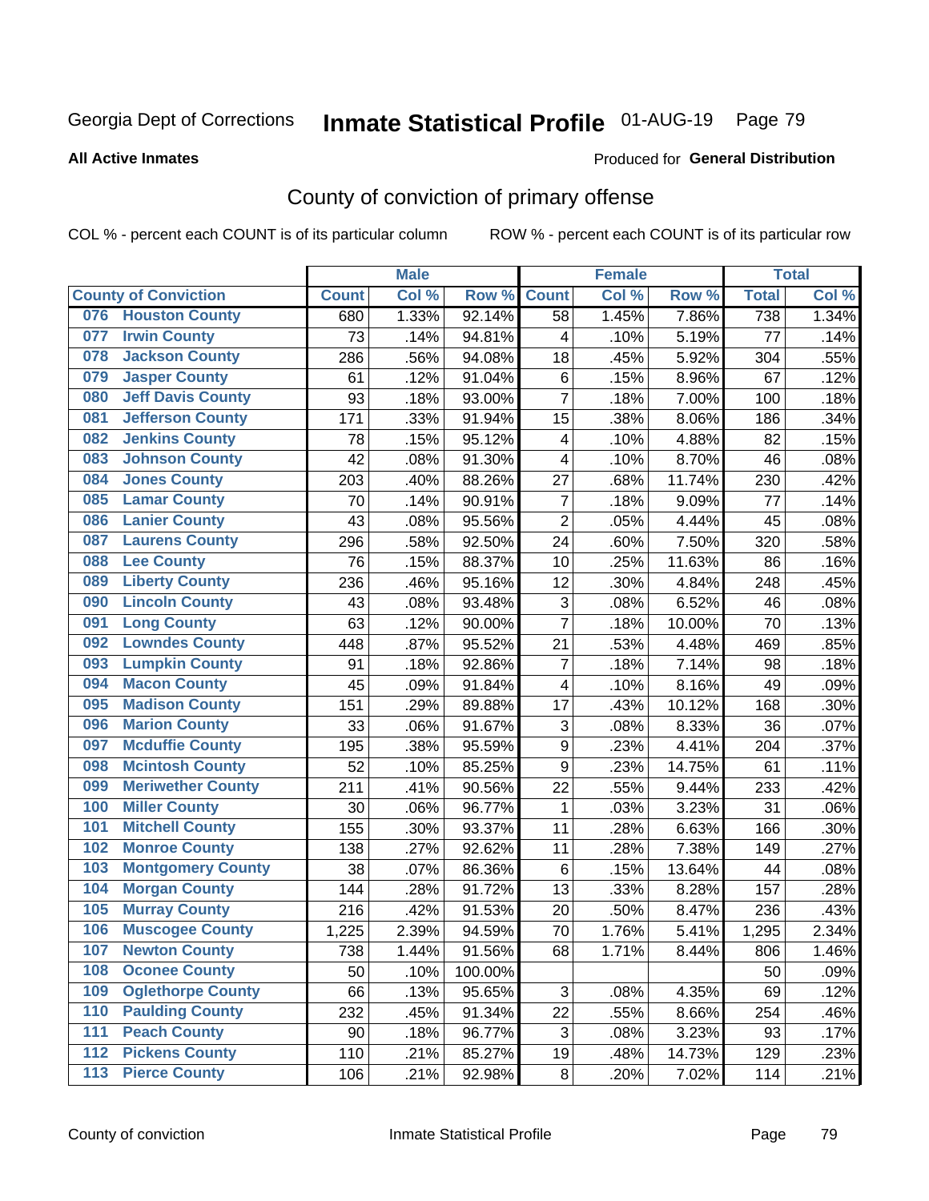Georgia Dept of Corrections **Inmate Statistical Profile** 01-AUG-19

**All Active Inmates**

Produced for **General Distribution**

## County of conviction of primary offense

COL % - percent each COUNT is of its particular column ROW % - percent each COUNT is of its particular row

| County of Conviction | Male | | | Female | | | Total | |
|---|---|---|---|---|---|---|---|---|
| | Count | Col % | Row % | Count | Col % | Row % | Total | Col % |
| 076 Houston County | 680 | 1.33% | 92.14% | 58 | 1.45% | 7.86% | 738 | 1.34% |
| 077 Irwin County | 73 | .14% | 94.81% | 4 | .10% | 5.19% | 77 | .14% |
| 078 Jackson County | 286 | .56% | 94.08% | 18 | .45% | 5.92% | 304 | .55% |
| 079 Jasper County | 61 | .12% | 91.04% | 6 | .15% | 8.96% | 67 | .12% |
| 080 Jeff Davis County | 93 | .18% | 93.00% | 7 | .18% | 7.00% | 100 | .18% |
| 081 Jefferson County | 171 | .33% | 91.94% | 15 | .38% | 8.06% | 186 | .34% |
| 082 Jenkins County | 78 | .15% | 95.12% | 4 | .10% | 4.88% | 82 | .15% |
| 083 Johnson County | 42 | .08% | 91.30% | 4 | .10% | 8.70% | 46 | .08% |
| 084 Jones County | 203 | .40% | 88.26% | 27 | .68% | 11.74% | 230 | .42% |
| 085 Lamar County | 70 | .14% | 90.91% | 7 | .18% | 9.09% | 77 | .14% |
| 086 Lanier County | 43 | .08% | 95.56% | 2 | .05% | 4.44% | 45 | .08% |
| 087 Laurens County | 296 | .58% | 92.50% | 24 | .60% | 7.50% | 320 | .58% |
| 088 Lee County | 76 | .15% | 88.37% | 10 | .25% | 11.63% | 86 | .16% |
| 089 Liberty County | 236 | .46% | 95.16% | 12 | .30% | 4.84% | 248 | .45% |
| 090 Lincoln County | 43 | .08% | 93.48% | 3 | .08% | 6.52% | 46 | .08% |
| 091 Long County | 63 | .12% | 90.00% | 7 | .18% | 10.00% | 70 | .13% |
| 092 Lowndes County | 448 | .87% | 95.52% | 21 | .53% | 4.48% | 469 | .85% |
| 093 Lumpkin County | 91 | .18% | 92.86% | 7 | .18% | 7.14% | 98 | .18% |
| 094 Macon County | 45 | .09% | 91.84% | 4 | .10% | 8.16% | 49 | .09% |
| 095 Madison County | 151 | .29% | 89.88% | 17 | .43% | 10.12% | 168 | .30% |
| 096 Marion County | 33 | .06% | 91.67% | 3 | .08% | 8.33% | 36 | .07% |
| 097 Mcduffie County | 195 | .38% | 95.59% | 9 | .23% | 4.41% | 204 | .37% |
| 098 Mcintosh County | 52 | .10% | 85.25% | 9 | .23% | 14.75% | 61 | .11% |
| 099 Meriwether County | 211 | .41% | 90.56% | 22 | .55% | 9.44% | 233 | .42% |
| 100 Miller County | 30 | .06% | 96.77% | 1 | .03% | 3.23% | 31 | .06% |
| 101 Mitchell County | 155 | .30% | 93.37% | 11 | .28% | 6.63% | 166 | .30% |
| 102 Monroe County | 138 | .27% | 92.62% | 11 | .28% | 7.38% | 149 | .27% |
| 103 Montgomery County | 38 | .07% | 86.36% | 6 | .15% | 13.64% | 44 | .08% |
| 104 Morgan County | 144 | .28% | 91.72% | 13 | .33% | 8.28% | 157 | .28% |
| 105 Murray County | 216 | .42% | 91.53% | 20 | .50% | 8.47% | 236 | .43% |
| 106 Muscogee County | 1,225 | 2.39% | 94.59% | 70 | 1.76% | 5.41% | 1,295 | 2.34% |
| 107 Newton County | 738 | 1.44% | 91.56% | 68 | 1.71% | 8.44% | 806 | 1.46% |
| 108 Oconee County | 50 | .10% | 100.00% | | | | 50 | .09% |
| 109 Oglethorpe County | 66 | .13% | 95.65% | 3 | .08% | 4.35% | 69 | .12% |
| 110 Paulding County | 232 | .45% | 91.34% | 22 | .55% | 8.66% | 254 | .46% |
| 111 Peach County | 90 | .18% | 96.77% | 3 | .08% | 3.23% | 93 | .17% |
| 112 Pickens County | 110 | .21% | 85.27% | 19 | .48% | 14.73% | 129 | .23% |
| 113 Pierce County | 106 | .21% | 92.98% | 8 | .20% | 7.02% | 114 | .21% |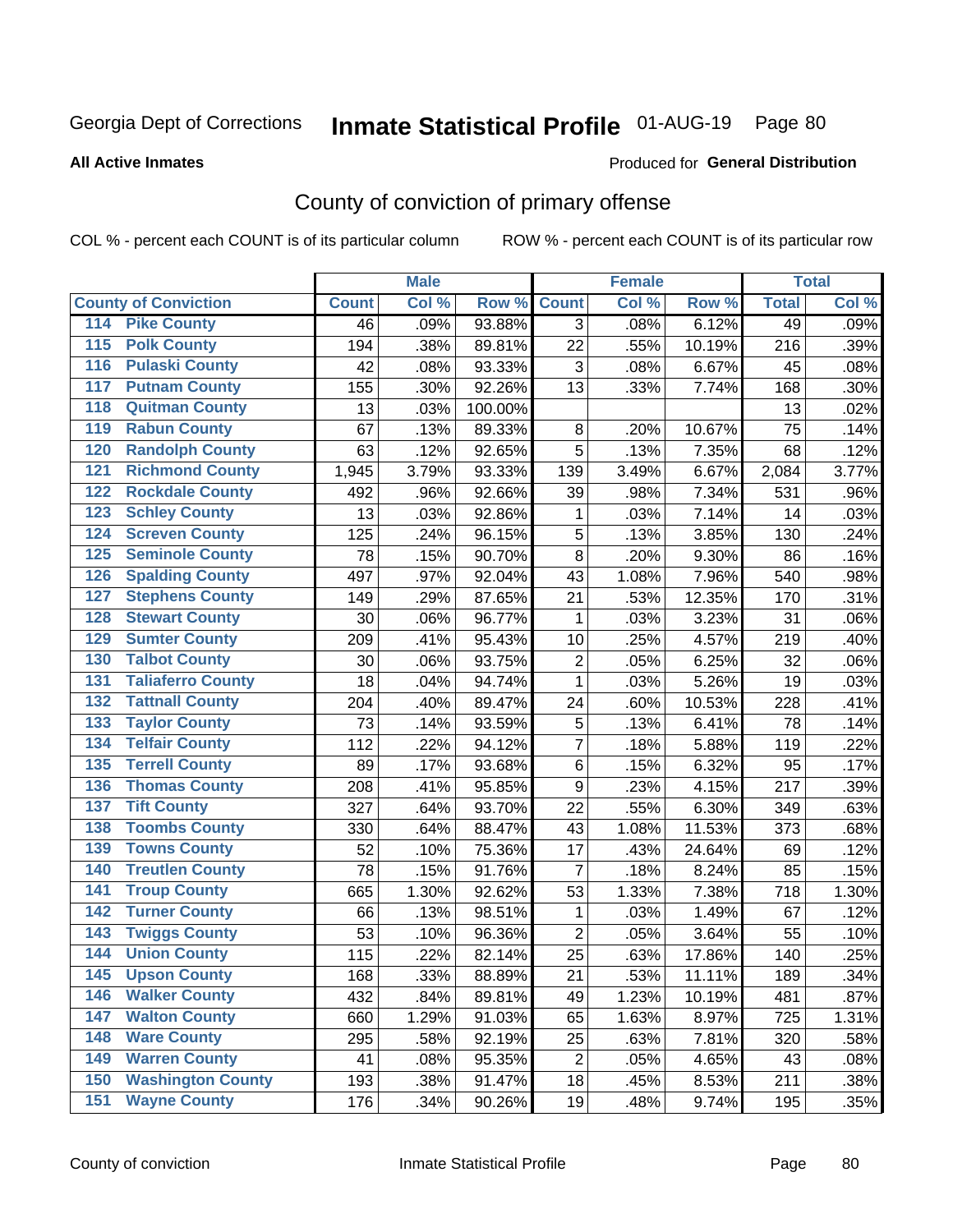Georgia Dept of Corrections **Inmate Statistical Profile** 01-AUG-19 Page 80

**All Active Inmates**

Produced for **General Distribution**

## County of conviction of primary offense

COL % - percent each COUNT is of its particular column ROW % - percent each COUNT is of its particular row

| County of Conviction | Male | | | Female | | | Total | |
|---|---|---|---|---|---|---|---|---|
| | Count | Col % | Row % | Count | Col % | Row % | Total | Col % |
| 114 Pike County | 46 | .09% | 93.88% | 3 | .08% | 6.12% | 49 | .09% |
| 115 Polk County | 194 | .38% | 89.81% | 22 | .55% | 10.19% | 216 | .39% |
| 116 Pulaski County | 42 | .08% | 93.33% | 3 | .08% | 6.67% | 45 | .08% |
| 117 Putnam County | 155 | .30% | 92.26% | 13 | .33% | 7.74% | 168 | .30% |
| 118 Quitman County | 13 | .03% | 100.00% | | | | 13 | .02% |
| 119 Rabun County | 67 | .13% | 89.33% | 8 | .20% | 10.67% | 75 | .14% |
| 120 Randolph County | 63 | .12% | 92.65% | 5 | .13% | 7.35% | 68 | .12% |
| 121 Richmond County | 1,945 | 3.79% | 93.33% | 139 | 3.49% | 6.67% | 2,084 | 3.77% |
| 122 Rockdale County | 492 | .96% | 92.66% | 39 | .98% | 7.34% | 531 | .96% |
| 123 Schley County | 13 | .03% | 92.86% | 1 | .03% | 7.14% | 14 | .03% |
| 124 Screven County | 125 | .24% | 96.15% | 5 | .13% | 3.85% | 130 | .24% |
| 125 Seminole County | 78 | .15% | 90.70% | 8 | .20% | 9.30% | 86 | .16% |
| 126 Spalding County | 497 | .97% | 92.04% | 43 | 1.08% | 7.96% | 540 | .98% |
| 127 Stephens County | 149 | .29% | 87.65% | 21 | .53% | 12.35% | 170 | .31% |
| 128 Stewart County | 30 | .06% | 96.77% | 1 | .03% | 3.23% | 31 | .06% |
| 129 Sumter County | 209 | .41% | 95.43% | 10 | .25% | 4.57% | 219 | .40% |
| 130 Talbot County | 30 | .06% | 93.75% | 2 | .05% | 6.25% | 32 | .06% |
| 131 Taliaferro County | 18 | .04% | 94.74% | 1 | .03% | 5.26% | 19 | .03% |
| 132 Tattnall County | 204 | .40% | 89.47% | 24 | .60% | 10.53% | 228 | .41% |
| 133 Taylor County | 73 | .14% | 93.59% | 5 | .13% | 6.41% | 78 | .14% |
| 134 Telfair County | 112 | .22% | 94.12% | 7 | .18% | 5.88% | 119 | .22% |
| 135 Terrell County | 89 | .17% | 93.68% | 6 | .15% | 6.32% | 95 | .17% |
| 136 Thomas County | 208 | .41% | 95.85% | 9 | .23% | 4.15% | 217 | .39% |
| 137 Tift County | 327 | .64% | 93.70% | 22 | .55% | 6.30% | 349 | .63% |
| 138 Toombs County | 330 | .64% | 88.47% | 43 | 1.08% | 11.53% | 373 | .68% |
| 139 Towns County | 52 | .10% | 75.36% | 17 | .43% | 24.64% | 69 | .12% |
| 140 Treutlen County | 78 | .15% | 91.76% | 7 | .18% | 8.24% | 85 | .15% |
| 141 Troup County | 665 | 1.30% | 92.62% | 53 | 1.33% | 7.38% | 718 | 1.30% |
| 142 Turner County | 66 | .13% | 98.51% | 1 | .03% | 1.49% | 67 | .12% |
| 143 Twiggs County | 53 | .10% | 96.36% | 2 | .05% | 3.64% | 55 | .10% |
| 144 Union County | 115 | .22% | 82.14% | 25 | .63% | 17.86% | 140 | .25% |
| 145 Upson County | 168 | .33% | 88.89% | 21 | .53% | 11.11% | 189 | .34% |
| 146 Walker County | 432 | .84% | 89.81% | 49 | 1.23% | 10.19% | 481 | .87% |
| 147 Walton County | 660 | 1.29% | 91.03% | 65 | 1.63% | 8.97% | 725 | 1.31% |
| 148 Ware County | 295 | .58% | 92.19% | 25 | .63% | 7.81% | 320 | .58% |
| 149 Warren County | 41 | .08% | 95.35% | 2 | .05% | 4.65% | 43 | .08% |
| 150 Washington County | 193 | .38% | 91.47% | 18 | .45% | 8.53% | 211 | .38% |
| 151 Wayne County | 176 | .34% | 90.26% | 19 | .48% | 9.74% | 195 | .35% |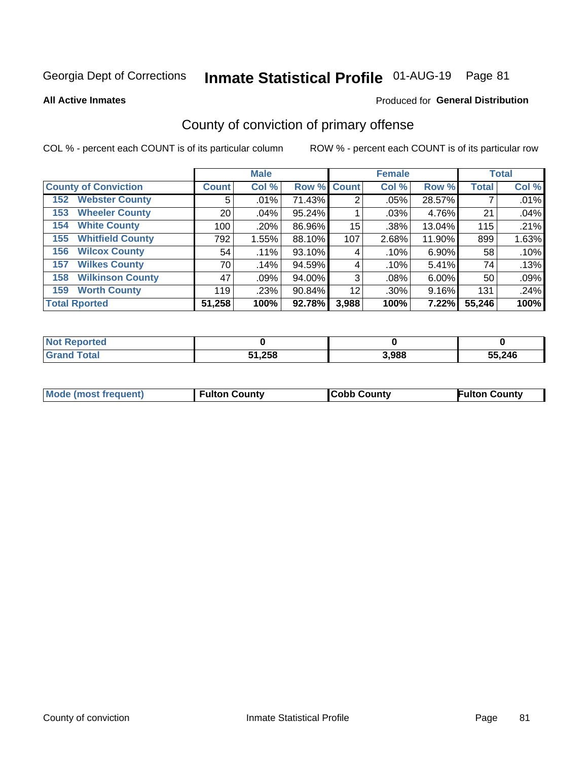Georgia Dept of Corrections **Inmate Statistical Profile** 01-AUG-19 Page 81

**All Active Inmates**

Produced for **General Distribution**

## County of conviction of primary offense

COL % - percent each COUNT is of its particular column

ROW % - percent each COUNT is of its particular row

| County of Conviction | Male | | | Female | | | Total | |
|---|---|---|---|---|---|---|---|---|
| | Count | Col % | Row % | Count | Col % | Row % | Total | Col % |
| 152 Webster County | 5 | .01% | 71.43% | 2 | .05% | 28.57% | 7 | .01% |
| 153 Wheeler County | 20 | .04% | 95.24% | 1 | .03% | 4.76% | 21 | .04% |
| 154 White County | 100 | .20% | 86.96% | 15 | .38% | 13.04% | 115 | .21% |
| 155 Whitfield County | 792 | 1.55% | 88.10% | 107 | 2.68% | 11.90% | 899 | 1.63% |
| 156 Wilcox County | 54 | .11% | 93.10% | 4 | .10% | 6.90% | 58 | .10% |
| 157 Wilkes County | 70 | .14% | 94.59% | 4 | .10% | 5.41% | 74 | .13% |
| 158 Wilkinson County | 47 | .09% | 94.00% | 3 | .08% | 6.00% | 50 | .09% |
| 159 Worth County | 119 | .23% | 90.84% | 12 | .30% | 9.16% | 131 | .24% |
| **Total Rported** | **51,258** | **100%** | **92.78%** | **3,988** | **100%** | **7.22%** | **55,246** | **100%** |

| | Male | Female | Total |
|---|---|---|---|
| Not Reported | 0 | 0 | 0 |
| Grand Total | 51,258 | 3,988 | 55,246 |

| Mode (most frequent) | Fulton County | Cobb County | Fulton County |
|---|---|---|---|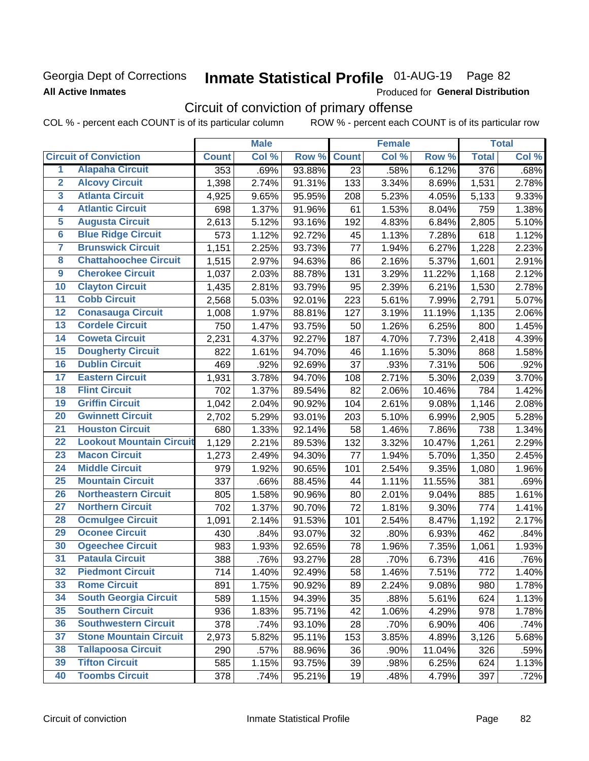Georgia Dept of Corrections **Inmate Statistical Profile** 01-AUG-19

**All Active Inmates**

Produced for **General Distribution**

## Circuit of conviction of primary offense

COL % - percent each COUNT is of its particular column ROW % - percent each COUNT is of its particular row

| | Circuit of Conviction | Male | | | Female | | | Total | |
|---|---|---|---|---|---|---|---|---|---|
| | | Count | Col % | Row % | Count | Col % | Row % | Total | Col % |
| 1 | Alapaha Circuit | 353 | .69% | 93.88% | 23 | .58% | 6.12% | 376 | .68% |
| 2 | Alcovy Circuit | 1,398 | 2.74% | 91.31% | 133 | 3.34% | 8.69% | 1,531 | 2.78% |
| 3 | Atlanta Circuit | 4,925 | 9.65% | 95.95% | 208 | 5.23% | 4.05% | 5,133 | 9.33% |
| 4 | Atlantic Circuit | 698 | 1.37% | 91.96% | 61 | 1.53% | 8.04% | 759 | 1.38% |
| 5 | Augusta Circuit | 2,613 | 5.12% | 93.16% | 192 | 4.83% | 6.84% | 2,805 | 5.10% |
| 6 | Blue Ridge Circuit | 573 | 1.12% | 92.72% | 45 | 1.13% | 7.28% | 618 | 1.12% |
| 7 | Brunswick Circuit | 1,151 | 2.25% | 93.73% | 77 | 1.94% | 6.27% | 1,228 | 2.23% |
| 8 | Chattahoochee Circuit | 1,515 | 2.97% | 94.63% | 86 | 2.16% | 5.37% | 1,601 | 2.91% |
| 9 | Cherokee Circuit | 1,037 | 2.03% | 88.78% | 131 | 3.29% | 11.22% | 1,168 | 2.12% |
| 10 | Clayton Circuit | 1,435 | 2.81% | 93.79% | 95 | 2.39% | 6.21% | 1,530 | 2.78% |
| 11 | Cobb Circuit | 2,568 | 5.03% | 92.01% | 223 | 5.61% | 7.99% | 2,791 | 5.07% |
| 12 | Conasauga Circuit | 1,008 | 1.97% | 88.81% | 127 | 3.19% | 11.19% | 1,135 | 2.06% |
| 13 | Cordele Circuit | 750 | 1.47% | 93.75% | 50 | 1.26% | 6.25% | 800 | 1.45% |
| 14 | Coweta Circuit | 2,231 | 4.37% | 92.27% | 187 | 4.70% | 7.73% | 2,418 | 4.39% |
| 15 | Dougherty Circuit | 822 | 1.61% | 94.70% | 46 | 1.16% | 5.30% | 868 | 1.58% |
| 16 | Dublin Circuit | 469 | .92% | 92.69% | 37 | .93% | 7.31% | 506 | .92% |
| 17 | Eastern Circuit | 1,931 | 3.78% | 94.70% | 108 | 2.71% | 5.30% | 2,039 | 3.70% |
| 18 | Flint Circuit | 702 | 1.37% | 89.54% | 82 | 2.06% | 10.46% | 784 | 1.42% |
| 19 | Griffin Circuit | 1,042 | 2.04% | 90.92% | 104 | 2.61% | 9.08% | 1,146 | 2.08% |
| 20 | Gwinnett Circuit | 2,702 | 5.29% | 93.01% | 203 | 5.10% | 6.99% | 2,905 | 5.28% |
| 21 | Houston Circuit | 680 | 1.33% | 92.14% | 58 | 1.46% | 7.86% | 738 | 1.34% |
| 22 | Lookout Mountain Circuit | 1,129 | 2.21% | 89.53% | 132 | 3.32% | 10.47% | 1,261 | 2.29% |
| 23 | Macon Circuit | 1,273 | 2.49% | 94.30% | 77 | 1.94% | 5.70% | 1,350 | 2.45% |
| 24 | Middle Circuit | 979 | 1.92% | 90.65% | 101 | 2.54% | 9.35% | 1,080 | 1.96% |
| 25 | Mountain Circuit | 337 | .66% | 88.45% | 44 | 1.11% | 11.55% | 381 | .69% |
| 26 | Northeastern Circuit | 805 | 1.58% | 90.96% | 80 | 2.01% | 9.04% | 885 | 1.61% |
| 27 | Northern Circuit | 702 | 1.37% | 90.70% | 72 | 1.81% | 9.30% | 774 | 1.41% |
| 28 | Ocmulgee Circuit | 1,091 | 2.14% | 91.53% | 101 | 2.54% | 8.47% | 1,192 | 2.17% |
| 29 | Oconee Circuit | 430 | .84% | 93.07% | 32 | .80% | 6.93% | 462 | .84% |
| 30 | Ogeechee Circuit | 983 | 1.93% | 92.65% | 78 | 1.96% | 7.35% | 1,061 | 1.93% |
| 31 | Pataula Circuit | 388 | .76% | 93.27% | 28 | .70% | 6.73% | 416 | .76% |
| 32 | Piedmont Circuit | 714 | 1.40% | 92.49% | 58 | 1.46% | 7.51% | 772 | 1.40% |
| 33 | Rome Circuit | 891 | 1.75% | 90.92% | 89 | 2.24% | 9.08% | 980 | 1.78% |
| 34 | South Georgia Circuit | 589 | 1.15% | 94.39% | 35 | .88% | 5.61% | 624 | 1.13% |
| 35 | Southern Circuit | 936 | 1.83% | 95.71% | 42 | 1.06% | 4.29% | 978 | 1.78% |
| 36 | Southwestern Circuit | 378 | .74% | 93.10% | 28 | .70% | 6.90% | 406 | .74% |
| 37 | Stone Mountain Circuit | 2,973 | 5.82% | 95.11% | 153 | 3.85% | 4.89% | 3,126 | 5.68% |
| 38 | Tallapoosa Circuit | 290 | .57% | 88.96% | 36 | .90% | 11.04% | 326 | .59% |
| 39 | Tifton Circuit | 585 | 1.15% | 93.75% | 39 | .98% | 6.25% | 624 | 1.13% |
| 40 | Toombs Circuit | 378 | .74% | 95.21% | 19 | .48% | 4.79% | 397 | .72% |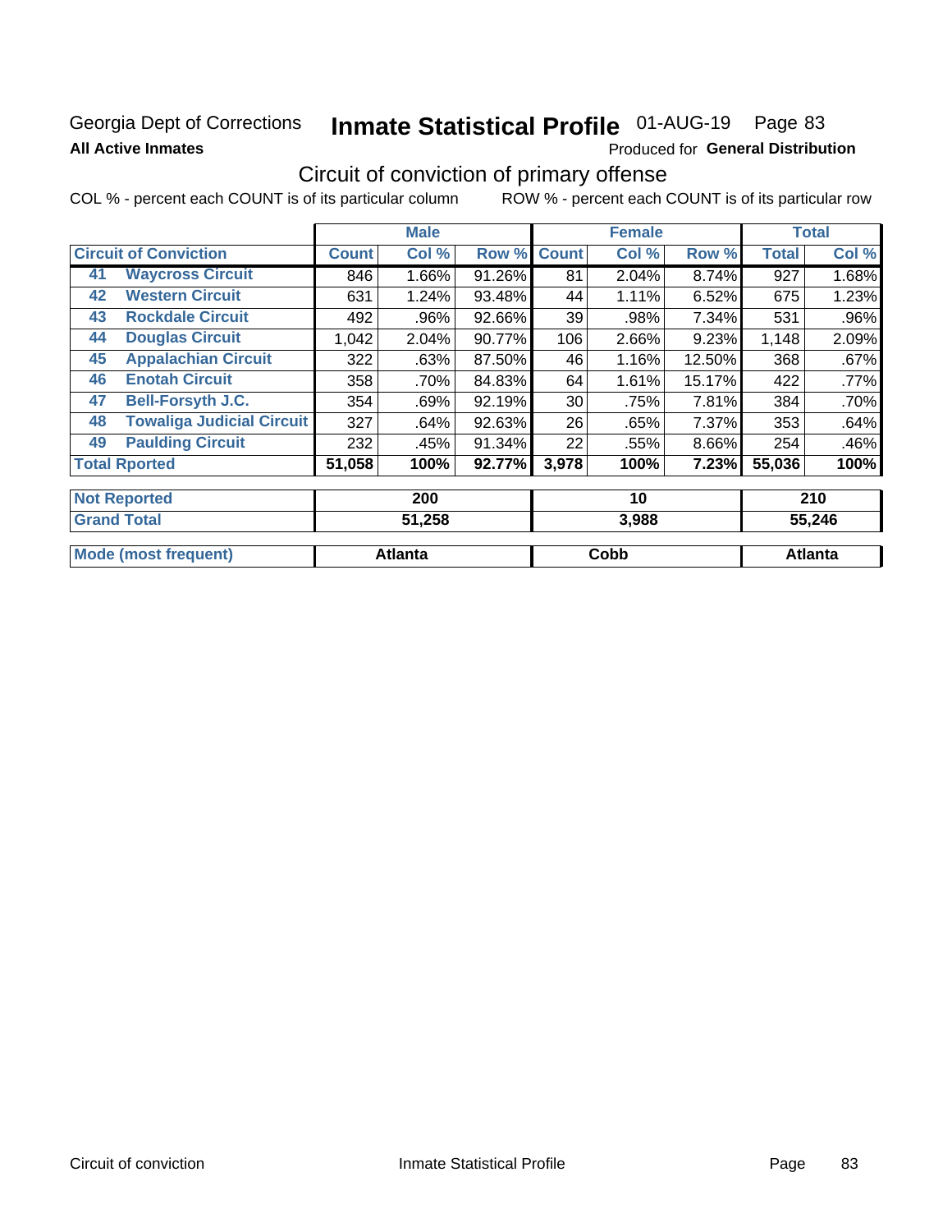Georgia Dept of Corrections **Inmate Statistical Profile** 01-AUG-19 Page 83

**All Active Inmates** Produced for **General Distribution**

## Circuit of conviction of primary offense

COL % - percent each COUNT is of its particular column ROW % - percent each COUNT is of its particular row

| Circuit of Conviction | | Male | | | Female | | | Total | |
|---|---|---|---|---|---|---|---|---|---|
| | | Count | Col % | Row % | Count | Col % | Row % | Total | Col % |
| 41 | Waycross Circuit | 846 | 1.66% | 91.26% | 81 | 2.04% | 8.74% | 927 | 1.68% |
| 42 | Western Circuit | 631 | 1.24% | 93.48% | 44 | 1.11% | 6.52% | 675 | 1.23% |
| 43 | Rockdale Circuit | 492 | .96% | 92.66% | 39 | .98% | 7.34% | 531 | .96% |
| 44 | Douglas Circuit | 1,042 | 2.04% | 90.77% | 106 | 2.66% | 9.23% | 1,148 | 2.09% |
| 45 | Appalachian Circuit | 322 | .63% | 87.50% | 46 | 1.16% | 12.50% | 368 | .67% |
| 46 | Enotah Circuit | 358 | .70% | 84.83% | 64 | 1.61% | 15.17% | 422 | .77% |
| 47 | Bell-Forsyth J.C. | 354 | .69% | 92.19% | 30 | .75% | 7.81% | 384 | .70% |
| 48 | Towaliga Judicial Circuit | 327 | .64% | 92.63% | 26 | .65% | 7.37% | 353 | .64% |
| 49 | Paulding Circuit | 232 | .45% | 91.34% | 22 | .55% | 8.66% | 254 | .46% |
| Total Rported | | 51,058 | 100% | 92.77% | 3,978 | 100% | 7.23% | 55,036 | 100% |

| | Male | Female | Total |
|---|---|---|---|
| Not Reported | 200 | 10 | 210 |
| Grand Total | 51,258 | 3,988 | 55,246 |
| Mode (most frequent) | Atlanta | Cobb | Atlanta |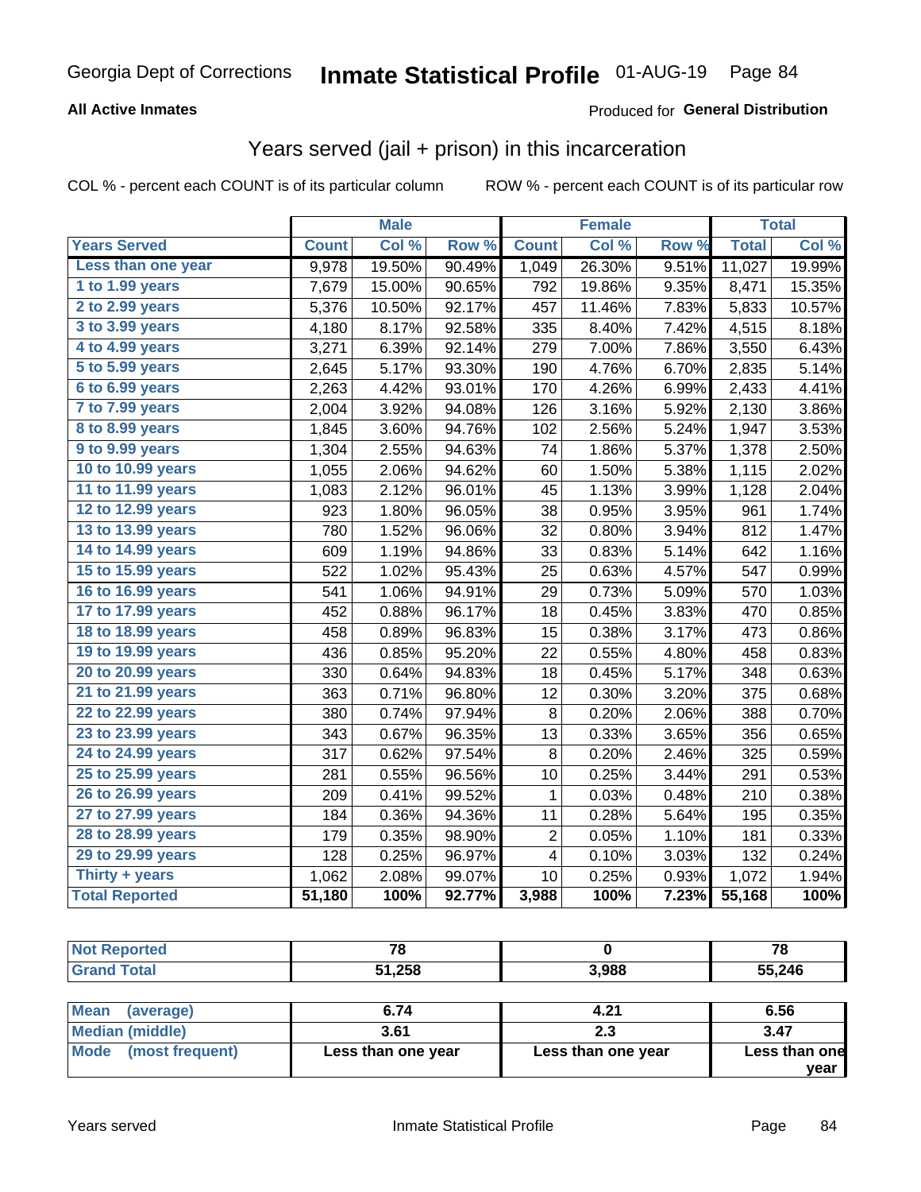Georgia Dept of Corrections **Inmate Statistical Profile** 01-AUG-19

**All Active Inmates**

Produced for **General Distribution**

## Years served (jail + prison) in this incarceration

COL % - percent each COUNT is of its particular column ROW % - percent each COUNT is of its particular row

| | Male | | | Female | | | Total | |
|---|---|---|---|---|---|---|---|---|
| **Years Served** | **Count** | **Col %** | **Row %** | **Count** | **Col %** | **Row %** | **Total** | **Col %** |
| Less than one year | 9,978 | 19.50% | 90.49% | 1,049 | 26.30% | 9.51% | 11,027 | 19.99% |
| 1 to 1.99 years | 7,679 | 15.00% | 90.65% | 792 | 19.86% | 9.35% | 8,471 | 15.35% |
| 2 to 2.99 years | 5,376 | 10.50% | 92.17% | 457 | 11.46% | 7.83% | 5,833 | 10.57% |
| 3 to 3.99 years | 4,180 | 8.17% | 92.58% | 335 | 8.40% | 7.42% | 4,515 | 8.18% |
| 4 to 4.99 years | 3,271 | 6.39% | 92.14% | 279 | 7.00% | 7.86% | 3,550 | 6.43% |
| 5 to 5.99 years | 2,645 | 5.17% | 93.30% | 190 | 4.76% | 6.70% | 2,835 | 5.14% |
| 6 to 6.99 years | 2,263 | 4.42% | 93.01% | 170 | 4.26% | 6.99% | 2,433 | 4.41% |
| 7 to 7.99 years | 2,004 | 3.92% | 94.08% | 126 | 3.16% | 5.92% | 2,130 | 3.86% |
| 8 to 8.99 years | 1,845 | 3.60% | 94.76% | 102 | 2.56% | 5.24% | 1,947 | 3.53% |
| 9 to 9.99 years | 1,304 | 2.55% | 94.63% | 74 | 1.86% | 5.37% | 1,378 | 2.50% |
| 10 to 10.99 years | 1,055 | 2.06% | 94.62% | 60 | 1.50% | 5.38% | 1,115 | 2.02% |
| 11 to 11.99 years | 1,083 | 2.12% | 96.01% | 45 | 1.13% | 3.99% | 1,128 | 2.04% |
| 12 to 12.99 years | 923 | 1.80% | 96.05% | 38 | 0.95% | 3.95% | 961 | 1.74% |
| 13 to 13.99 years | 780 | 1.52% | 96.06% | 32 | 0.80% | 3.94% | 812 | 1.47% |
| 14 to 14.99 years | 609 | 1.19% | 94.86% | 33 | 0.83% | 5.14% | 642 | 1.16% |
| 15 to 15.99 years | 522 | 1.02% | 95.43% | 25 | 0.63% | 4.57% | 547 | 0.99% |
| 16 to 16.99 years | 541 | 1.06% | 94.91% | 29 | 0.73% | 5.09% | 570 | 1.03% |
| 17 to 17.99 years | 452 | 0.88% | 96.17% | 18 | 0.45% | 3.83% | 470 | 0.85% |
| 18 to 18.99 years | 458 | 0.89% | 96.83% | 15 | 0.38% | 3.17% | 473 | 0.86% |
| 19 to 19.99 years | 436 | 0.85% | 95.20% | 22 | 0.55% | 4.80% | 458 | 0.83% |
| 20 to 20.99 years | 330 | 0.64% | 94.83% | 18 | 0.45% | 5.17% | 348 | 0.63% |
| 21 to 21.99 years | 363 | 0.71% | 96.80% | 12 | 0.30% | 3.20% | 375 | 0.68% |
| 22 to 22.99 years | 380 | 0.74% | 97.94% | 8 | 0.20% | 2.06% | 388 | 0.70% |
| 23 to 23.99 years | 343 | 0.67% | 96.35% | 13 | 0.33% | 3.65% | 356 | 0.65% |
| 24 to 24.99 years | 317 | 0.62% | 97.54% | 8 | 0.20% | 2.46% | 325 | 0.59% |
| 25 to 25.99 years | 281 | 0.55% | 96.56% | 10 | 0.25% | 3.44% | 291 | 0.53% |
| 26 to 26.99 years | 209 | 0.41% | 99.52% | 1 | 0.03% | 0.48% | 210 | 0.38% |
| 27 to 27.99 years | 184 | 0.36% | 94.36% | 11 | 0.28% | 5.64% | 195 | 0.35% |
| 28 to 28.99 years | 179 | 0.35% | 98.90% | 2 | 0.05% | 1.10% | 181 | 0.33% |
| 29 to 29.99 years | 128 | 0.25% | 96.97% | 4 | 0.10% | 3.03% | 132 | 0.24% |
| Thirty + years | 1,062 | 2.08% | 99.07% | 10 | 0.25% | 0.93% | 1,072 | 1.94% |
| **Total Reported** | **51,180** | **100%** | **92.77%** | **3,988** | **100%** | **7.23%** | **55,168** | **100%** |

| | Male | Female | Total |
|---|---|---|---|
| Not Reported | **78** | **0** | **78** |
| Grand Total | **51,258** | **3,988** | **55,246** |

| | Male | Female | Total |
|---|---|---|---|
| Mean (average) | **6.74** | **4.21** | **6.56** |
| Median (middle) | **3.61** | **2.3** | **3.47** |
| Mode (most frequent) | **Less than one year** | **Less than one year** | **Less than one year** |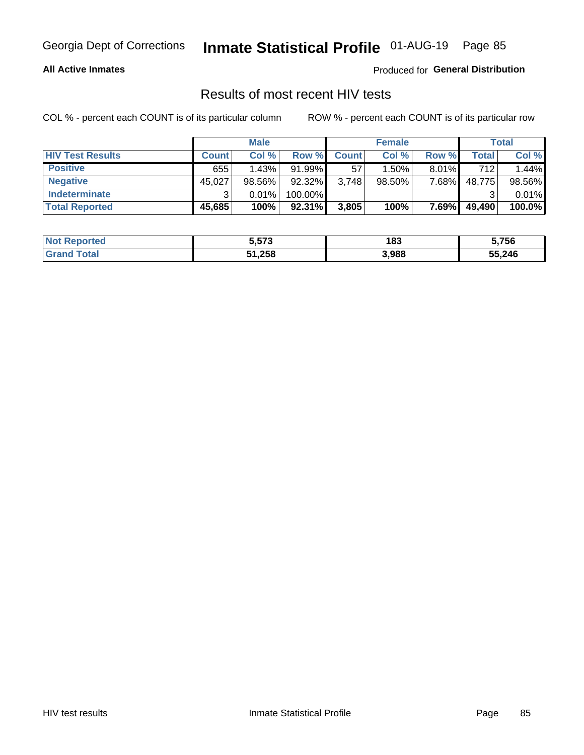Georgia Dept of Corrections **Inmate Statistical Profile** 01-AUG-19

**All Active Inmates**

Produced for **General Distribution**

## Results of most recent HIV tests

COL % - percent each COUNT is of its particular column    ROW % - percent each COUNT is of its particular row

| | Male | | | Female | | | Total | |
|---|---|---|---|---|---|---|---|---|
| **HIV Test Results** | **Count** | **Col %** | **Row %** | **Count** | **Col %** | **Row %** | **Total** | **Col %** |
| **Positive** | 655 | 1.43% | 91.99% | 57 | 1.50% | 8.01% | 712 | 1.44% |
| **Negative** | 45,027 | 98.56% | 92.32% | 3,748 | 98.50% | 7.68% | 48,775 | 98.56% |
| **Indeterminate** | 3 | 0.01% | 100.00% | | | | 3 | 0.01% |
| **Total Reported** | **45,685** | **100%** | **92.31%** | **3,805** | **100%** | **7.69%** | **49,490** | **100.0%** |

| | Male | Female | Total |
|---|---|---|---|
| **Not Reported** | **5,573** | **183** | **5,756** |
| **Grand Total** | **51,258** | **3,988** | **55,246** |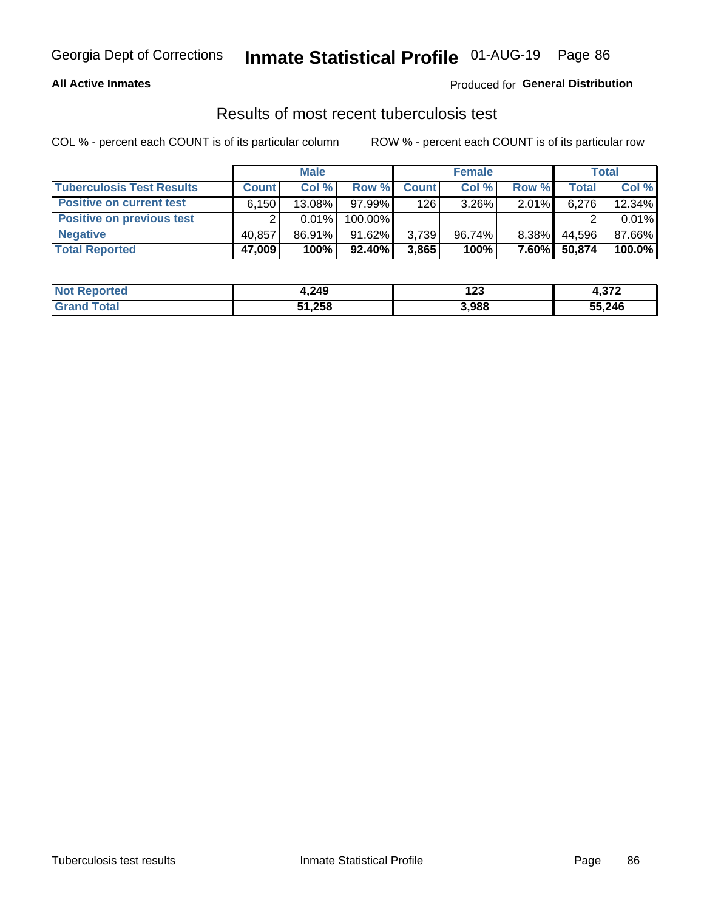Georgia Dept of Corrections **Inmate Statistical Profile** 01-AUG-19

**All Active Inmates**

Produced for **General Distribution**

## Results of most recent tuberculosis test

COL % - percent each COUNT is of its particular column        ROW % - percent each COUNT is of its particular row

| | Male | | | Female | | | Total | |
|---|---|---|---|---|---|---|---|---|
| **Tuberculosis Test Results** | **Count** | **Col %** | **Row %** | **Count** | **Col %** | **Row %** | **Total** | **Col %** |
| **Positive on current test** | 6,150 | 13.08% | 97.99% | 126 | 3.26% | 2.01% | 6,276 | 12.34% |
| **Positive on previous test** | 2 | 0.01% | 100.00% | | | | 2 | 0.01% |
| **Negative** | 40,857 | 86.91% | 91.62% | 3,739 | 96.74% | 8.38% | 44,596 | 87.66% |
| **Total Reported** | **47,009** | **100%** | **92.40%** | **3,865** | **100%** | **7.60%** | **50,874** | **100.0%** |

| | Male | Female | Total |
|---|---|---|---|
| **Not Reported** | **4,249** | **123** | **4,372** |
| **Grand Total** | **51,258** | **3,988** | **55,246** |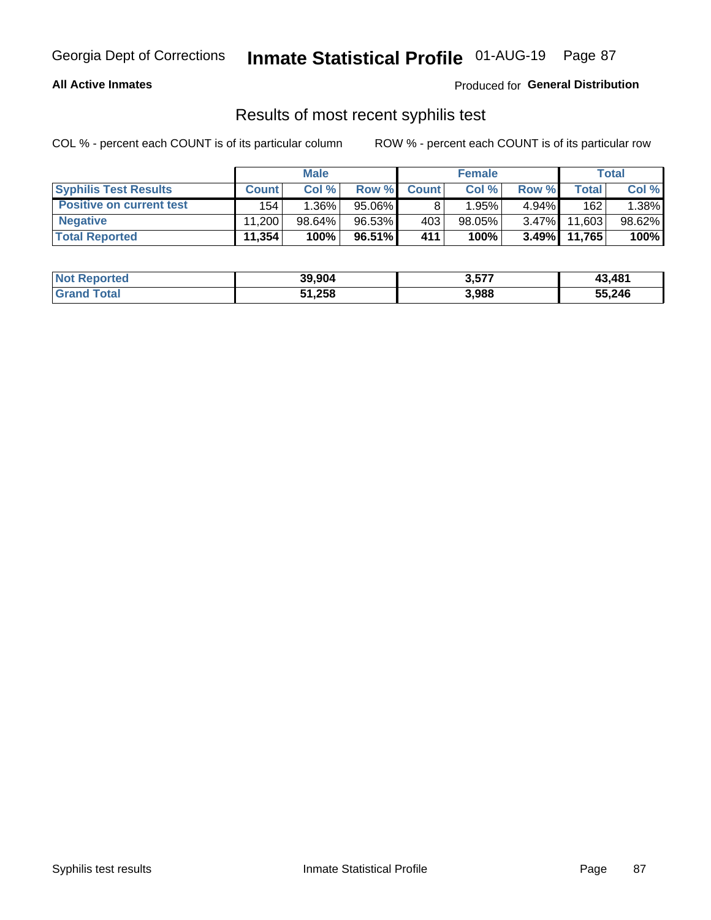Georgia Dept of Corrections **Inmate Statistical Profile** 01-AUG-19

**All Active Inmates**

Produced for **General Distribution**

## Results of most recent syphilis test

COL % - percent each COUNT is of its particular column    ROW % - percent each COUNT is of its particular row

| | Male | | | Female | | | Total | |
|---|---|---|---|---|---|---|---|---|
| **Syphilis Test Results** | **Count** | **Col %** | **Row %** | **Count** | **Col %** | **Row %** | **Total** | **Col %** |
| **Positive on current test** | 154 | 1.36% | 95.06% | 8 | 1.95% | 4.94% | 162 | 1.38% |
| **Negative** | 11,200 | 98.64% | 96.53% | 403 | 98.05% | 3.47% | 11,603 | 98.62% |
| **Total Reported** | **11,354** | **100%** | **96.51%** | **411** | **100%** | **3.49%** | **11,765** | **100%** |

| | Male | Female | Total |
|---|---|---|---|
| **Not Reported** | **39,904** | **3,577** | **43,481** |
| **Grand Total** | **51,258** | **3,988** | **55,246** |

Syphilis test results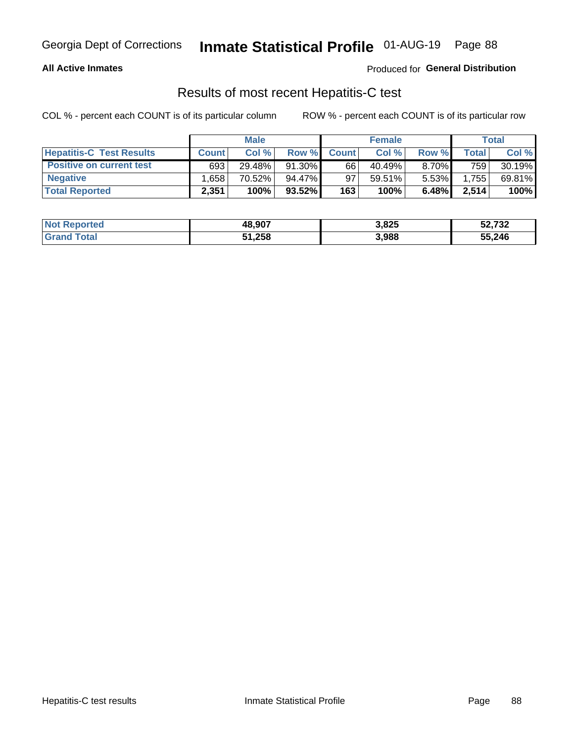## All Active Inmates

Produced for **General Distribution**

# Results of most recent Hepatitis-C test

COL % - percent each COUNT is of its particular column        ROW % - percent each COUNT is of its particular row

| | Male | | | Female | | | Total | |
|---|---|---|---|---|---|---|---|---|
| **Hepatitis-C Test Results** | **Count** | **Col %** | **Row %** | **Count** | **Col %** | **Row %** | **Total** | **Col %** |
| **Positive on current test** | 693 | 29.48% | 91.30% | 66 | 40.49% | 8.70% | 759 | 30.19% |
| **Negative** | 1,658 | 70.52% | 94.47% | 97 | 59.51% | 5.53% | 1,755 | 69.81% |
| **Total Reported** | **2,351** | **100%** | **93.52%** | **163** | **100%** | **6.48%** | **2,514** | **100%** |

| | Male | Female | Total |
|---|---|---|---|
| **Not Reported** | **48,907** | **3,825** | **52,732** |
| **Grand Total** | **51,258** | **3,988** | **55,246** |